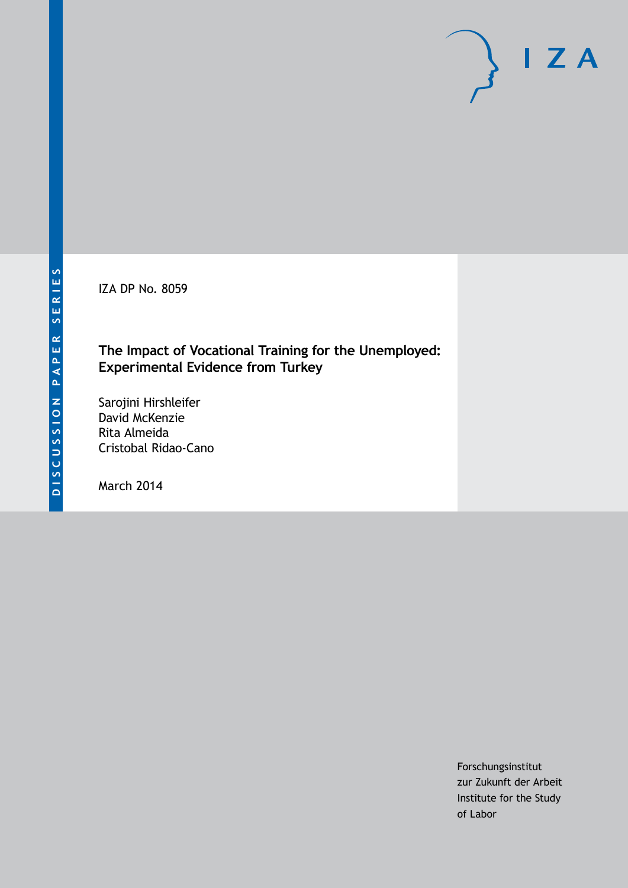DISCUSSION PAPER SERIES

IZA

IZA DP No. 8059

# The Impact of Vocational Training for the Unemployed: Experimental Evidence from Turkey

Sarojini Hirshleifer
David McKenzie
Rita Almeida
Cristobal Ridao-Cano

March 2014

Forschungsinstitut
zur Zukunft der Arbeit
Institute for the Study
of Labor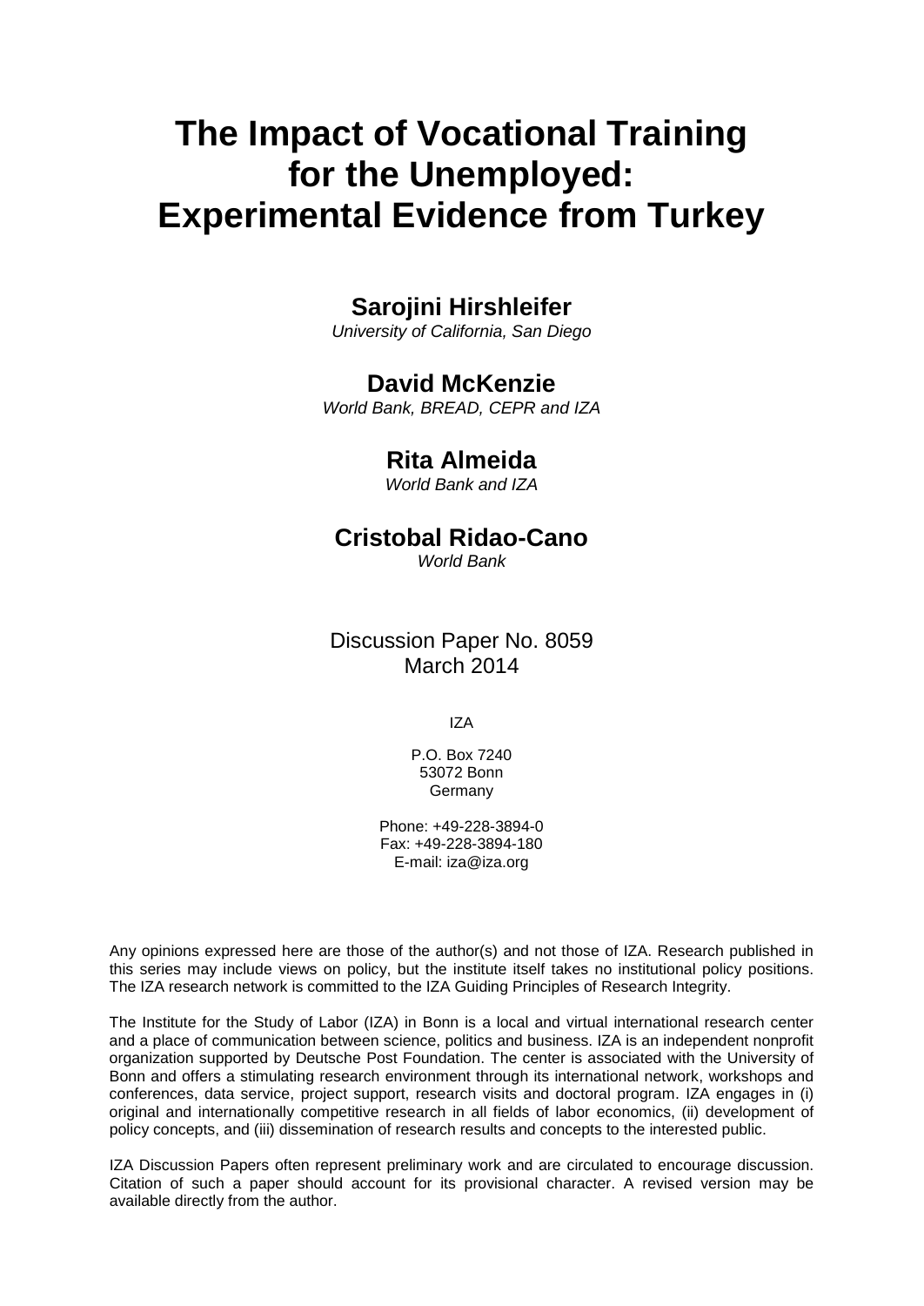# The Impact of Vocational Training for the Unemployed: Experimental Evidence from Turkey

**Sarojini Hirshleifer**
*University of California, San Diego*

**David McKenzie**
*World Bank, BREAD, CEPR and IZA*

**Rita Almeida**
*World Bank and IZA*

**Cristobal Ridao-Cano**
*World Bank*

Discussion Paper No. 8059
March 2014

IZA

P.O. Box 7240
53072 Bonn
Germany

Phone: +49-228-3894-0
Fax: +49-228-3894-180
E-mail: iza@iza.org

Any opinions expressed here are those of the author(s) and not those of IZA. Research published in this series may include views on policy, but the institute itself takes no institutional policy positions. The IZA research network is committed to the IZA Guiding Principles of Research Integrity.

The Institute for the Study of Labor (IZA) in Bonn is a local and virtual international research center and a place of communication between science, politics and business. IZA is an independent nonprofit organization supported by Deutsche Post Foundation. The center is associated with the University of Bonn and offers a stimulating research environment through its international network, workshops and conferences, data service, project support, research visits and doctoral program. IZA engages in (i) original and internationally competitive research in all fields of labor economics, (ii) development of policy concepts, and (iii) dissemination of research results and concepts to the interested public.

IZA Discussion Papers often represent preliminary work and are circulated to encourage discussion. Citation of such a paper should account for its provisional character. A revised version may be available directly from the author.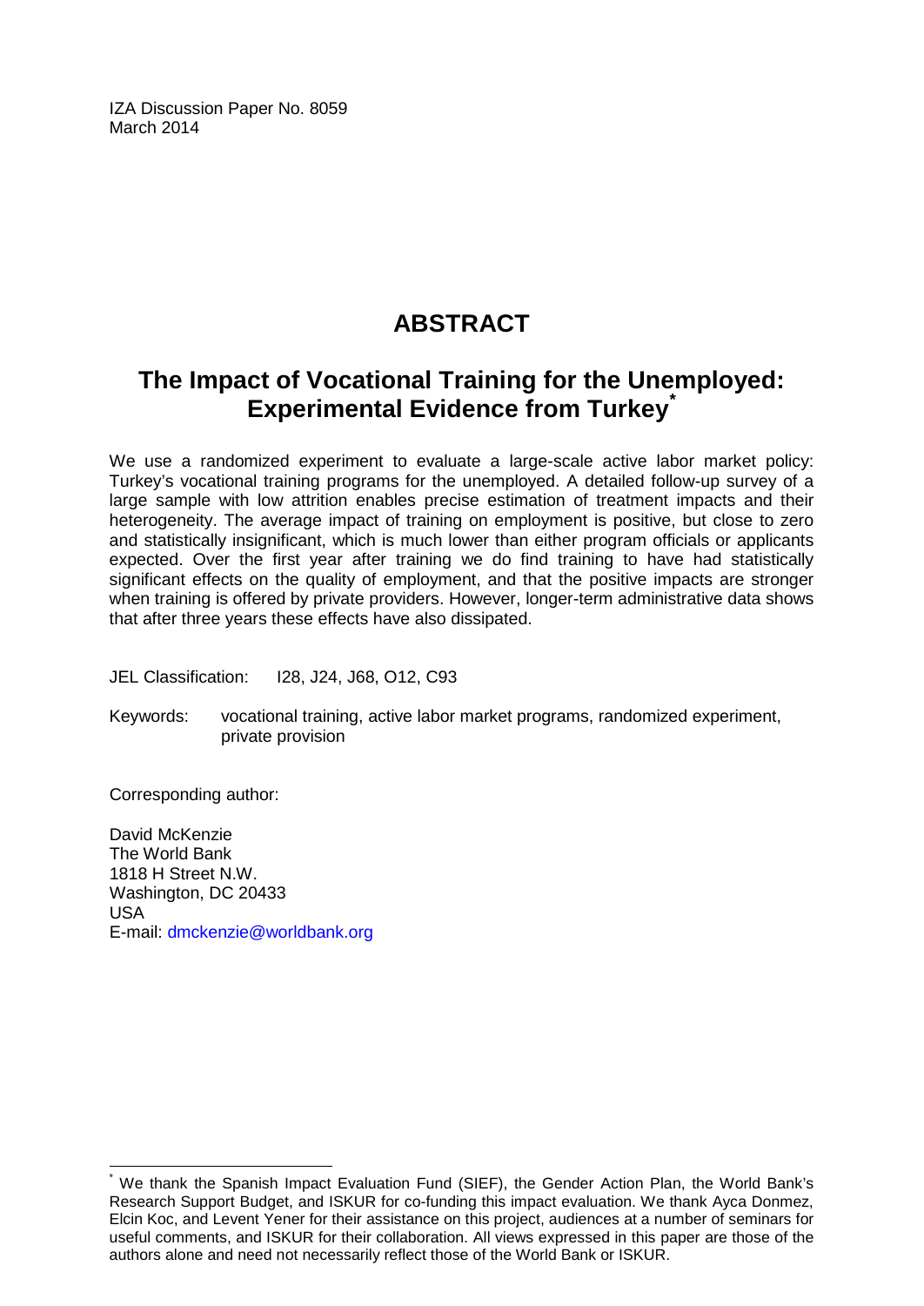IZA Discussion Paper No. 8059
March 2014

# ABSTRACT

## The Impact of Vocational Training for the Unemployed: Experimental Evidence from Turkey[*]

We use a randomized experiment to evaluate a large-scale active labor market policy: Turkey's vocational training programs for the unemployed. A detailed follow-up survey of a large sample with low attrition enables precise estimation of treatment impacts and their heterogeneity. The average impact of training on employment is positive, but close to zero and statistically insignificant, which is much lower than either program officials or applicants expected. Over the first year after training we do find training to have had statistically significant effects on the quality of employment, and that the positive impacts are stronger when training is offered by private providers. However, longer-term administrative data shows that after three years these effects have also dissipated.

JEL Classification: I28, J24, J68, O12, C93

Keywords: vocational training, active labor market programs, randomized experiment, private provision

Corresponding author:

David McKenzie
The World Bank
1818 H Street N.W.
Washington, DC 20433
USA
E-mail: dmckenzie@worldbank.org

[*] We thank the Spanish Impact Evaluation Fund (SIEF), the Gender Action Plan, the World Bank's Research Support Budget, and ISKUR for co-funding this impact evaluation. We thank Ayca Donmez, Elcin Koc, and Levent Yener for their assistance on this project, audiences at a number of seminars for useful comments, and ISKUR for their collaboration. All views expressed in this paper are those of the authors alone and need not necessarily reflect those of the World Bank or ISKUR.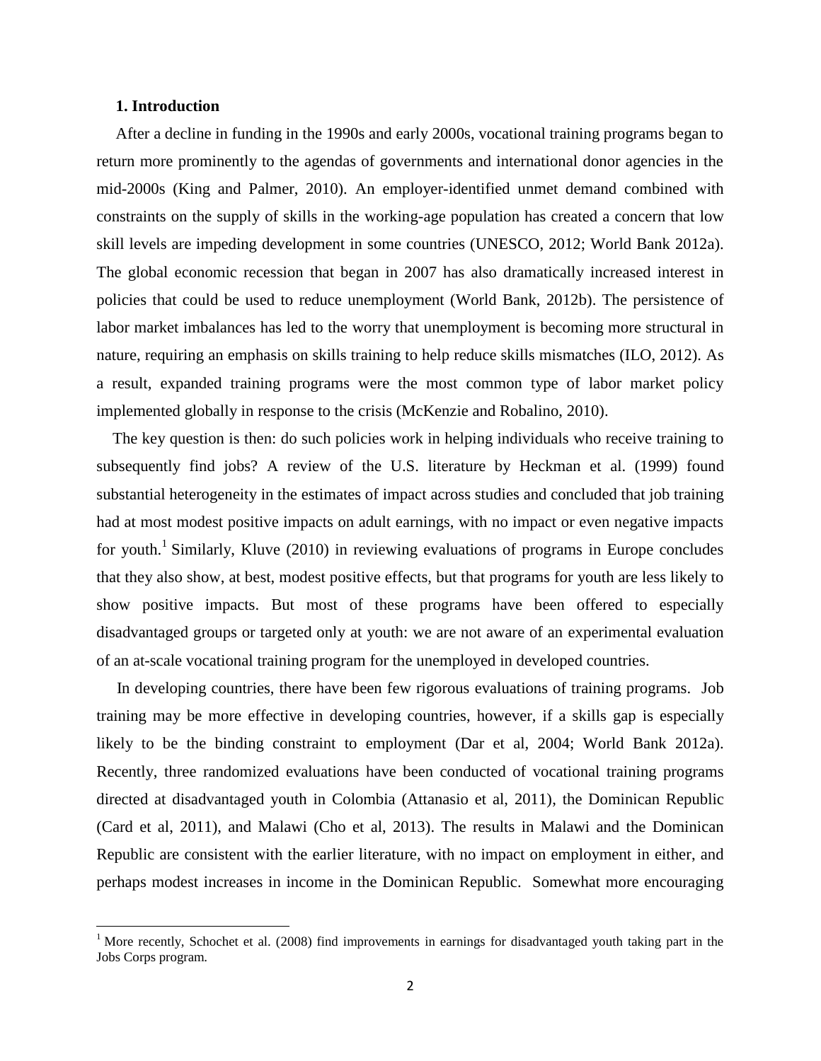## 1. Introduction

After a decline in funding in the 1990s and early 2000s, vocational training programs began to return more prominently to the agendas of governments and international donor agencies in the mid-2000s (King and Palmer, 2010). An employer-identified unmet demand combined with constraints on the supply of skills in the working-age population has created a concern that low skill levels are impeding development in some countries (UNESCO, 2012; World Bank 2012a). The global economic recession that began in 2007 has also dramatically increased interest in policies that could be used to reduce unemployment (World Bank, 2012b). The persistence of labor market imbalances has led to the worry that unemployment is becoming more structural in nature, requiring an emphasis on skills training to help reduce skills mismatches (ILO, 2012). As a result, expanded training programs were the most common type of labor market policy implemented globally in response to the crisis (McKenzie and Robalino, 2010).

The key question is then: do such policies work in helping individuals who receive training to subsequently find jobs? A review of the U.S. literature by Heckman et al. (1999) found substantial heterogeneity in the estimates of impact across studies and concluded that job training had at most modest positive impacts on adult earnings, with no impact or even negative impacts for youth.[1] Similarly, Kluve (2010) in reviewing evaluations of programs in Europe concludes that they also show, at best, modest positive effects, but that programs for youth are less likely to show positive impacts. But most of these programs have been offered to especially disadvantaged groups or targeted only at youth: we are not aware of an experimental evaluation of an at-scale vocational training program for the unemployed in developed countries.

In developing countries, there have been few rigorous evaluations of training programs. Job training may be more effective in developing countries, however, if a skills gap is especially likely to be the binding constraint to employment (Dar et al, 2004; World Bank 2012a). Recently, three randomized evaluations have been conducted of vocational training programs directed at disadvantaged youth in Colombia (Attanasio et al, 2011), the Dominican Republic (Card et al, 2011), and Malawi (Cho et al, 2013). The results in Malawi and the Dominican Republic are consistent with the earlier literature, with no impact on employment in either, and perhaps modest increases in income in the Dominican Republic. Somewhat more encouraging

[1] More recently, Schochet et al. (2008) find improvements in earnings for disadvantaged youth taking part in the Jobs Corps program.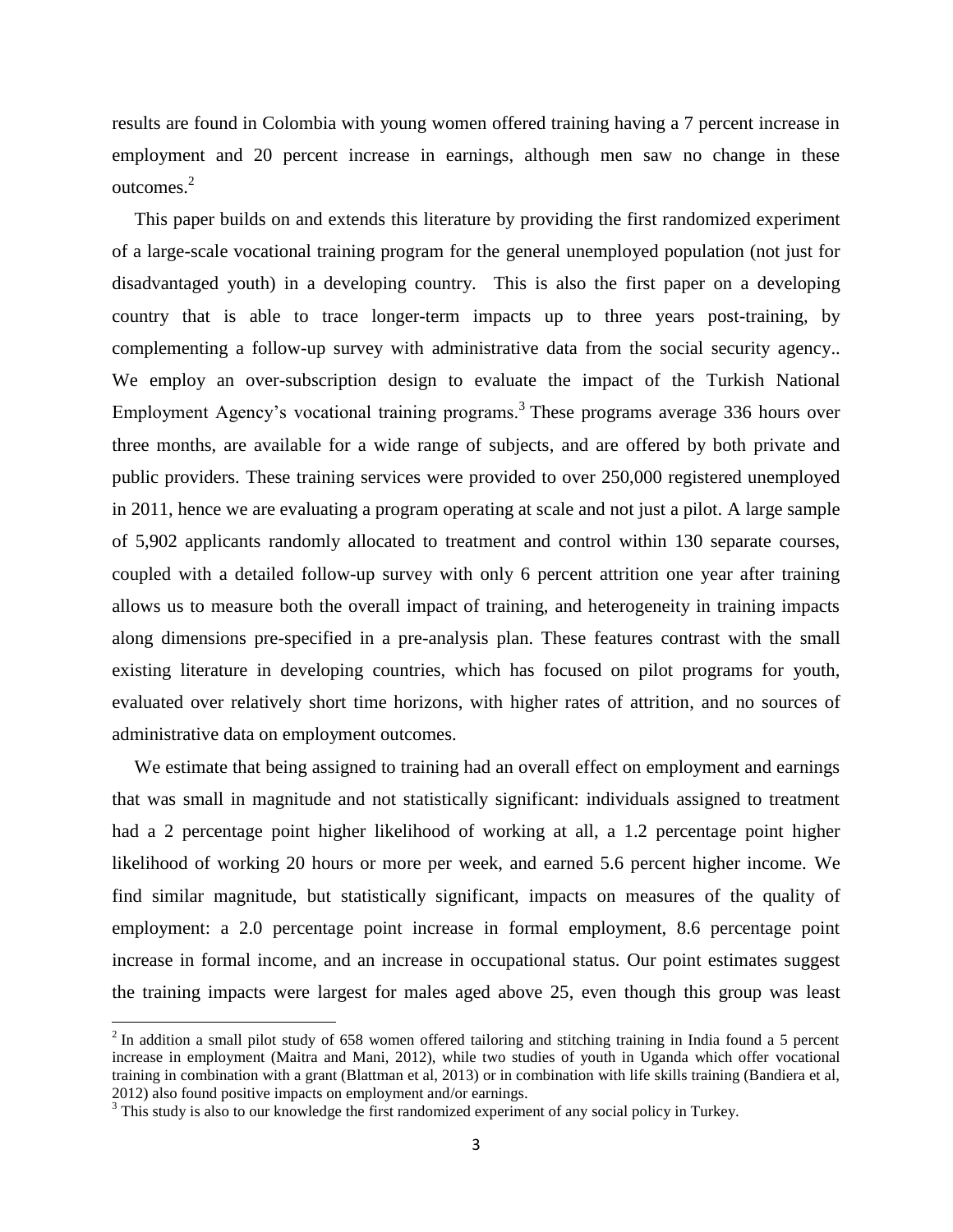results are found in Colombia with young women offered training having a 7 percent increase in employment and 20 percent increase in earnings, although men saw no change in these outcomes.[2]

This paper builds on and extends this literature by providing the first randomized experiment of a large-scale vocational training program for the general unemployed population (not just for disadvantaged youth) in a developing country. This is also the first paper on a developing country that is able to trace longer-term impacts up to three years post-training, by complementing a follow-up survey with administrative data from the social security agency.. We employ an over-subscription design to evaluate the impact of the Turkish National Employment Agency's vocational training programs.[3] These programs average 336 hours over three months, are available for a wide range of subjects, and are offered by both private and public providers. These training services were provided to over 250,000 registered unemployed in 2011, hence we are evaluating a program operating at scale and not just a pilot. A large sample of 5,902 applicants randomly allocated to treatment and control within 130 separate courses, coupled with a detailed follow-up survey with only 6 percent attrition one year after training allows us to measure both the overall impact of training, and heterogeneity in training impacts along dimensions pre-specified in a pre-analysis plan. These features contrast with the small existing literature in developing countries, which has focused on pilot programs for youth, evaluated over relatively short time horizons, with higher rates of attrition, and no sources of administrative data on employment outcomes.

We estimate that being assigned to training had an overall effect on employment and earnings that was small in magnitude and not statistically significant: individuals assigned to treatment had a 2 percentage point higher likelihood of working at all, a 1.2 percentage point higher likelihood of working 20 hours or more per week, and earned 5.6 percent higher income. We find similar magnitude, but statistically significant, impacts on measures of the quality of employment: a 2.0 percentage point increase in formal employment, 8.6 percentage point increase in formal income, and an increase in occupational status. Our point estimates suggest the training impacts were largest for males aged above 25, even though this group was least

[2] In addition a small pilot study of 658 women offered tailoring and stitching training in India found a 5 percent increase in employment (Maitra and Mani, 2012), while two studies of youth in Uganda which offer vocational training in combination with a grant (Blattman et al, 2013) or in combination with life skills training (Bandiera et al, 2012) also found positive impacts on employment and/or earnings.

[3] This study is also to our knowledge the first randomized experiment of any social policy in Turkey.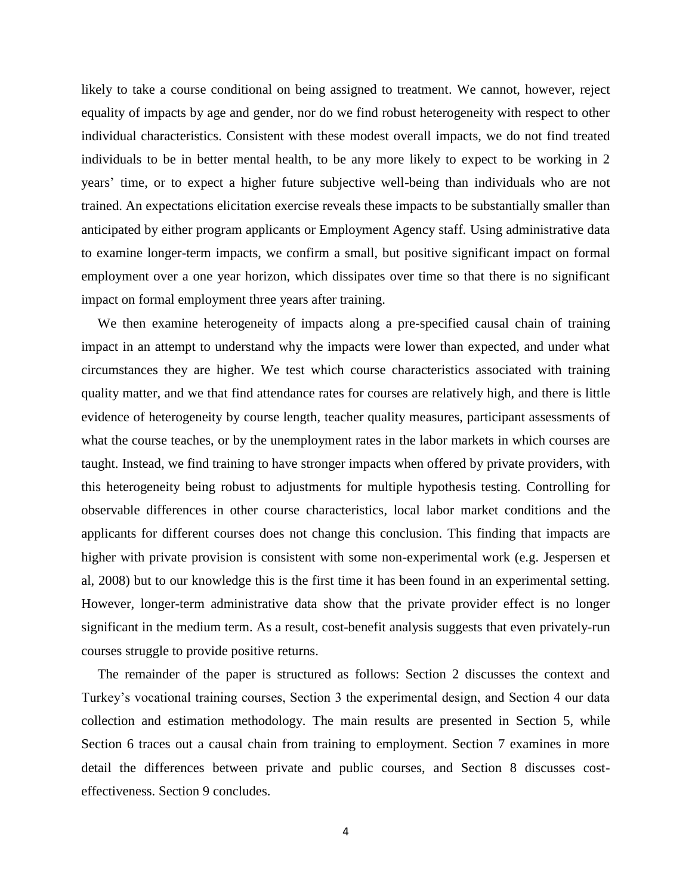likely to take a course conditional on being assigned to treatment. We cannot, however, reject equality of impacts by age and gender, nor do we find robust heterogeneity with respect to other individual characteristics. Consistent with these modest overall impacts, we do not find treated individuals to be in better mental health, to be any more likely to expect to be working in 2 years' time, or to expect a higher future subjective well-being than individuals who are not trained. An expectations elicitation exercise reveals these impacts to be substantially smaller than anticipated by either program applicants or Employment Agency staff. Using administrative data to examine longer-term impacts, we confirm a small, but positive significant impact on formal employment over a one year horizon, which dissipates over time so that there is no significant impact on formal employment three years after training.

We then examine heterogeneity of impacts along a pre-specified causal chain of training impact in an attempt to understand why the impacts were lower than expected, and under what circumstances they are higher. We test which course characteristics associated with training quality matter, and we that find attendance rates for courses are relatively high, and there is little evidence of heterogeneity by course length, teacher quality measures, participant assessments of what the course teaches, or by the unemployment rates in the labor markets in which courses are taught. Instead, we find training to have stronger impacts when offered by private providers, with this heterogeneity being robust to adjustments for multiple hypothesis testing. Controlling for observable differences in other course characteristics, local labor market conditions and the applicants for different courses does not change this conclusion. This finding that impacts are higher with private provision is consistent with some non-experimental work (e.g. Jespersen et al, 2008) but to our knowledge this is the first time it has been found in an experimental setting. However, longer-term administrative data show that the private provider effect is no longer significant in the medium term. As a result, cost-benefit analysis suggests that even privately-run courses struggle to provide positive returns.

The remainder of the paper is structured as follows: Section 2 discusses the context and Turkey's vocational training courses, Section 3 the experimental design, and Section 4 our data collection and estimation methodology. The main results are presented in Section 5, while Section 6 traces out a causal chain from training to employment. Section 7 examines in more detail the differences between private and public courses, and Section 8 discusses cost-effectiveness. Section 9 concludes.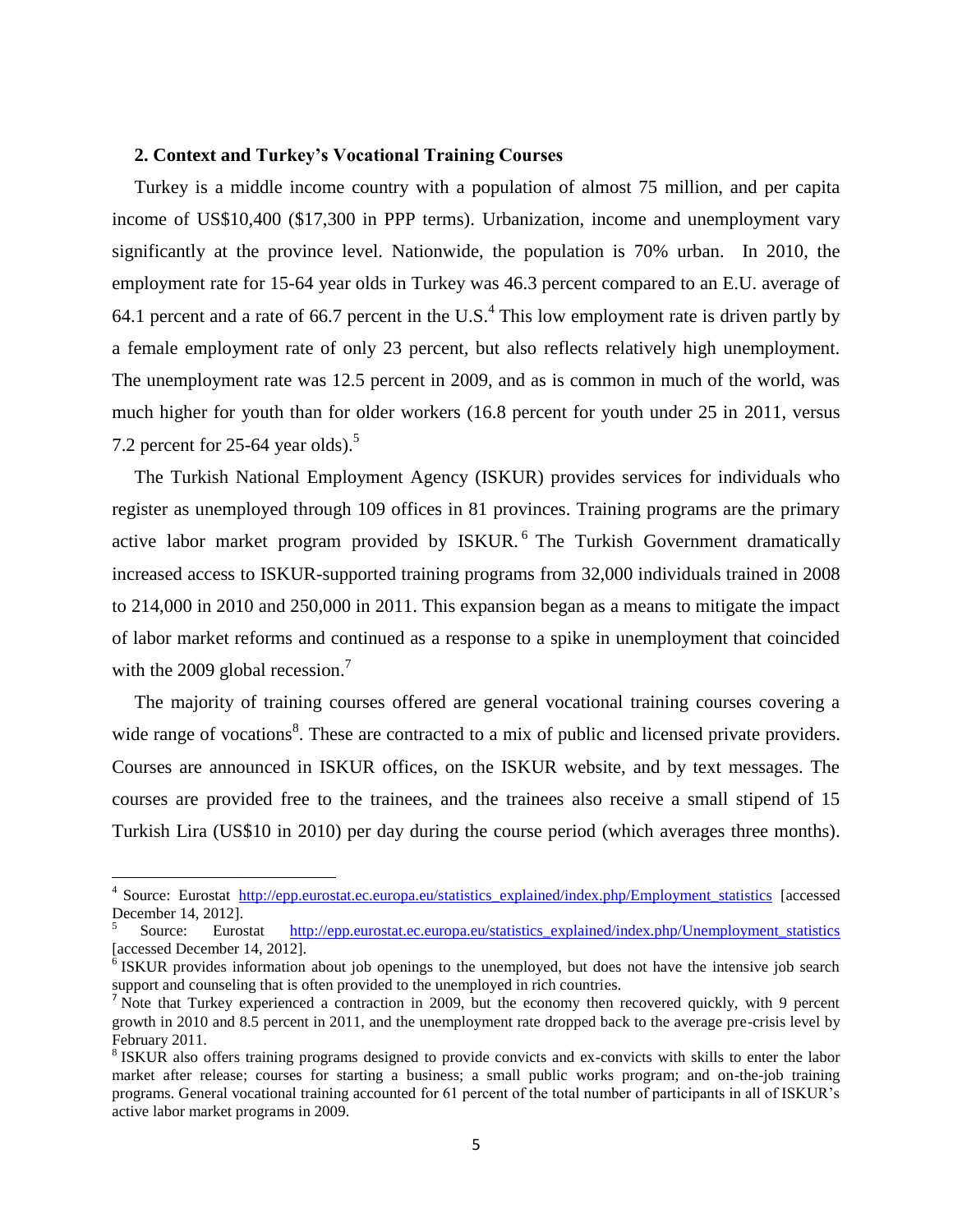## 2. Context and Turkey's Vocational Training Courses

Turkey is a middle income country with a population of almost 75 million, and per capita income of US$10,400 ($17,300 in PPP terms). Urbanization, income and unemployment vary significantly at the province level. Nationwide, the population is 70% urban. In 2010, the employment rate for 15-64 year olds in Turkey was 46.3 percent compared to an E.U. average of 64.1 percent and a rate of 66.7 percent in the U.S.[4] This low employment rate is driven partly by a female employment rate of only 23 percent, but also reflects relatively high unemployment. The unemployment rate was 12.5 percent in 2009, and as is common in much of the world, was much higher for youth than for older workers (16.8 percent for youth under 25 in 2011, versus 7.2 percent for 25-64 year olds).[5]

The Turkish National Employment Agency (ISKUR) provides services for individuals who register as unemployed through 109 offices in 81 provinces. Training programs are the primary active labor market program provided by ISKUR.[6] The Turkish Government dramatically increased access to ISKUR-supported training programs from 32,000 individuals trained in 2008 to 214,000 in 2010 and 250,000 in 2011. This expansion began as a means to mitigate the impact of labor market reforms and continued as a response to a spike in unemployment that coincided with the 2009 global recession.[7]

The majority of training courses offered are general vocational training courses covering a wide range of vocations[8]. These are contracted to a mix of public and licensed private providers. Courses are announced in ISKUR offices, on the ISKUR website, and by text messages. The courses are provided free to the trainees, and the trainees also receive a small stipend of 15 Turkish Lira (US$10 in 2010) per day during the course period (which averages three months).

---

[4] Source: Eurostat http://epp.eurostat.ec.europa.eu/statistics_explained/index.php/Employment_statistics [accessed December 14, 2012].

[5] Source: Eurostat http://epp.eurostat.ec.europa.eu/statistics_explained/index.php/Unemployment_statistics [accessed December 14, 2012].

[6] ISKUR provides information about job openings to the unemployed, but does not have the intensive job search support and counseling that is often provided to the unemployed in rich countries.

[7] Note that Turkey experienced a contraction in 2009, but the economy then recovered quickly, with 9 percent growth in 2010 and 8.5 percent in 2011, and the unemployment rate dropped back to the average pre-crisis level by February 2011.

[8] ISKUR also offers training programs designed to provide convicts and ex-convicts with skills to enter the labor market after release; courses for starting a business; a small public works program; and on-the-job training programs. General vocational training accounted for 61 percent of the total number of participants in all of ISKUR's active labor market programs in 2009.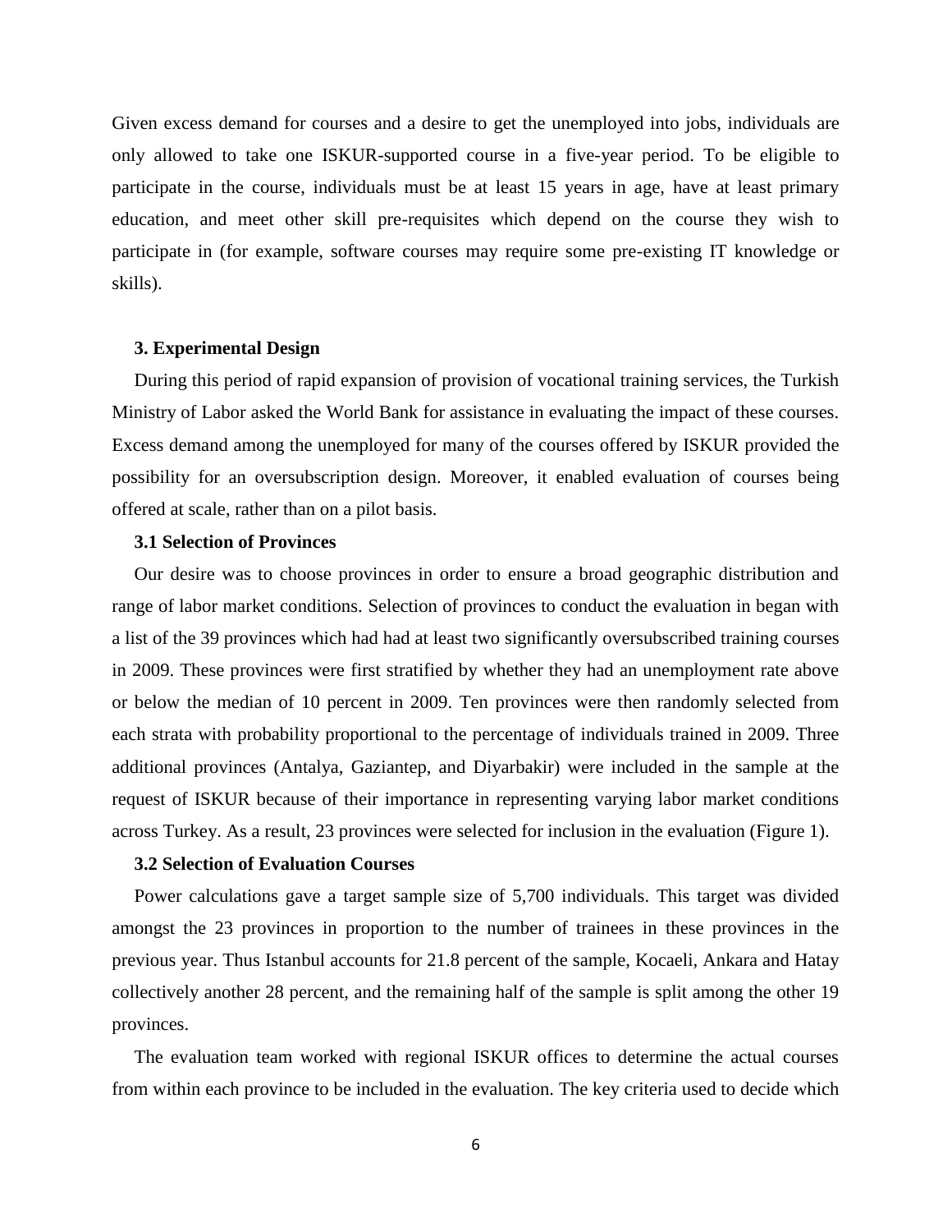Given excess demand for courses and a desire to get the unemployed into jobs, individuals are only allowed to take one ISKUR-supported course in a five-year period. To be eligible to participate in the course, individuals must be at least 15 years in age, have at least primary education, and meet other skill pre-requisites which depend on the course they wish to participate in (for example, software courses may require some pre-existing IT knowledge or skills).

## 3. Experimental Design

During this period of rapid expansion of provision of vocational training services, the Turkish Ministry of Labor asked the World Bank for assistance in evaluating the impact of these courses. Excess demand among the unemployed for many of the courses offered by ISKUR provided the possibility for an oversubscription design. Moreover, it enabled evaluation of courses being offered at scale, rather than on a pilot basis.

### 3.1 Selection of Provinces

Our desire was to choose provinces in order to ensure a broad geographic distribution and range of labor market conditions. Selection of provinces to conduct the evaluation in began with a list of the 39 provinces which had had at least two significantly oversubscribed training courses in 2009. These provinces were first stratified by whether they had an unemployment rate above or below the median of 10 percent in 2009. Ten provinces were then randomly selected from each strata with probability proportional to the percentage of individuals trained in 2009. Three additional provinces (Antalya, Gaziantep, and Diyarbakir) were included in the sample at the request of ISKUR because of their importance in representing varying labor market conditions across Turkey. As a result, 23 provinces were selected for inclusion in the evaluation (Figure 1).

### 3.2 Selection of Evaluation Courses

Power calculations gave a target sample size of 5,700 individuals. This target was divided amongst the 23 provinces in proportion to the number of trainees in these provinces in the previous year. Thus Istanbul accounts for 21.8 percent of the sample, Kocaeli, Ankara and Hatay collectively another 28 percent, and the remaining half of the sample is split among the other 19 provinces.

The evaluation team worked with regional ISKUR offices to determine the actual courses from within each province to be included in the evaluation. The key criteria used to decide which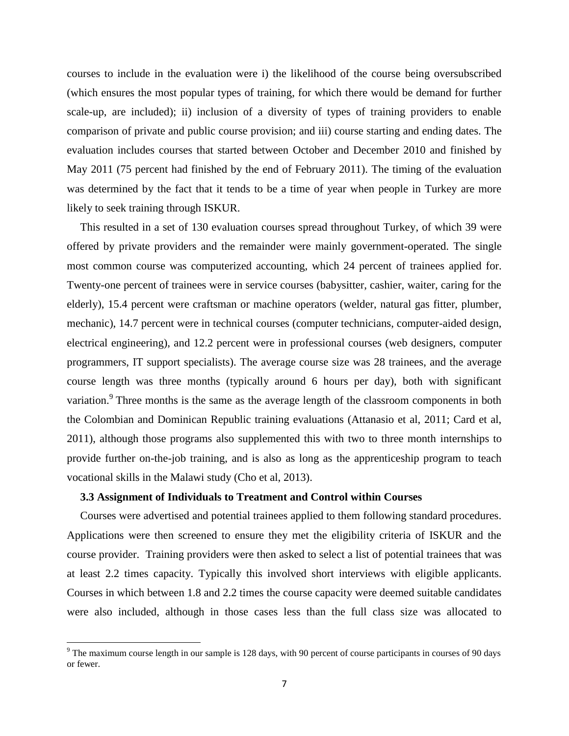courses to include in the evaluation were i) the likelihood of the course being oversubscribed (which ensures the most popular types of training, for which there would be demand for further scale-up, are included); ii) inclusion of a diversity of types of training providers to enable comparison of private and public course provision; and iii) course starting and ending dates. The evaluation includes courses that started between October and December 2010 and finished by May 2011 (75 percent had finished by the end of February 2011). The timing of the evaluation was determined by the fact that it tends to be a time of year when people in Turkey are more likely to seek training through ISKUR.

This resulted in a set of 130 evaluation courses spread throughout Turkey, of which 39 were offered by private providers and the remainder were mainly government-operated. The single most common course was computerized accounting, which 24 percent of trainees applied for. Twenty-one percent of trainees were in service courses (babysitter, cashier, waiter, caring for the elderly), 15.4 percent were craftsman or machine operators (welder, natural gas fitter, plumber, mechanic), 14.7 percent were in technical courses (computer technicians, computer-aided design, electrical engineering), and 12.2 percent were in professional courses (web designers, computer programmers, IT support specialists). The average course size was 28 trainees, and the average course length was three months (typically around 6 hours per day), both with significant variation.[9] Three months is the same as the average length of the classroom components in both the Colombian and Dominican Republic training evaluations (Attanasio et al, 2011; Card et al, 2011), although those programs also supplemented this with two to three month internships to provide further on-the-job training, and is also as long as the apprenticeship program to teach vocational skills in the Malawi study (Cho et al, 2013).

### 3.3 Assignment of Individuals to Treatment and Control within Courses

Courses were advertised and potential trainees applied to them following standard procedures. Applications were then screened to ensure they met the eligibility criteria of ISKUR and the course provider. Training providers were then asked to select a list of potential trainees that was at least 2.2 times capacity. Typically this involved short interviews with eligible applicants. Courses in which between 1.8 and 2.2 times the course capacity were deemed suitable candidates were also included, although in those cases less than the full class size was allocated to

[9] The maximum course length in our sample is 128 days, with 90 percent of course participants in courses of 90 days or fewer.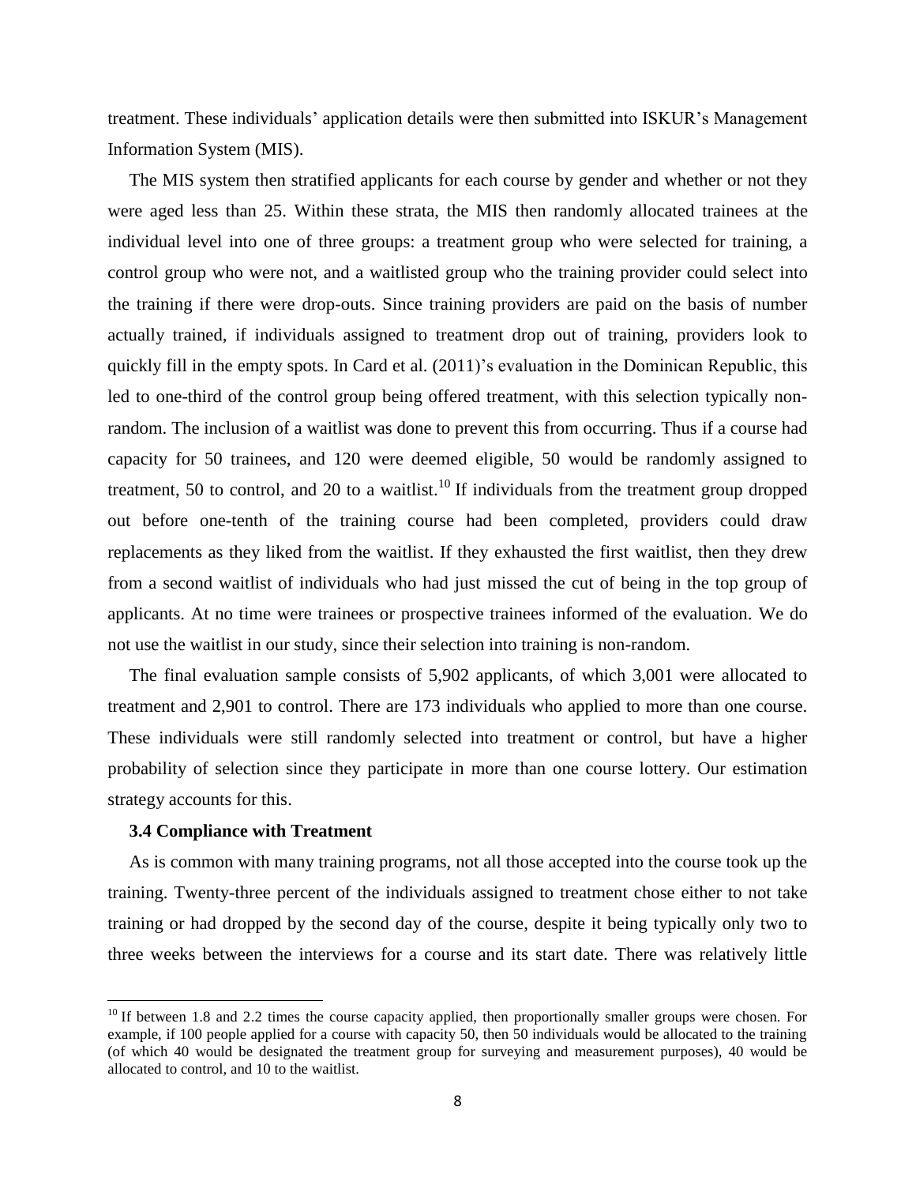treatment. These individuals' application details were then submitted into ISKUR's Management Information System (MIS).

The MIS system then stratified applicants for each course by gender and whether or not they were aged less than 25. Within these strata, the MIS then randomly allocated trainees at the individual level into one of three groups: a treatment group who were selected for training, a control group who were not, and a waitlisted group who the training provider could select into the training if there were drop-outs. Since training providers are paid on the basis of number actually trained, if individuals assigned to treatment drop out of training, providers look to quickly fill in the empty spots. In Card et al. (2011)'s evaluation in the Dominican Republic, this led to one-third of the control group being offered treatment, with this selection typically non-random. The inclusion of a waitlist was done to prevent this from occurring. Thus if a course had capacity for 50 trainees, and 120 were deemed eligible, 50 would be randomly assigned to treatment, 50 to control, and 20 to a waitlist.[10] If individuals from the treatment group dropped out before one-tenth of the training course had been completed, providers could draw replacements as they liked from the waitlist. If they exhausted the first waitlist, then they drew from a second waitlist of individuals who had just missed the cut of being in the top group of applicants. At no time were trainees or prospective trainees informed of the evaluation. We do not use the waitlist in our study, since their selection into training is non-random.

The final evaluation sample consists of 5,902 applicants, of which 3,001 were allocated to treatment and 2,901 to control. There are 173 individuals who applied to more than one course. These individuals were still randomly selected into treatment or control, but have a higher probability of selection since they participate in more than one course lottery. Our estimation strategy accounts for this.

### 3.4 Compliance with Treatment

As is common with many training programs, not all those accepted into the course took up the training. Twenty-three percent of the individuals assigned to treatment chose either to not take training or had dropped by the second day of the course, despite it being typically only two to three weeks between the interviews for a course and its start date. There was relatively little

[10] If between 1.8 and 2.2 times the course capacity applied, then proportionally smaller groups were chosen. For example, if 100 people applied for a course with capacity 50, then 50 individuals would be allocated to the training (of which 40 would be designated the treatment group for surveying and measurement purposes), 40 would be allocated to control, and 10 to the waitlist.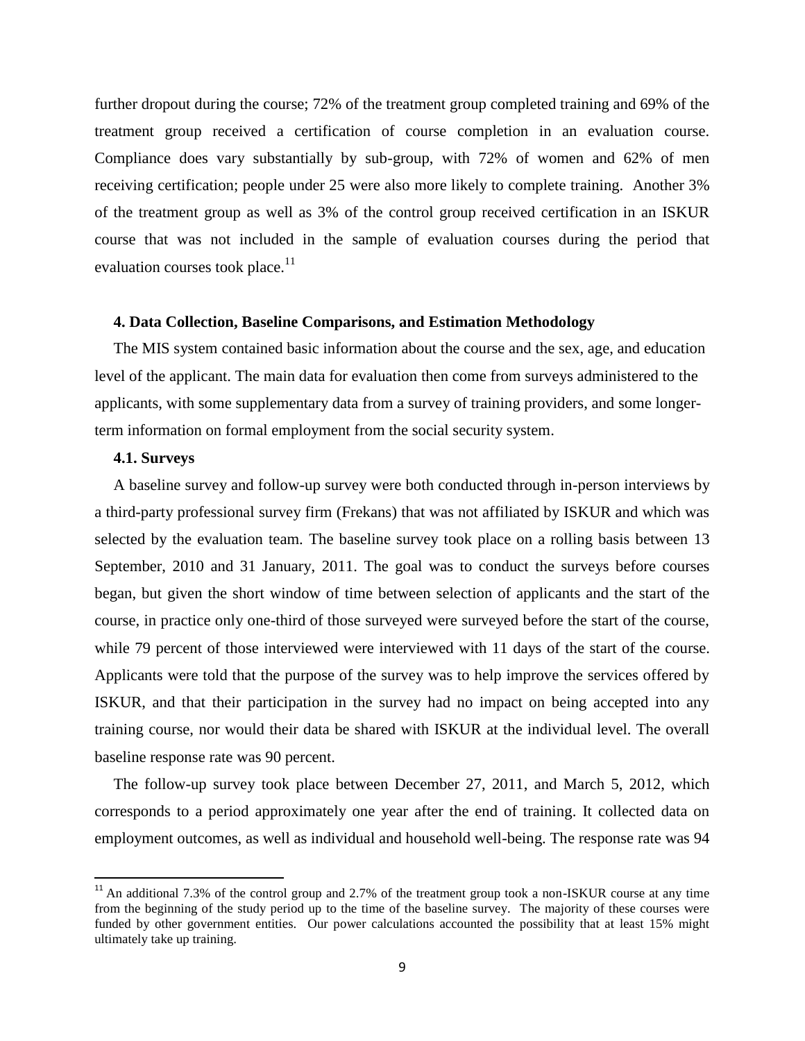further dropout during the course; 72% of the treatment group completed training and 69% of the treatment group received a certification of course completion in an evaluation course. Compliance does vary substantially by sub-group, with 72% of women and 62% of men receiving certification; people under 25 were also more likely to complete training. Another 3% of the treatment group as well as 3% of the control group received certification in an ISKUR course that was not included in the sample of evaluation courses during the period that evaluation courses took place.[11]

### 4. Data Collection, Baseline Comparisons, and Estimation Methodology

The MIS system contained basic information about the course and the sex, age, and education level of the applicant. The main data for evaluation then come from surveys administered to the applicants, with some supplementary data from a survey of training providers, and some longer-term information on formal employment from the social security system.

#### 4.1. Surveys

A baseline survey and follow-up survey were both conducted through in-person interviews by a third-party professional survey firm (Frekans) that was not affiliated by ISKUR and which was selected by the evaluation team. The baseline survey took place on a rolling basis between 13 September, 2010 and 31 January, 2011. The goal was to conduct the surveys before courses began, but given the short window of time between selection of applicants and the start of the course, in practice only one-third of those surveyed were surveyed before the start of the course, while 79 percent of those interviewed were interviewed with 11 days of the start of the course. Applicants were told that the purpose of the survey was to help improve the services offered by ISKUR, and that their participation in the survey had no impact on being accepted into any training course, nor would their data be shared with ISKUR at the individual level. The overall baseline response rate was 90 percent.

The follow-up survey took place between December 27, 2011, and March 5, 2012, which corresponds to a period approximately one year after the end of training. It collected data on employment outcomes, as well as individual and household well-being. The response rate was 94

[11] An additional 7.3% of the control group and 2.7% of the treatment group took a non-ISKUR course at any time from the beginning of the study period up to the time of the baseline survey. The majority of these courses were funded by other government entities. Our power calculations accounted the possibility that at least 15% might ultimately take up training.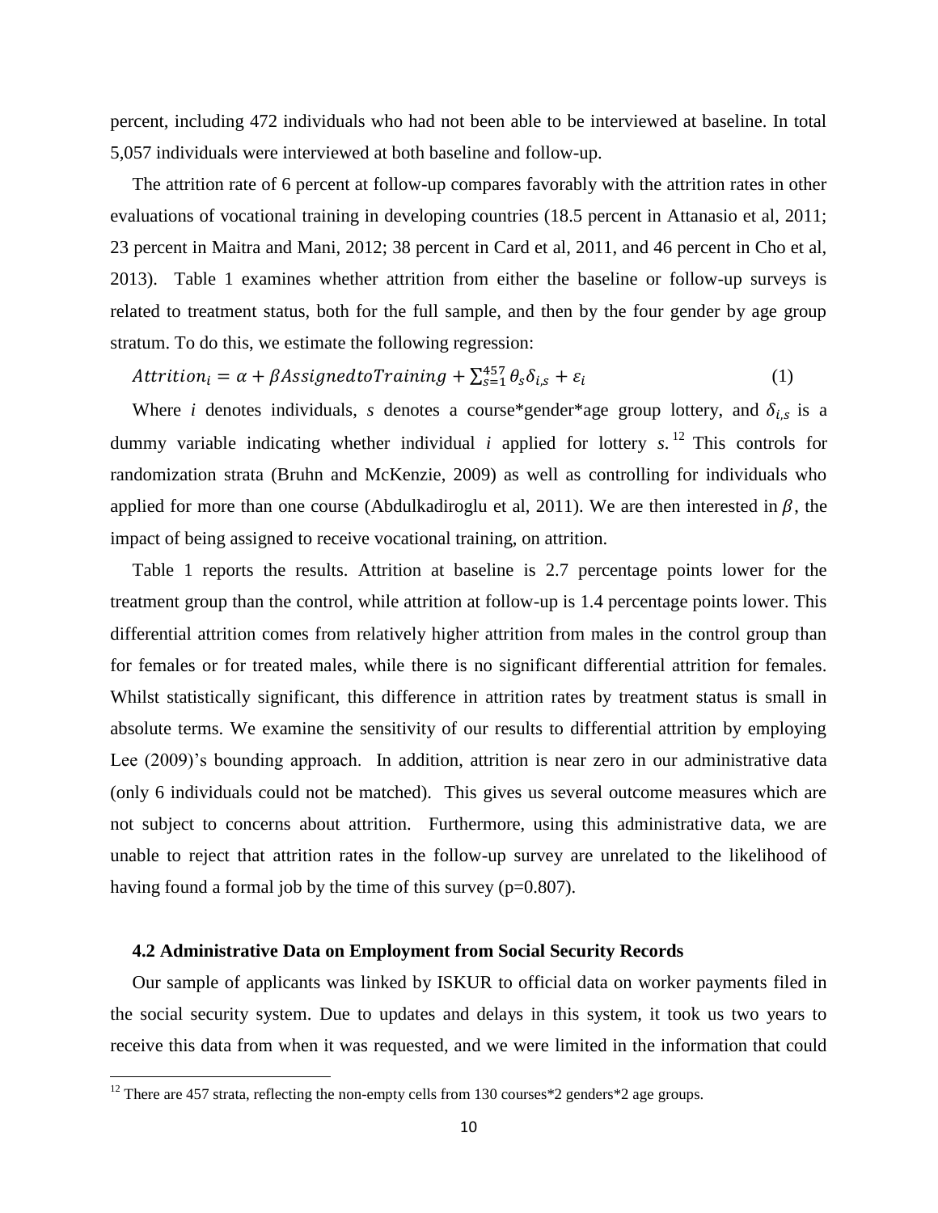percent, including 472 individuals who had not been able to be interviewed at baseline. In total 5,057 individuals were interviewed at both baseline and follow-up.

The attrition rate of 6 percent at follow-up compares favorably with the attrition rates in other evaluations of vocational training in developing countries (18.5 percent in Attanasio et al, 2011; 23 percent in Maitra and Mani, 2012; 38 percent in Card et al, 2011, and 46 percent in Cho et al, 2013). Table 1 examines whether attrition from either the baseline or follow-up surveys is related to treatment status, both for the full sample, and then by the four gender by age group stratum. To do this, we estimate the following regression:

$$Attrition_i = \alpha + \beta AssignedtoTraining + \sum_{s=1}^{457} \theta_s \delta_{i,s} + \varepsilon_i \quad (1)$$

Where $i$ denotes individuals, $s$ denotes a course*gender*age group lottery, and $\delta_{i,s}$ is a dummy variable indicating whether individual $i$ applied for lottery $s$.[12] This controls for randomization strata (Bruhn and McKenzie, 2009) as well as controlling for individuals who applied for more than one course (Abdulkadiroglu et al, 2011). We are then interested in $\beta$, the impact of being assigned to receive vocational training, on attrition.

Table 1 reports the results. Attrition at baseline is 2.7 percentage points lower for the treatment group than the control, while attrition at follow-up is 1.4 percentage points lower. This differential attrition comes from relatively higher attrition from males in the control group than for females or for treated males, while there is no significant differential attrition for females. Whilst statistically significant, this difference in attrition rates by treatment status is small in absolute terms. We examine the sensitivity of our results to differential attrition by employing Lee (2009)'s bounding approach. In addition, attrition is near zero in our administrative data (only 6 individuals could not be matched). This gives us several outcome measures which are not subject to concerns about attrition. Furthermore, using this administrative data, we are unable to reject that attrition rates in the follow-up survey are unrelated to the likelihood of having found a formal job by the time of this survey (p=0.807).

### 4.2 Administrative Data on Employment from Social Security Records

Our sample of applicants was linked by ISKUR to official data on worker payments filed in the social security system. Due to updates and delays in this system, it took us two years to receive this data from when it was requested, and we were limited in the information that could

[12] There are 457 strata, reflecting the non-empty cells from 130 courses*2 genders*2 age groups.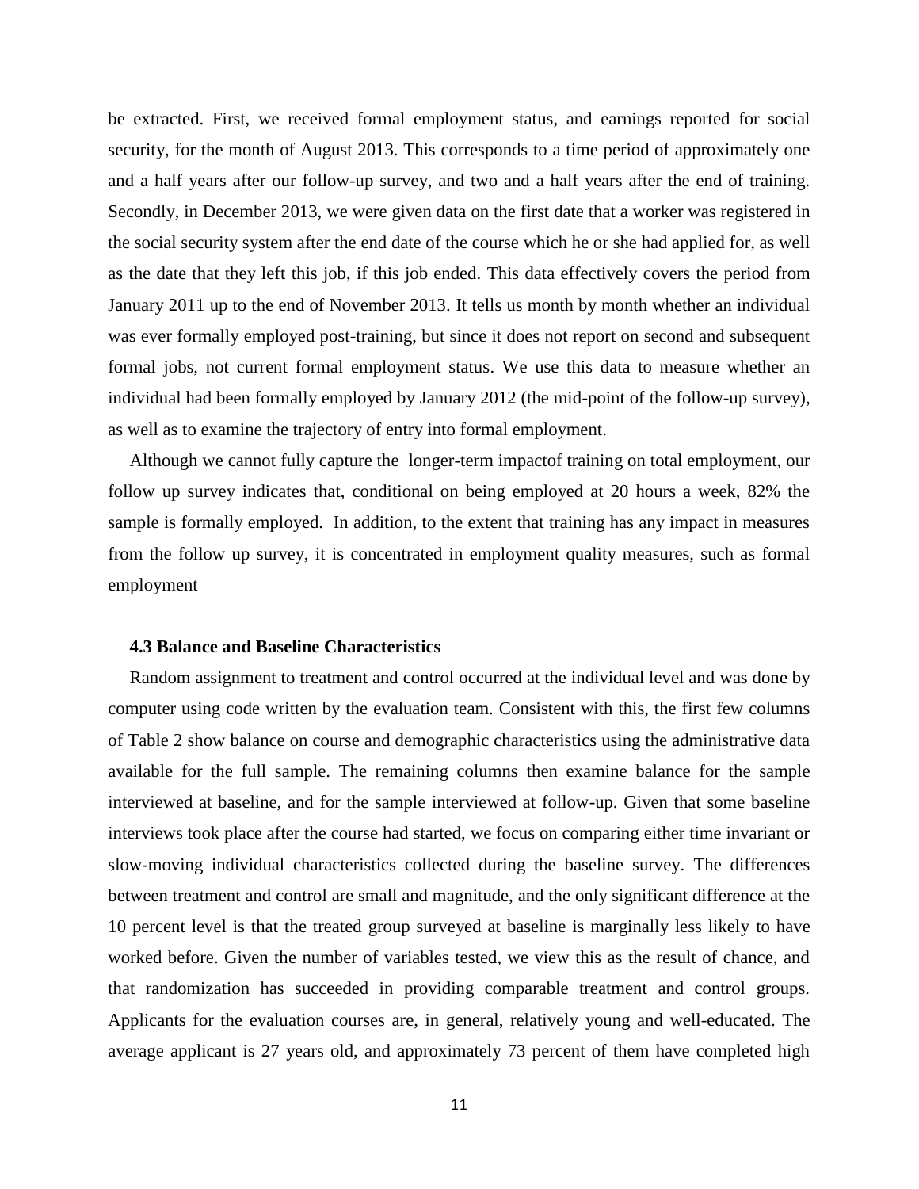be extracted. First, we received formal employment status, and earnings reported for social security, for the month of August 2013. This corresponds to a time period of approximately one and a half years after our follow-up survey, and two and a half years after the end of training. Secondly, in December 2013, we were given data on the first date that a worker was registered in the social security system after the end date of the course which he or she had applied for, as well as the date that they left this job, if this job ended. This data effectively covers the period from January 2011 up to the end of November 2013. It tells us month by month whether an individual was ever formally employed post-training, but since it does not report on second and subsequent formal jobs, not current formal employment status. We use this data to measure whether an individual had been formally employed by January 2012 (the mid-point of the follow-up survey), as well as to examine the trajectory of entry into formal employment.

Although we cannot fully capture the longer-term impactof training on total employment, our follow up survey indicates that, conditional on being employed at 20 hours a week, 82% the sample is formally employed. In addition, to the extent that training has any impact in measures from the follow up survey, it is concentrated in employment quality measures, such as formal employment

### 4.3 Balance and Baseline Characteristics

Random assignment to treatment and control occurred at the individual level and was done by computer using code written by the evaluation team. Consistent with this, the first few columns of Table 2 show balance on course and demographic characteristics using the administrative data available for the full sample. The remaining columns then examine balance for the sample interviewed at baseline, and for the sample interviewed at follow-up. Given that some baseline interviews took place after the course had started, we focus on comparing either time invariant or slow-moving individual characteristics collected during the baseline survey. The differences between treatment and control are small and magnitude, and the only significant difference at the 10 percent level is that the treated group surveyed at baseline is marginally less likely to have worked before. Given the number of variables tested, we view this as the result of chance, and that randomization has succeeded in providing comparable treatment and control groups. Applicants for the evaluation courses are, in general, relatively young and well-educated. The average applicant is 27 years old, and approximately 73 percent of them have completed high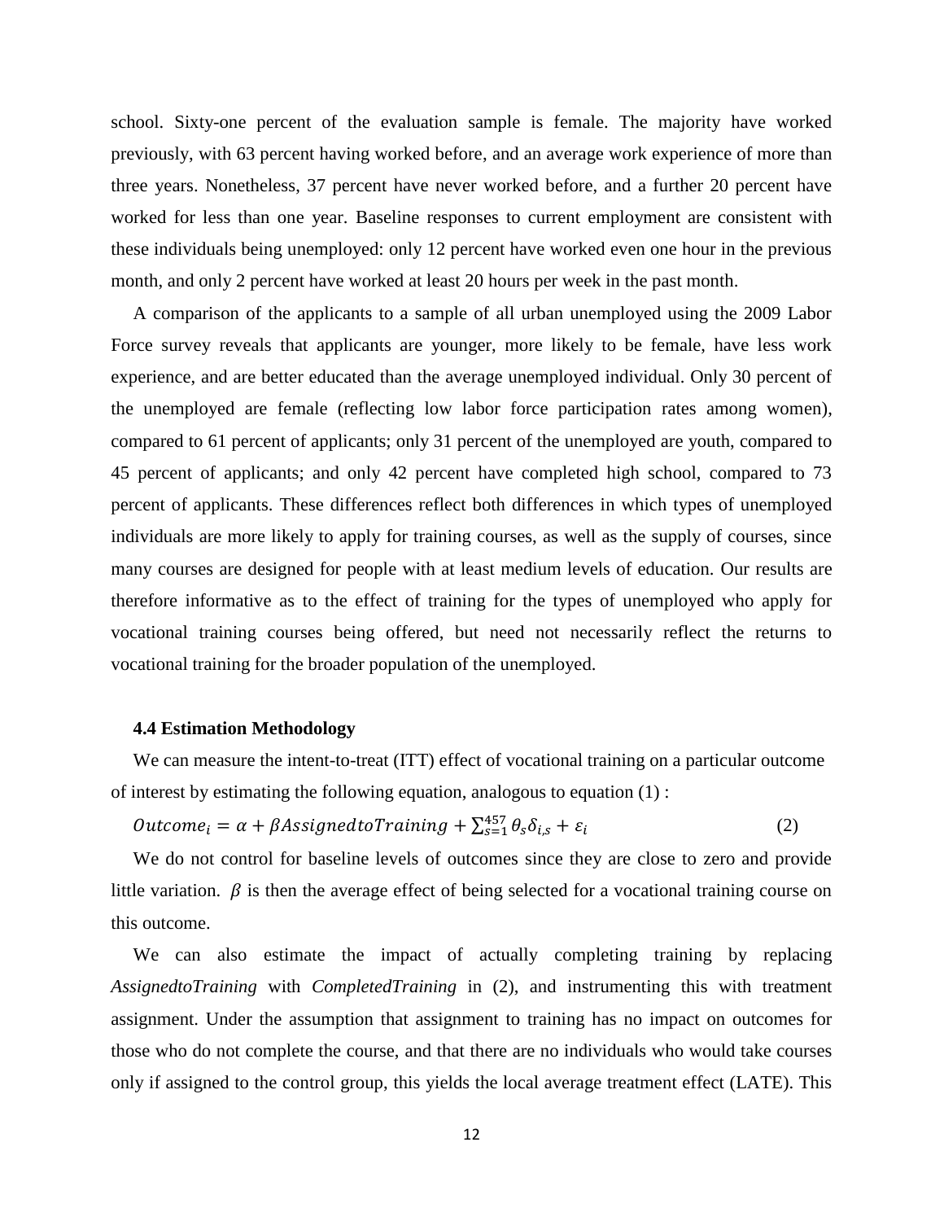school. Sixty-one percent of the evaluation sample is female. The majority have worked previously, with 63 percent having worked before, and an average work experience of more than three years. Nonetheless, 37 percent have never worked before, and a further 20 percent have worked for less than one year. Baseline responses to current employment are consistent with these individuals being unemployed: only 12 percent have worked even one hour in the previous month, and only 2 percent have worked at least 20 hours per week in the past month.

A comparison of the applicants to a sample of all urban unemployed using the 2009 Labor Force survey reveals that applicants are younger, more likely to be female, have less work experience, and are better educated than the average unemployed individual. Only 30 percent of the unemployed are female (reflecting low labor force participation rates among women), compared to 61 percent of applicants; only 31 percent of the unemployed are youth, compared to 45 percent of applicants; and only 42 percent have completed high school, compared to 73 percent of applicants. These differences reflect both differences in which types of unemployed individuals are more likely to apply for training courses, as well as the supply of courses, since many courses are designed for people with at least medium levels of education. Our results are therefore informative as to the effect of training for the types of unemployed who apply for vocational training courses being offered, but need not necessarily reflect the returns to vocational training for the broader population of the unemployed.

### 4.4 Estimation Methodology

We can measure the intent-to-treat (ITT) effect of vocational training on a particular outcome of interest by estimating the following equation, analogous to equation (1) :

$$Outcome_i = \alpha + \beta AssignedtoTraining + \sum_{s=1}^{457} \theta_s \delta_{i,s} + \varepsilon_i \qquad (2)$$

We do not control for baseline levels of outcomes since they are close to zero and provide little variation. $\beta$ is then the average effect of being selected for a vocational training course on this outcome.

We can also estimate the impact of actually completing training by replacing *AssignedtoTraining* with *CompletedTraining* in (2), and instrumenting this with treatment assignment. Under the assumption that assignment to training has no impact on outcomes for those who do not complete the course, and that there are no individuals who would take courses only if assigned to the control group, this yields the local average treatment effect (LATE). This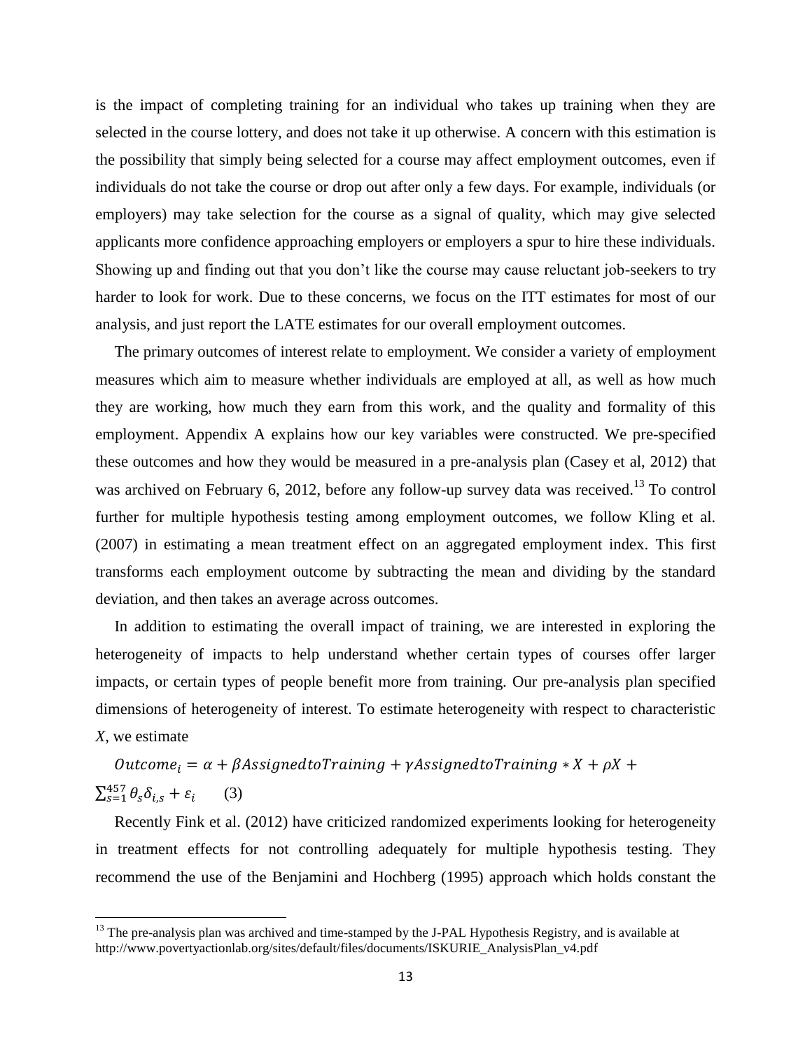is the impact of completing training for an individual who takes up training when they are selected in the course lottery, and does not take it up otherwise. A concern with this estimation is the possibility that simply being selected for a course may affect employment outcomes, even if individuals do not take the course or drop out after only a few days. For example, individuals (or employers) may take selection for the course as a signal of quality, which may give selected applicants more confidence approaching employers or employers a spur to hire these individuals. Showing up and finding out that you don't like the course may cause reluctant job-seekers to try harder to look for work. Due to these concerns, we focus on the ITT estimates for most of our analysis, and just report the LATE estimates for our overall employment outcomes.

The primary outcomes of interest relate to employment. We consider a variety of employment measures which aim to measure whether individuals are employed at all, as well as how much they are working, how much they earn from this work, and the quality and formality of this employment. Appendix A explains how our key variables were constructed. We pre-specified these outcomes and how they would be measured in a pre-analysis plan (Casey et al, 2012) that was archived on February 6, 2012, before any follow-up survey data was received.[13] To control further for multiple hypothesis testing among employment outcomes, we follow Kling et al. (2007) in estimating a mean treatment effect on an aggregated employment index. This first transforms each employment outcome by subtracting the mean and dividing by the standard deviation, and then takes an average across outcomes.

In addition to estimating the overall impact of training, we are interested in exploring the heterogeneity of impacts to help understand whether certain types of courses offer larger impacts, or certain types of people benefit more from training. Our pre-analysis plan specified dimensions of heterogeneity of interest. To estimate heterogeneity with respect to characteristic $X$, we estimate

$$Outcome_i = \alpha + \beta AssignedtoTraining + \gamma AssignedtoTraining * X + \rho X + \sum_{s=1}^{457} \theta_s \delta_{i,s} + \varepsilon_i \qquad (3)$$

Recently Fink et al. (2012) have criticized randomized experiments looking for heterogeneity in treatment effects for not controlling adequately for multiple hypothesis testing. They recommend the use of the Benjamini and Hochberg (1995) approach which holds constant the

[13] The pre-analysis plan was archived and time-stamped by the J-PAL Hypothesis Registry, and is available at http://www.povertyactionlab.org/sites/default/files/documents/ISKURIE_AnalysisPlan_v4.pdf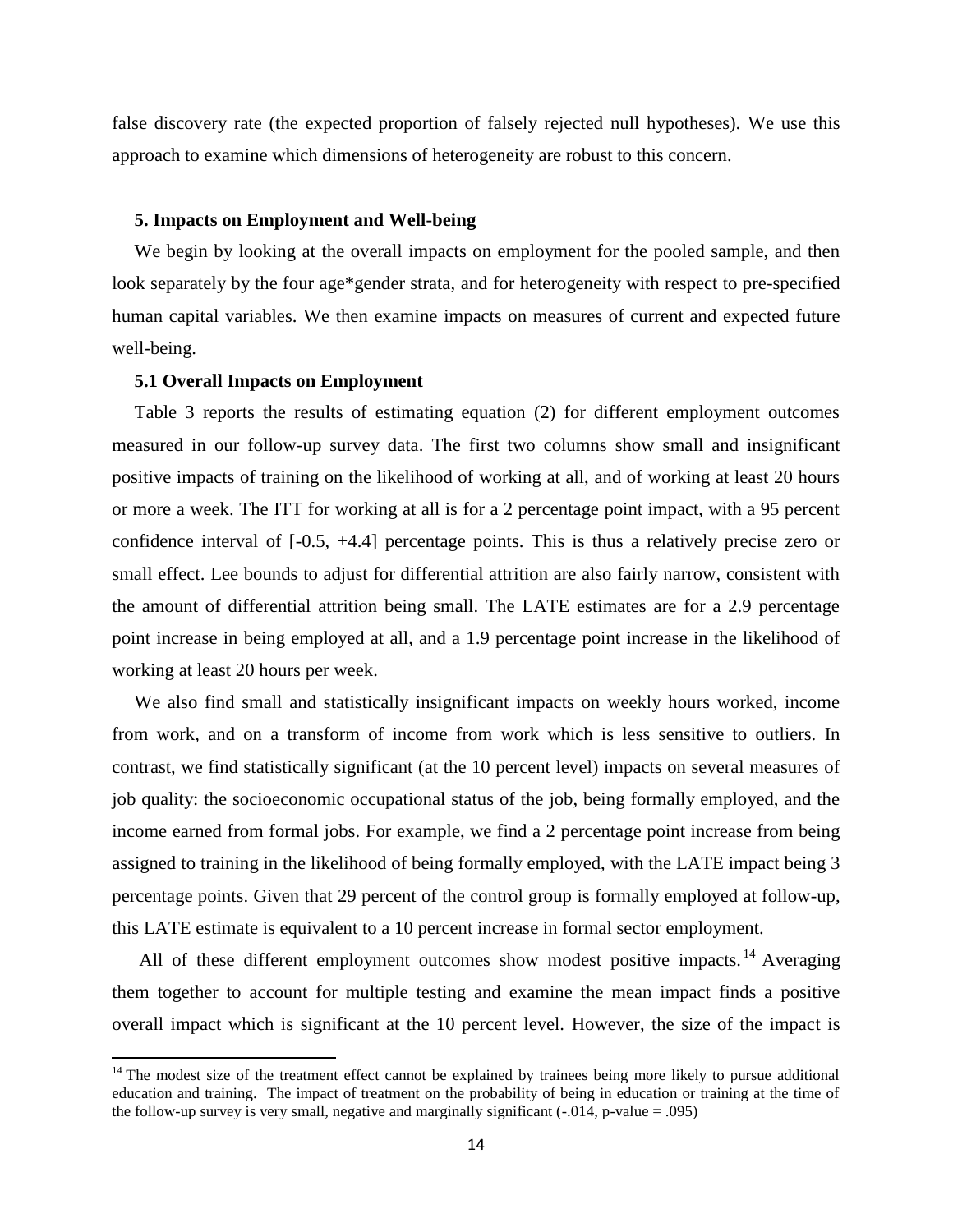false discovery rate (the expected proportion of falsely rejected null hypotheses). We use this approach to examine which dimensions of heterogeneity are robust to this concern.

## 5. Impacts on Employment and Well-being

We begin by looking at the overall impacts on employment for the pooled sample, and then look separately by the four age*gender strata, and for heterogeneity with respect to pre-specified human capital variables. We then examine impacts on measures of current and expected future well-being.

### 5.1 Overall Impacts on Employment

Table 3 reports the results of estimating equation (2) for different employment outcomes measured in our follow-up survey data. The first two columns show small and insignificant positive impacts of training on the likelihood of working at all, and of working at least 20 hours or more a week. The ITT for working at all is for a 2 percentage point impact, with a 95 percent confidence interval of [-0.5, +4.4] percentage points. This is thus a relatively precise zero or small effect. Lee bounds to adjust for differential attrition are also fairly narrow, consistent with the amount of differential attrition being small. The LATE estimates are for a 2.9 percentage point increase in being employed at all, and a 1.9 percentage point increase in the likelihood of working at least 20 hours per week.

We also find small and statistically insignificant impacts on weekly hours worked, income from work, and on a transform of income from work which is less sensitive to outliers. In contrast, we find statistically significant (at the 10 percent level) impacts on several measures of job quality: the socioeconomic occupational status of the job, being formally employed, and the income earned from formal jobs. For example, we find a 2 percentage point increase from being assigned to training in the likelihood of being formally employed, with the LATE impact being 3 percentage points. Given that 29 percent of the control group is formally employed at follow-up, this LATE estimate is equivalent to a 10 percent increase in formal sector employment.

All of these different employment outcomes show modest positive impacts.[14] Averaging them together to account for multiple testing and examine the mean impact finds a positive overall impact which is significant at the 10 percent level. However, the size of the impact is

[14] The modest size of the treatment effect cannot be explained by trainees being more likely to pursue additional education and training. The impact of treatment on the probability of being in education or training at the time of the follow-up survey is very small, negative and marginally significant (-.014, p-value = .095)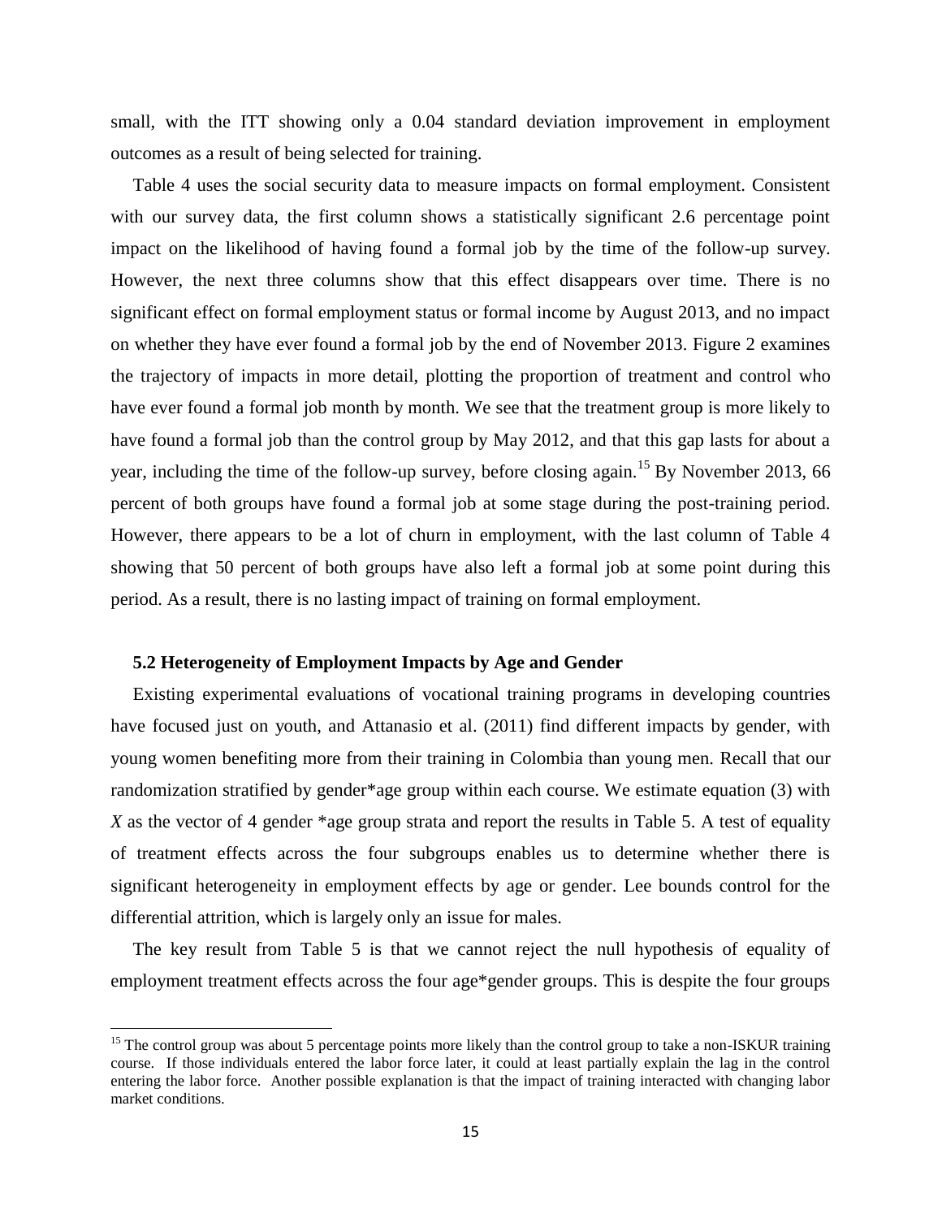small, with the ITT showing only a 0.04 standard deviation improvement in employment outcomes as a result of being selected for training.

Table 4 uses the social security data to measure impacts on formal employment. Consistent with our survey data, the first column shows a statistically significant 2.6 percentage point impact on the likelihood of having found a formal job by the time of the follow-up survey. However, the next three columns show that this effect disappears over time. There is no significant effect on formal employment status or formal income by August 2013, and no impact on whether they have ever found a formal job by the end of November 2013. Figure 2 examines the trajectory of impacts in more detail, plotting the proportion of treatment and control who have ever found a formal job month by month. We see that the treatment group is more likely to have found a formal job than the control group by May 2012, and that this gap lasts for about a year, including the time of the follow-up survey, before closing again.[15] By November 2013, 66 percent of both groups have found a formal job at some stage during the post-training period. However, there appears to be a lot of churn in employment, with the last column of Table 4 showing that 50 percent of both groups have also left a formal job at some point during this period. As a result, there is no lasting impact of training on formal employment.

### 5.2 Heterogeneity of Employment Impacts by Age and Gender

Existing experimental evaluations of vocational training programs in developing countries have focused just on youth, and Attanasio et al. (2011) find different impacts by gender, with young women benefiting more from their training in Colombia than young men. Recall that our randomization stratified by gender*age group within each course. We estimate equation (3) with $X$ as the vector of 4 gender *age group strata and report the results in Table 5. A test of equality of treatment effects across the four subgroups enables us to determine whether there is significant heterogeneity in employment effects by age or gender. Lee bounds control for the differential attrition, which is largely only an issue for males.

The key result from Table 5 is that we cannot reject the null hypothesis of equality of employment treatment effects across the four age*gender groups. This is despite the four groups

[15] The control group was about 5 percentage points more likely than the control group to take a non-ISKUR training course. If those individuals entered the labor force later, it could at least partially explain the lag in the control entering the labor force. Another possible explanation is that the impact of training interacted with changing labor market conditions.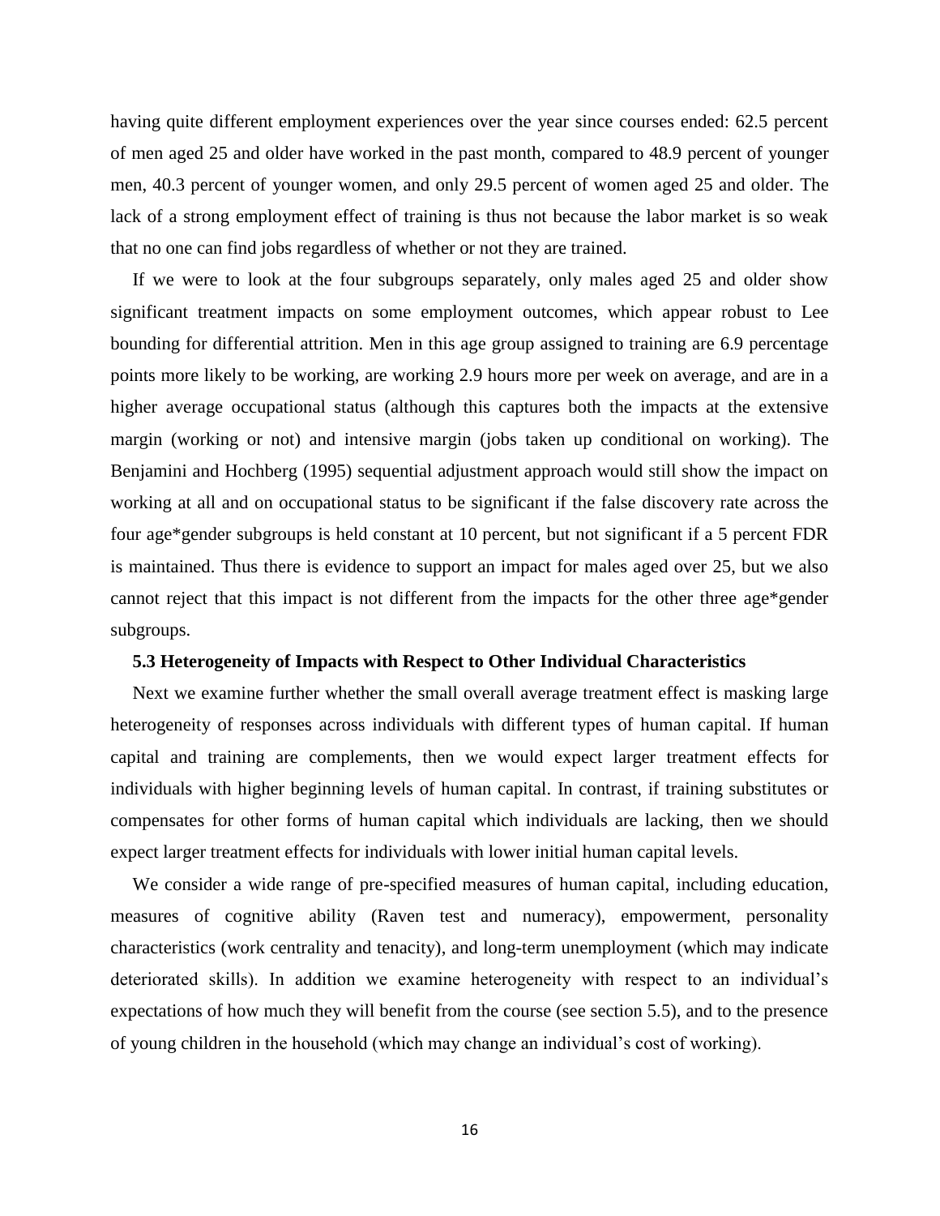having quite different employment experiences over the year since courses ended: 62.5 percent of men aged 25 and older have worked in the past month, compared to 48.9 percent of younger men, 40.3 percent of younger women, and only 29.5 percent of women aged 25 and older. The lack of a strong employment effect of training is thus not because the labor market is so weak that no one can find jobs regardless of whether or not they are trained.

If we were to look at the four subgroups separately, only males aged 25 and older show significant treatment impacts on some employment outcomes, which appear robust to Lee bounding for differential attrition. Men in this age group assigned to training are 6.9 percentage points more likely to be working, are working 2.9 hours more per week on average, and are in a higher average occupational status (although this captures both the impacts at the extensive margin (working or not) and intensive margin (jobs taken up conditional on working). The Benjamini and Hochberg (1995) sequential adjustment approach would still show the impact on working at all and on occupational status to be significant if the false discovery rate across the four age*gender subgroups is held constant at 10 percent, but not significant if a 5 percent FDR is maintained. Thus there is evidence to support an impact for males aged over 25, but we also cannot reject that this impact is not different from the impacts for the other three age*gender subgroups.

### 5.3 Heterogeneity of Impacts with Respect to Other Individual Characteristics

Next we examine further whether the small overall average treatment effect is masking large heterogeneity of responses across individuals with different types of human capital. If human capital and training are complements, then we would expect larger treatment effects for individuals with higher beginning levels of human capital. In contrast, if training substitutes or compensates for other forms of human capital which individuals are lacking, then we should expect larger treatment effects for individuals with lower initial human capital levels.

We consider a wide range of pre-specified measures of human capital, including education, measures of cognitive ability (Raven test and numeracy), empowerment, personality characteristics (work centrality and tenacity), and long-term unemployment (which may indicate deteriorated skills). In addition we examine heterogeneity with respect to an individual's expectations of how much they will benefit from the course (see section 5.5), and to the presence of young children in the household (which may change an individual's cost of working).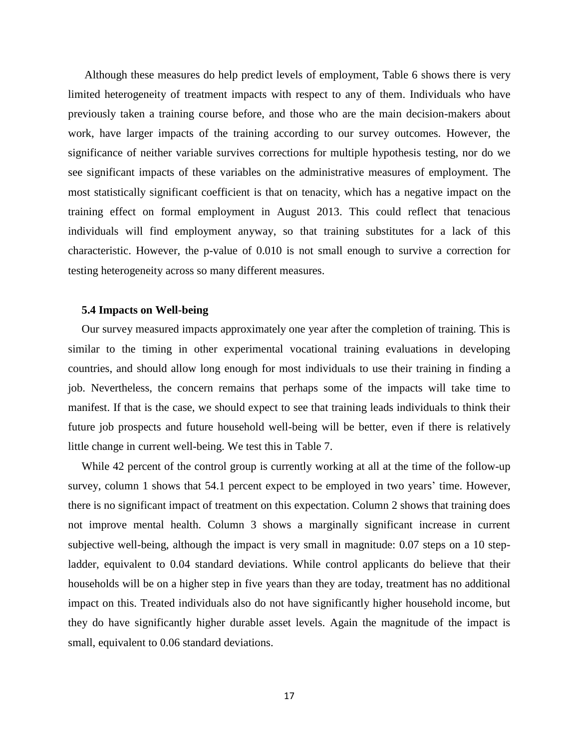Although these measures do help predict levels of employment, Table 6 shows there is very limited heterogeneity of treatment impacts with respect to any of them. Individuals who have previously taken a training course before, and those who are the main decision-makers about work, have larger impacts of the training according to our survey outcomes. However, the significance of neither variable survives corrections for multiple hypothesis testing, nor do we see significant impacts of these variables on the administrative measures of employment. The most statistically significant coefficient is that on tenacity, which has a negative impact on the training effect on formal employment in August 2013. This could reflect that tenacious individuals will find employment anyway, so that training substitutes for a lack of this characteristic. However, the p-value of 0.010 is not small enough to survive a correction for testing heterogeneity across so many different measures.

### 5.4 Impacts on Well-being

Our survey measured impacts approximately one year after the completion of training. This is similar to the timing in other experimental vocational training evaluations in developing countries, and should allow long enough for most individuals to use their training in finding a job. Nevertheless, the concern remains that perhaps some of the impacts will take time to manifest. If that is the case, we should expect to see that training leads individuals to think their future job prospects and future household well-being will be better, even if there is relatively little change in current well-being. We test this in Table 7.

While 42 percent of the control group is currently working at all at the time of the follow-up survey, column 1 shows that 54.1 percent expect to be employed in two years' time. However, there is no significant impact of treatment on this expectation. Column 2 shows that training does not improve mental health. Column 3 shows a marginally significant increase in current subjective well-being, although the impact is very small in magnitude: 0.07 steps on a 10 step-ladder, equivalent to 0.04 standard deviations. While control applicants do believe that their households will be on a higher step in five years than they are today, treatment has no additional impact on this. Treated individuals also do not have significantly higher household income, but they do have significantly higher durable asset levels. Again the magnitude of the impact is small, equivalent to 0.06 standard deviations.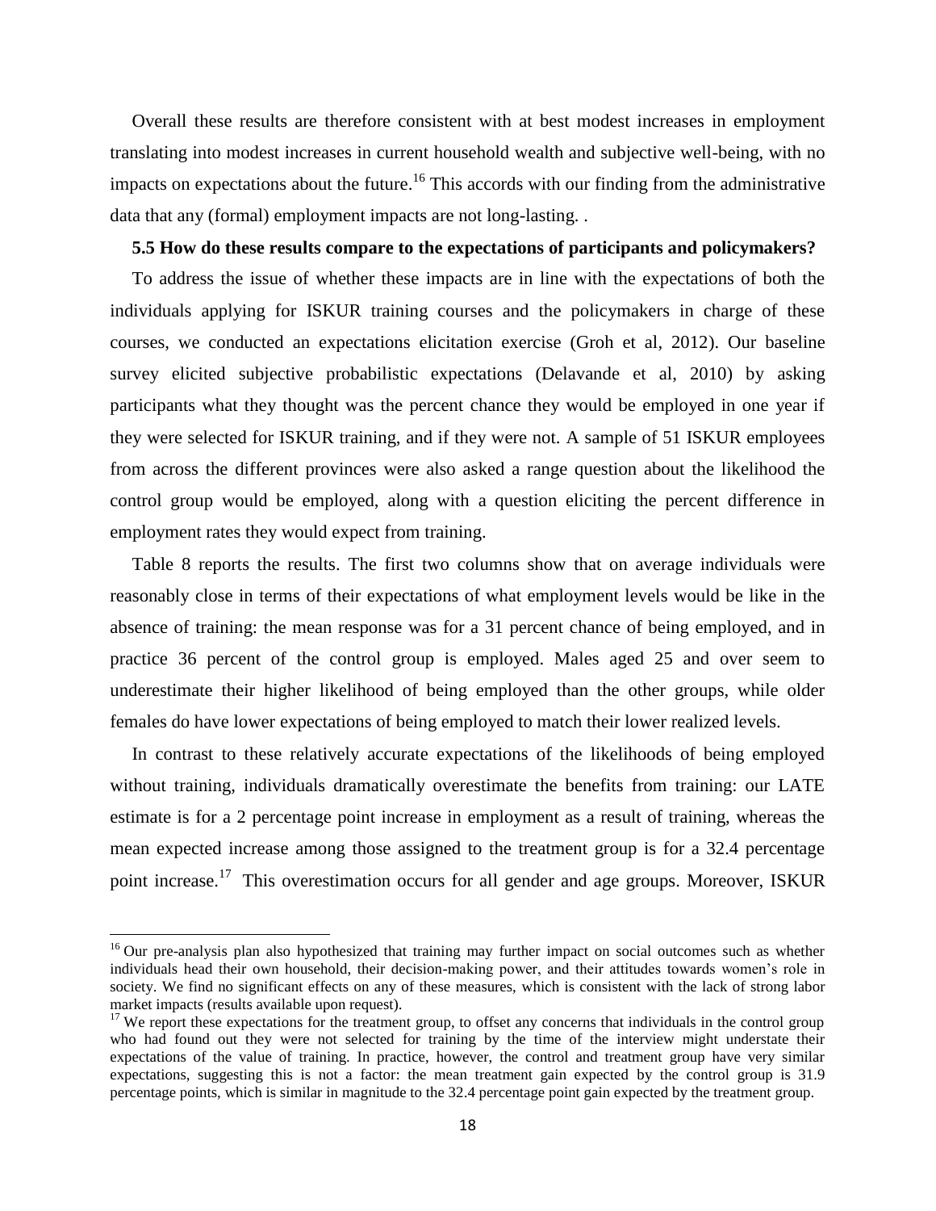Overall these results are therefore consistent with at best modest increases in employment translating into modest increases in current household wealth and subjective well-being, with no impacts on expectations about the future.[16] This accords with our finding from the administrative data that any (formal) employment impacts are not long-lasting. .

### 5.5 How do these results compare to the expectations of participants and policymakers?

To address the issue of whether these impacts are in line with the expectations of both the individuals applying for ISKUR training courses and the policymakers in charge of these courses, we conducted an expectations elicitation exercise (Groh et al, 2012). Our baseline survey elicited subjective probabilistic expectations (Delavande et al, 2010) by asking participants what they thought was the percent chance they would be employed in one year if they were selected for ISKUR training, and if they were not. A sample of 51 ISKUR employees from across the different provinces were also asked a range question about the likelihood the control group would be employed, along with a question eliciting the percent difference in employment rates they would expect from training.

Table 8 reports the results. The first two columns show that on average individuals were reasonably close in terms of their expectations of what employment levels would be like in the absence of training: the mean response was for a 31 percent chance of being employed, and in practice 36 percent of the control group is employed. Males aged 25 and over seem to underestimate their higher likelihood of being employed than the other groups, while older females do have lower expectations of being employed to match their lower realized levels.

In contrast to these relatively accurate expectations of the likelihoods of being employed without training, individuals dramatically overestimate the benefits from training: our LATE estimate is for a 2 percentage point increase in employment as a result of training, whereas the mean expected increase among those assigned to the treatment group is for a 32.4 percentage point increase.[17] This overestimation occurs for all gender and age groups. Moreover, ISKUR

---

[16] Our pre-analysis plan also hypothesized that training may further impact on social outcomes such as whether individuals head their own household, their decision-making power, and their attitudes towards women's role in society. We find no significant effects on any of these measures, which is consistent with the lack of strong labor market impacts (results available upon request).

[17] We report these expectations for the treatment group, to offset any concerns that individuals in the control group who had found out they were not selected for training by the time of the interview might understate their expectations of the value of training. In practice, however, the control and treatment group have very similar expectations, suggesting this is not a factor: the mean treatment gain expected by the control group is 31.9 percentage points, which is similar in magnitude to the 32.4 percentage point gain expected by the treatment group.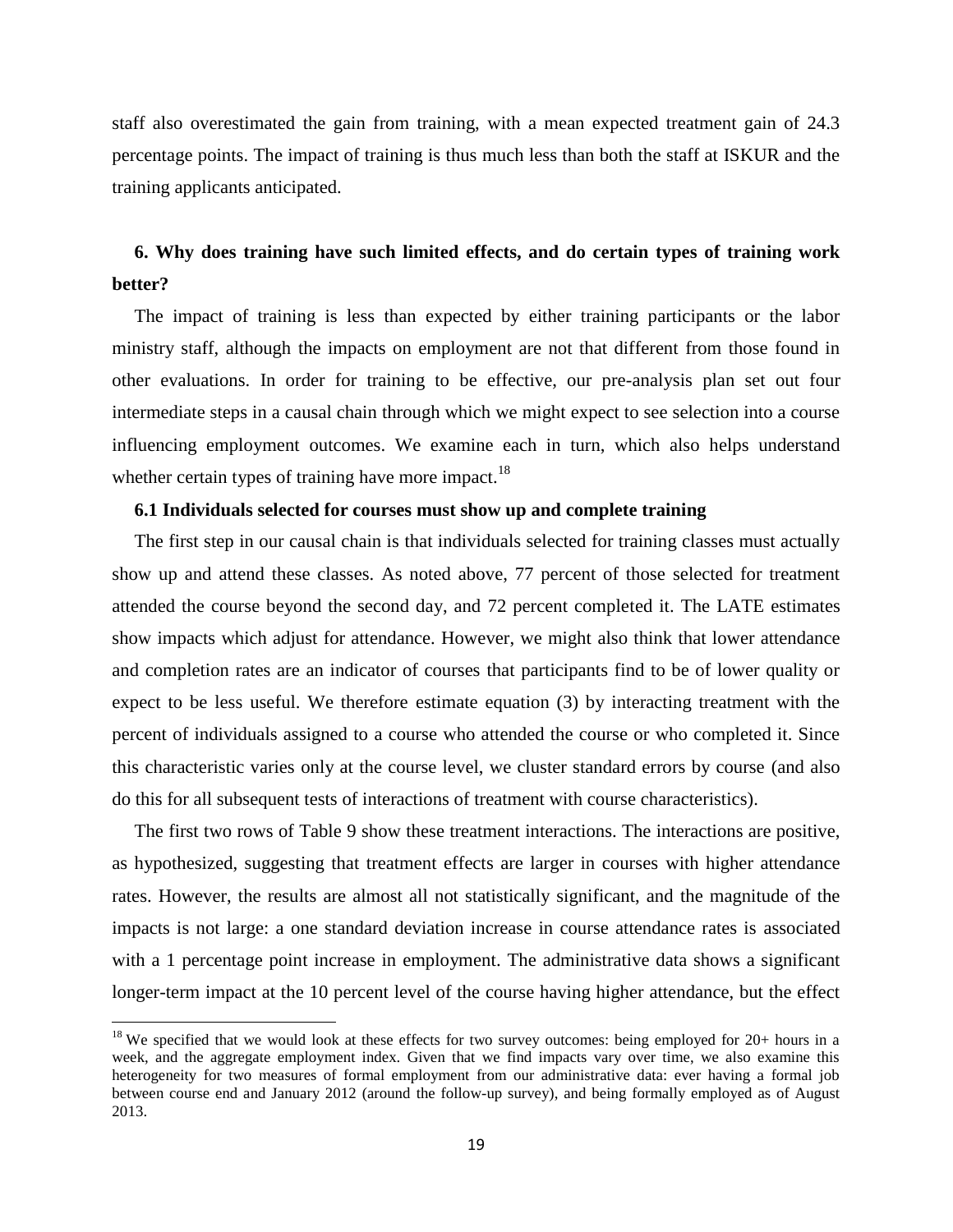staff also overestimated the gain from training, with a mean expected treatment gain of 24.3 percentage points. The impact of training is thus much less than both the staff at ISKUR and the training applicants anticipated.

## 6. Why does training have such limited effects, and do certain types of training work better?

The impact of training is less than expected by either training participants or the labor ministry staff, although the impacts on employment are not that different from those found in other evaluations. In order for training to be effective, our pre-analysis plan set out four intermediate steps in a causal chain through which we might expect to see selection into a course influencing employment outcomes. We examine each in turn, which also helps understand whether certain types of training have more impact.[18]

### 6.1 Individuals selected for courses must show up and complete training

The first step in our causal chain is that individuals selected for training classes must actually show up and attend these classes. As noted above, 77 percent of those selected for treatment attended the course beyond the second day, and 72 percent completed it. The LATE estimates show impacts which adjust for attendance. However, we might also think that lower attendance and completion rates are an indicator of courses that participants find to be of lower quality or expect to be less useful. We therefore estimate equation (3) by interacting treatment with the percent of individuals assigned to a course who attended the course or who completed it. Since this characteristic varies only at the course level, we cluster standard errors by course (and also do this for all subsequent tests of interactions of treatment with course characteristics).

The first two rows of Table 9 show these treatment interactions. The interactions are positive, as hypothesized, suggesting that treatment effects are larger in courses with higher attendance rates. However, the results are almost all not statistically significant, and the magnitude of the impacts is not large: a one standard deviation increase in course attendance rates is associated with a 1 percentage point increase in employment. The administrative data shows a significant longer-term impact at the 10 percent level of the course having higher attendance, but the effect

[18] We specified that we would look at these effects for two survey outcomes: being employed for 20+ hours in a week, and the aggregate employment index. Given that we find impacts vary over time, we also examine this heterogeneity for two measures of formal employment from our administrative data: ever having a formal job between course end and January 2012 (around the follow-up survey), and being formally employed as of August 2013.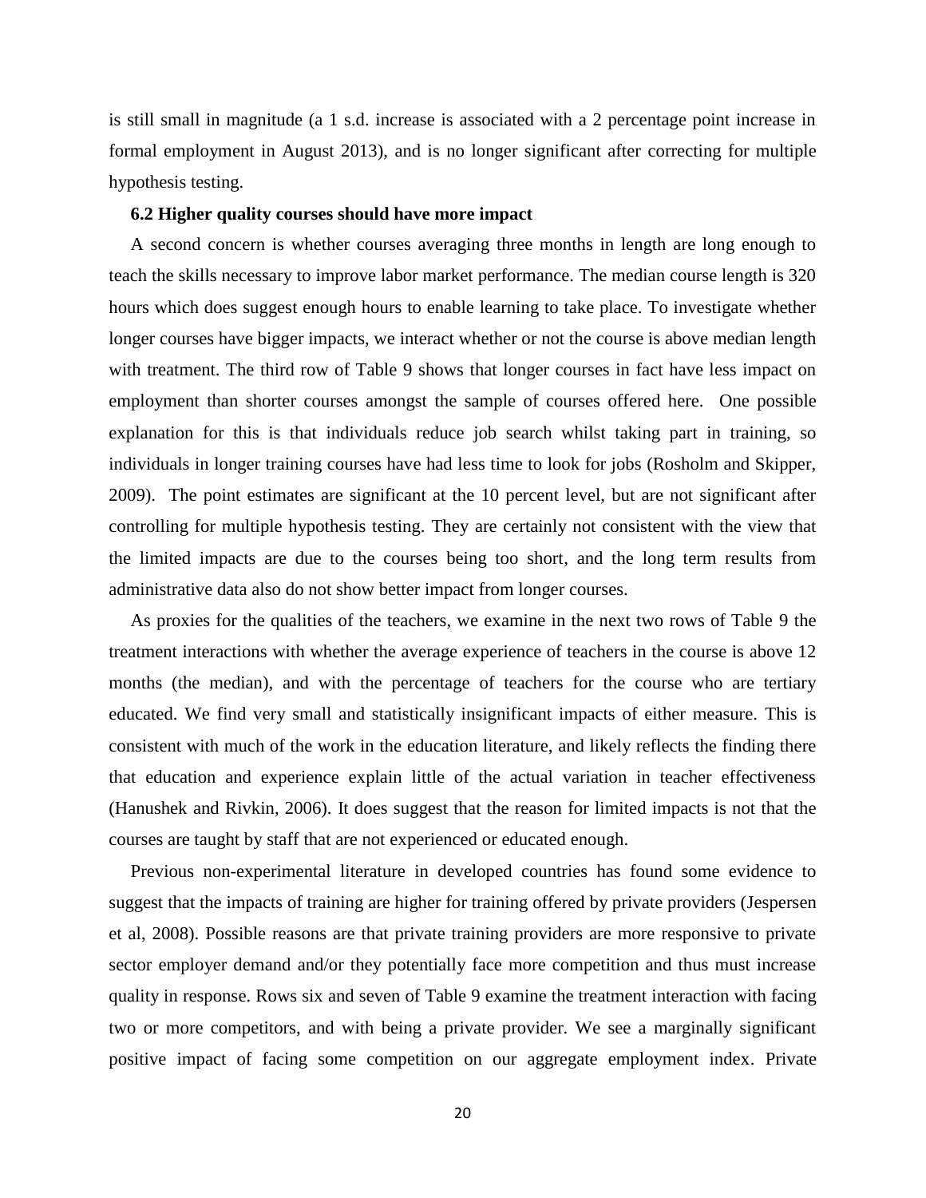is still small in magnitude (a 1 s.d. increase is associated with a 2 percentage point increase in formal employment in August 2013), and is no longer significant after correcting for multiple hypothesis testing.

### 6.2 Higher quality courses should have more impact

A second concern is whether courses averaging three months in length are long enough to teach the skills necessary to improve labor market performance. The median course length is 320 hours which does suggest enough hours to enable learning to take place. To investigate whether longer courses have bigger impacts, we interact whether or not the course is above median length with treatment. The third row of Table 9 shows that longer courses in fact have less impact on employment than shorter courses amongst the sample of courses offered here. One possible explanation for this is that individuals reduce job search whilst taking part in training, so individuals in longer training courses have had less time to look for jobs (Rosholm and Skipper, 2009). The point estimates are significant at the 10 percent level, but are not significant after controlling for multiple hypothesis testing. They are certainly not consistent with the view that the limited impacts are due to the courses being too short, and the long term results from administrative data also do not show better impact from longer courses.

As proxies for the qualities of the teachers, we examine in the next two rows of Table 9 the treatment interactions with whether the average experience of teachers in the course is above 12 months (the median), and with the percentage of teachers for the course who are tertiary educated. We find very small and statistically insignificant impacts of either measure. This is consistent with much of the work in the education literature, and likely reflects the finding there that education and experience explain little of the actual variation in teacher effectiveness (Hanushek and Rivkin, 2006). It does suggest that the reason for limited impacts is not that the courses are taught by staff that are not experienced or educated enough.

Previous non-experimental literature in developed countries has found some evidence to suggest that the impacts of training are higher for training offered by private providers (Jespersen et al, 2008). Possible reasons are that private training providers are more responsive to private sector employer demand and/or they potentially face more competition and thus must increase quality in response. Rows six and seven of Table 9 examine the treatment interaction with facing two or more competitors, and with being a private provider. We see a marginally significant positive impact of facing some competition on our aggregate employment index. Private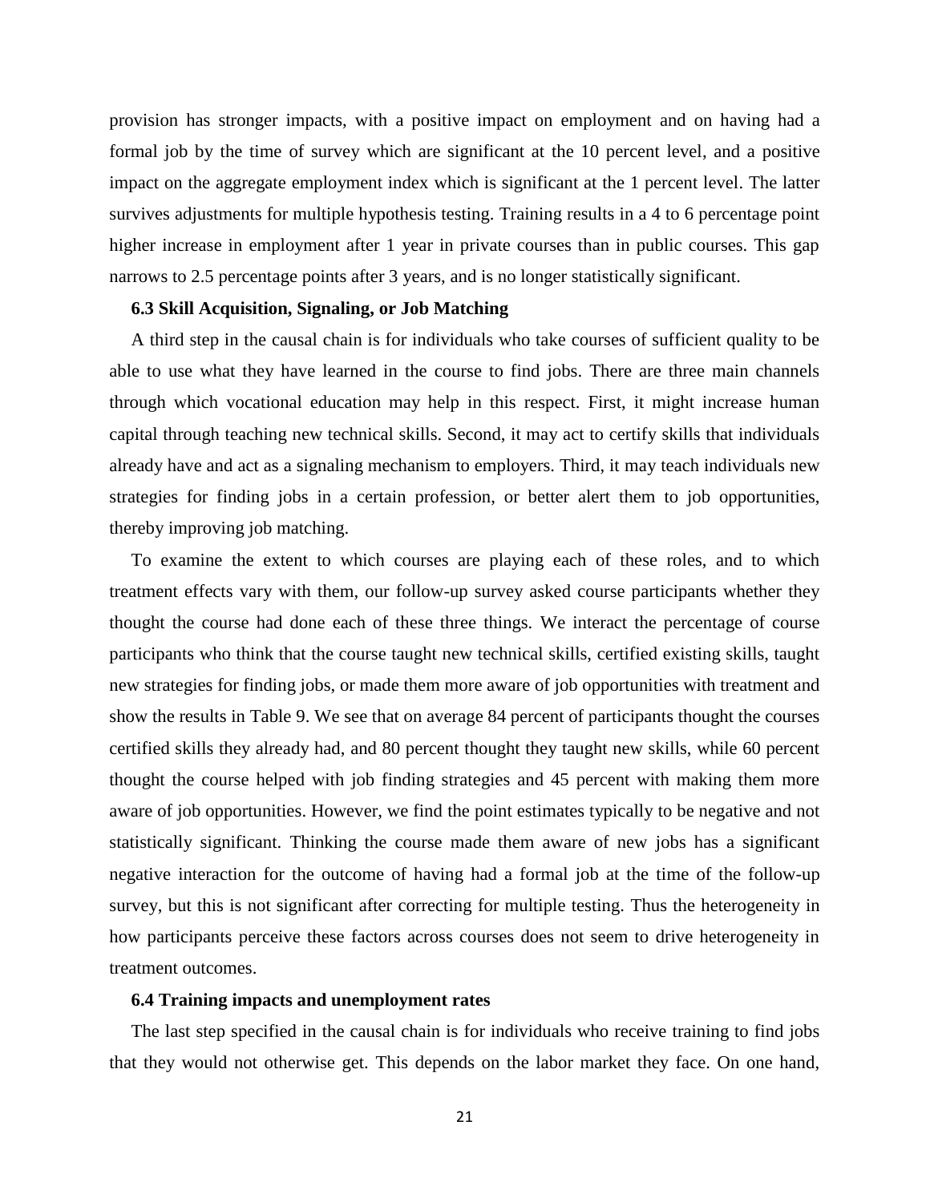provision has stronger impacts, with a positive impact on employment and on having had a formal job by the time of survey which are significant at the 10 percent level, and a positive impact on the aggregate employment index which is significant at the 1 percent level. The latter survives adjustments for multiple hypothesis testing. Training results in a 4 to 6 percentage point higher increase in employment after 1 year in private courses than in public courses. This gap narrows to 2.5 percentage points after 3 years, and is no longer statistically significant.

### 6.3 Skill Acquisition, Signaling, or Job Matching

A third step in the causal chain is for individuals who take courses of sufficient quality to be able to use what they have learned in the course to find jobs. There are three main channels through which vocational education may help in this respect. First, it might increase human capital through teaching new technical skills. Second, it may act to certify skills that individuals already have and act as a signaling mechanism to employers. Third, it may teach individuals new strategies for finding jobs in a certain profession, or better alert them to job opportunities, thereby improving job matching.

To examine the extent to which courses are playing each of these roles, and to which treatment effects vary with them, our follow-up survey asked course participants whether they thought the course had done each of these three things. We interact the percentage of course participants who think that the course taught new technical skills, certified existing skills, taught new strategies for finding jobs, or made them more aware of job opportunities with treatment and show the results in Table 9. We see that on average 84 percent of participants thought the courses certified skills they already had, and 80 percent thought they taught new skills, while 60 percent thought the course helped with job finding strategies and 45 percent with making them more aware of job opportunities. However, we find the point estimates typically to be negative and not statistically significant. Thinking the course made them aware of new jobs has a significant negative interaction for the outcome of having had a formal job at the time of the follow-up survey, but this is not significant after correcting for multiple testing. Thus the heterogeneity in how participants perceive these factors across courses does not seem to drive heterogeneity in treatment outcomes.

### 6.4 Training impacts and unemployment rates

The last step specified in the causal chain is for individuals who receive training to find jobs that they would not otherwise get. This depends on the labor market they face. On one hand,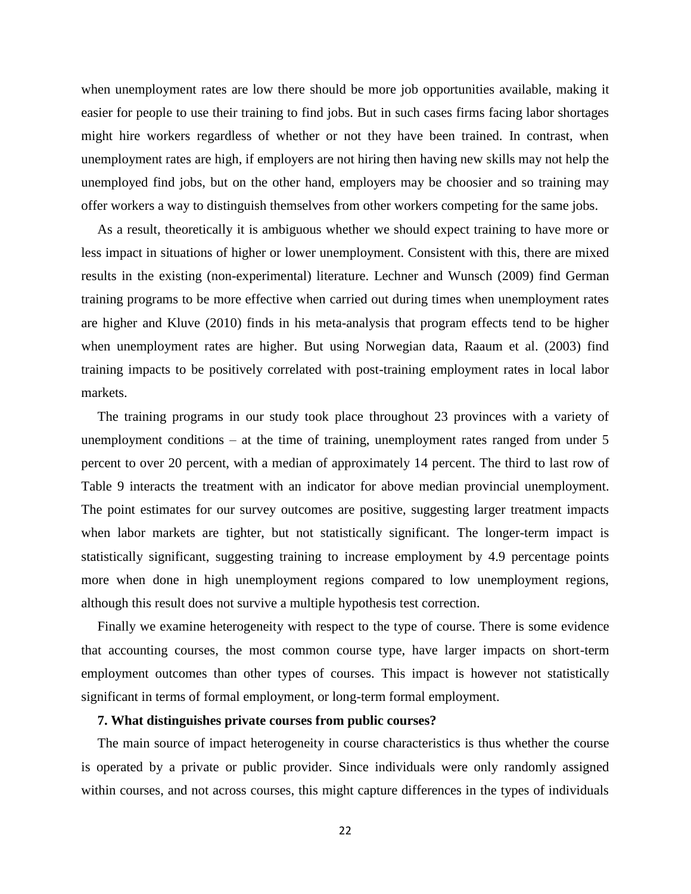when unemployment rates are low there should be more job opportunities available, making it easier for people to use their training to find jobs. But in such cases firms facing labor shortages might hire workers regardless of whether or not they have been trained. In contrast, when unemployment rates are high, if employers are not hiring then having new skills may not help the unemployed find jobs, but on the other hand, employers may be choosier and so training may offer workers a way to distinguish themselves from other workers competing for the same jobs.

As a result, theoretically it is ambiguous whether we should expect training to have more or less impact in situations of higher or lower unemployment. Consistent with this, there are mixed results in the existing (non-experimental) literature. Lechner and Wunsch (2009) find German training programs to be more effective when carried out during times when unemployment rates are higher and Kluve (2010) finds in his meta-analysis that program effects tend to be higher when unemployment rates are higher. But using Norwegian data, Raaum et al. (2003) find training impacts to be positively correlated with post-training employment rates in local labor markets.

The training programs in our study took place throughout 23 provinces with a variety of unemployment conditions – at the time of training, unemployment rates ranged from under 5 percent to over 20 percent, with a median of approximately 14 percent. The third to last row of Table 9 interacts the treatment with an indicator for above median provincial unemployment. The point estimates for our survey outcomes are positive, suggesting larger treatment impacts when labor markets are tighter, but not statistically significant. The longer-term impact is statistically significant, suggesting training to increase employment by 4.9 percentage points more when done in high unemployment regions compared to low unemployment regions, although this result does not survive a multiple hypothesis test correction.

Finally we examine heterogeneity with respect to the type of course. There is some evidence that accounting courses, the most common course type, have larger impacts on short-term employment outcomes than other types of courses. This impact is however not statistically significant in terms of formal employment, or long-term formal employment.

### 7. What distinguishes private courses from public courses?

The main source of impact heterogeneity in course characteristics is thus whether the course is operated by a private or public provider. Since individuals were only randomly assigned within courses, and not across courses, this might capture differences in the types of individuals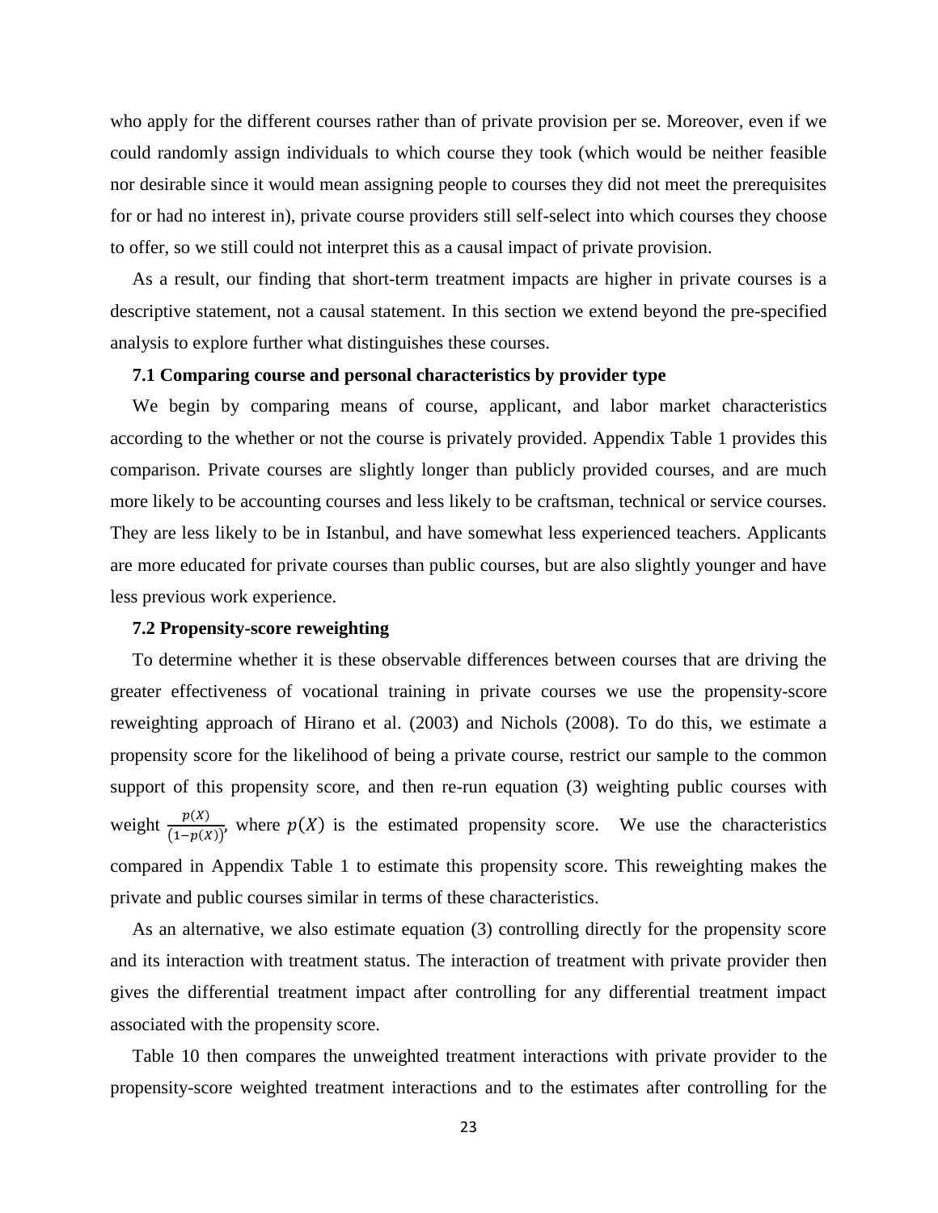who apply for the different courses rather than of private provision per se. Moreover, even if we could randomly assign individuals to which course they took (which would be neither feasible nor desirable since it would mean assigning people to courses they did not meet the prerequisites for or had no interest in), private course providers still self-select into which courses they choose to offer, so we still could not interpret this as a causal impact of private provision.

As a result, our finding that short-term treatment impacts are higher in private courses is a descriptive statement, not a causal statement. In this section we extend beyond the pre-specified analysis to explore further what distinguishes these courses.

### 7.1 Comparing course and personal characteristics by provider type

We begin by comparing means of course, applicant, and labor market characteristics according to the whether or not the course is privately provided. Appendix Table 1 provides this comparison. Private courses are slightly longer than publicly provided courses, and are much more likely to be accounting courses and less likely to be craftsman, technical or service courses. They are less likely to be in Istanbul, and have somewhat less experienced teachers. Applicants are more educated for private courses than public courses, but are also slightly younger and have less previous work experience.

### 7.2 Propensity-score reweighting

To determine whether it is these observable differences between courses that are driving the greater effectiveness of vocational training in private courses we use the propensity-score reweighting approach of Hirano et al. (2003) and Nichols (2008). To do this, we estimate a propensity score for the likelihood of being a private course, restrict our sample to the common support of this propensity score, and then re-run equation (3) weighting public courses with weight $\frac{p(X)}{(1-p(X))}$, where $p(X)$ is the estimated propensity score. We use the characteristics compared in Appendix Table 1 to estimate this propensity score. This reweighting makes the private and public courses similar in terms of these characteristics.

As an alternative, we also estimate equation (3) controlling directly for the propensity score and its interaction with treatment status. The interaction of treatment with private provider then gives the differential treatment impact after controlling for any differential treatment impact associated with the propensity score.

Table 10 then compares the unweighted treatment interactions with private provider to the propensity-score weighted treatment interactions and to the estimates after controlling for the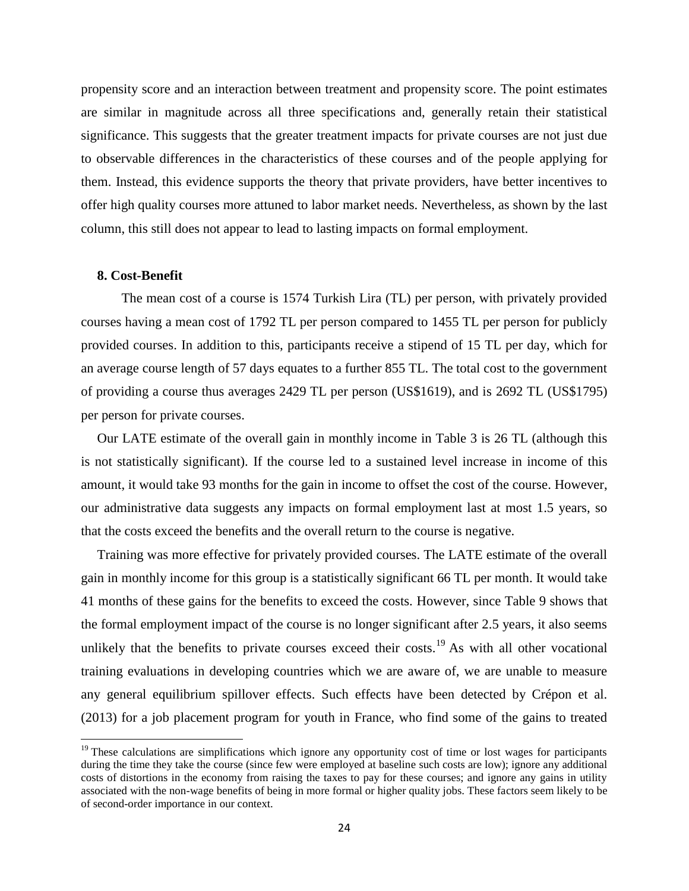propensity score and an interaction between treatment and propensity score. The point estimates are similar in magnitude across all three specifications and, generally retain their statistical significance. This suggests that the greater treatment impacts for private courses are not just due to observable differences in the characteristics of these courses and of the people applying for them. Instead, this evidence supports the theory that private providers, have better incentives to offer high quality courses more attuned to labor market needs. Nevertheless, as shown by the last column, this still does not appear to lead to lasting impacts on formal employment.

## 8. Cost-Benefit

The mean cost of a course is 1574 Turkish Lira (TL) per person, with privately provided courses having a mean cost of 1792 TL per person compared to 1455 TL per person for publicly provided courses. In addition to this, participants receive a stipend of 15 TL per day, which for an average course length of 57 days equates to a further 855 TL. The total cost to the government of providing a course thus averages 2429 TL per person (US$1619), and is 2692 TL (US$1795) per person for private courses.

Our LATE estimate of the overall gain in monthly income in Table 3 is 26 TL (although this is not statistically significant). If the course led to a sustained level increase in income of this amount, it would take 93 months for the gain in income to offset the cost of the course. However, our administrative data suggests any impacts on formal employment last at most 1.5 years, so that the costs exceed the benefits and the overall return to the course is negative.

Training was more effective for privately provided courses. The LATE estimate of the overall gain in monthly income for this group is a statistically significant 66 TL per month. It would take 41 months of these gains for the benefits to exceed the costs. However, since Table 9 shows that the formal employment impact of the course is no longer significant after 2.5 years, it also seems unlikely that the benefits to private courses exceed their costs.[19] As with all other vocational training evaluations in developing countries which we are aware of, we are unable to measure any general equilibrium spillover effects. Such effects have been detected by Crépon et al. (2013) for a job placement program for youth in France, who find some of the gains to treated

[19] These calculations are simplifications which ignore any opportunity cost of time or lost wages for participants during the time they take the course (since few were employed at baseline such costs are low); ignore any additional costs of distortions in the economy from raising the taxes to pay for these courses; and ignore any gains in utility associated with the non-wage benefits of being in more formal or higher quality jobs. These factors seem likely to be of second-order importance in our context.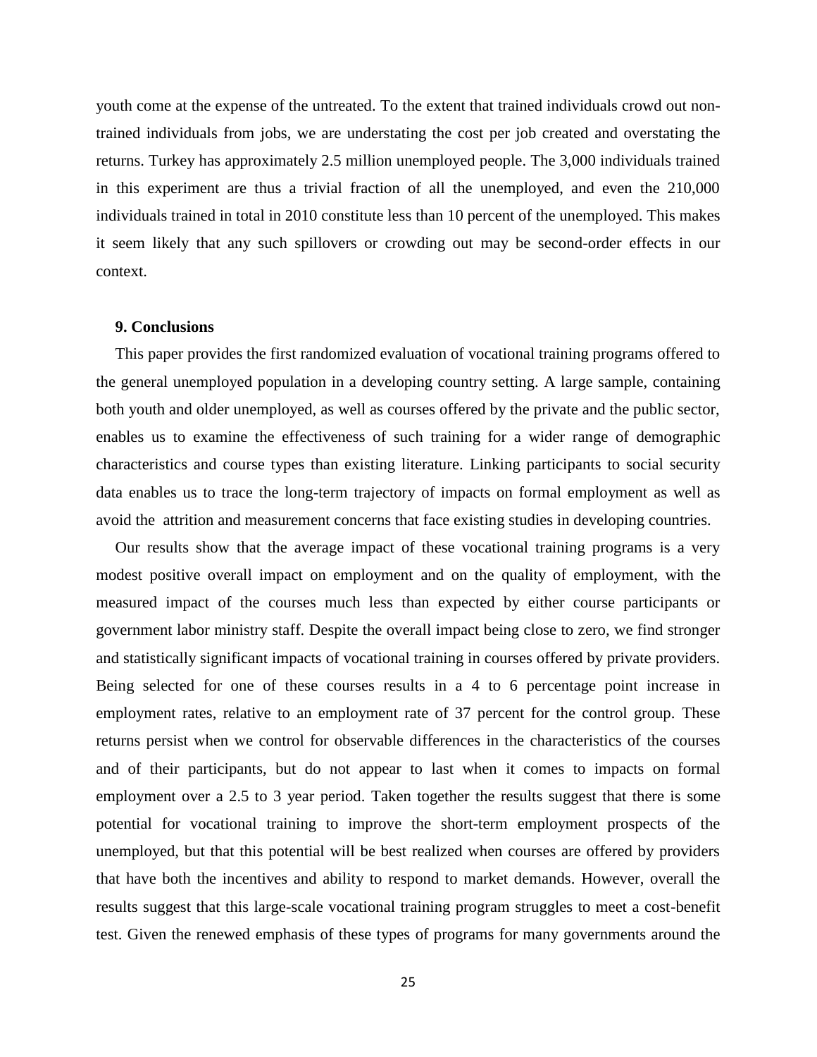youth come at the expense of the untreated. To the extent that trained individuals crowd out non-trained individuals from jobs, we are understating the cost per job created and overstating the returns. Turkey has approximately 2.5 million unemployed people. The 3,000 individuals trained in this experiment are thus a trivial fraction of all the unemployed, and even the 210,000 individuals trained in total in 2010 constitute less than 10 percent of the unemployed. This makes it seem likely that any such spillovers or crowding out may be second-order effects in our context.

## 9. Conclusions

This paper provides the first randomized evaluation of vocational training programs offered to the general unemployed population in a developing country setting. A large sample, containing both youth and older unemployed, as well as courses offered by the private and the public sector, enables us to examine the effectiveness of such training for a wider range of demographic characteristics and course types than existing literature. Linking participants to social security data enables us to trace the long-term trajectory of impacts on formal employment as well as avoid the attrition and measurement concerns that face existing studies in developing countries.

Our results show that the average impact of these vocational training programs is a very modest positive overall impact on employment and on the quality of employment, with the measured impact of the courses much less than expected by either course participants or government labor ministry staff. Despite the overall impact being close to zero, we find stronger and statistically significant impacts of vocational training in courses offered by private providers. Being selected for one of these courses results in a 4 to 6 percentage point increase in employment rates, relative to an employment rate of 37 percent for the control group. These returns persist when we control for observable differences in the characteristics of the courses and of their participants, but do not appear to last when it comes to impacts on formal employment over a 2.5 to 3 year period. Taken together the results suggest that there is some potential for vocational training to improve the short-term employment prospects of the unemployed, but that this potential will be best realized when courses are offered by providers that have both the incentives and ability to respond to market demands. However, overall the results suggest that this large-scale vocational training program struggles to meet a cost-benefit test. Given the renewed emphasis of these types of programs for many governments around the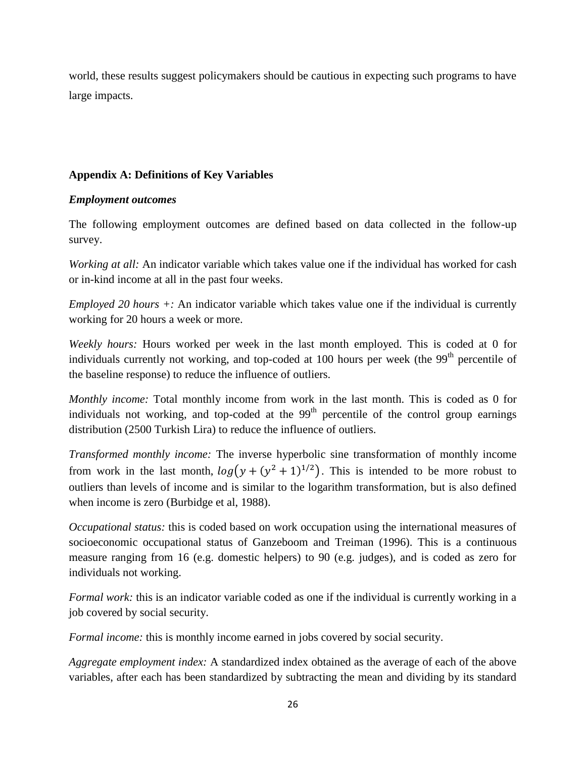world, these results suggest policymakers should be cautious in expecting such programs to have large impacts.

## Appendix A: Definitions of Key Variables

### *Employment outcomes*

The following employment outcomes are defined based on data collected in the follow-up survey.

*Working at all:* An indicator variable which takes value one if the individual has worked for cash or in-kind income at all in the past four weeks.

*Employed 20 hours +:* An indicator variable which takes value one if the individual is currently working for 20 hours a week or more.

*Weekly hours:* Hours worked per week in the last month employed. This is coded at 0 for individuals currently not working, and top-coded at 100 hours per week (the 99$^{th}$ percentile of the baseline response) to reduce the influence of outliers.

*Monthly income:* Total monthly income from work in the last month. This is coded as 0 for individuals not working, and top-coded at the 99$^{th}$ percentile of the control group earnings distribution (2500 Turkish Lira) to reduce the influence of outliers.

*Transformed monthly income:* The inverse hyperbolic sine transformation of monthly income from work in the last month, $log\left(y + (y^2 + 1)^{1/2}\right)$. This is intended to be more robust to outliers than levels of income and is similar to the logarithm transformation, but is also defined when income is zero (Burbidge et al, 1988).

*Occupational status:* this is coded based on work occupation using the international measures of socioeconomic occupational status of Ganzeboom and Treiman (1996). This is a continuous measure ranging from 16 (e.g. domestic helpers) to 90 (e.g. judges), and is coded as zero for individuals not working.

*Formal work:* this is an indicator variable coded as one if the individual is currently working in a job covered by social security.

*Formal income:* this is monthly income earned in jobs covered by social security.

*Aggregate employment index:* A standardized index obtained as the average of each of the above variables, after each has been standardized by subtracting the mean and dividing by its standard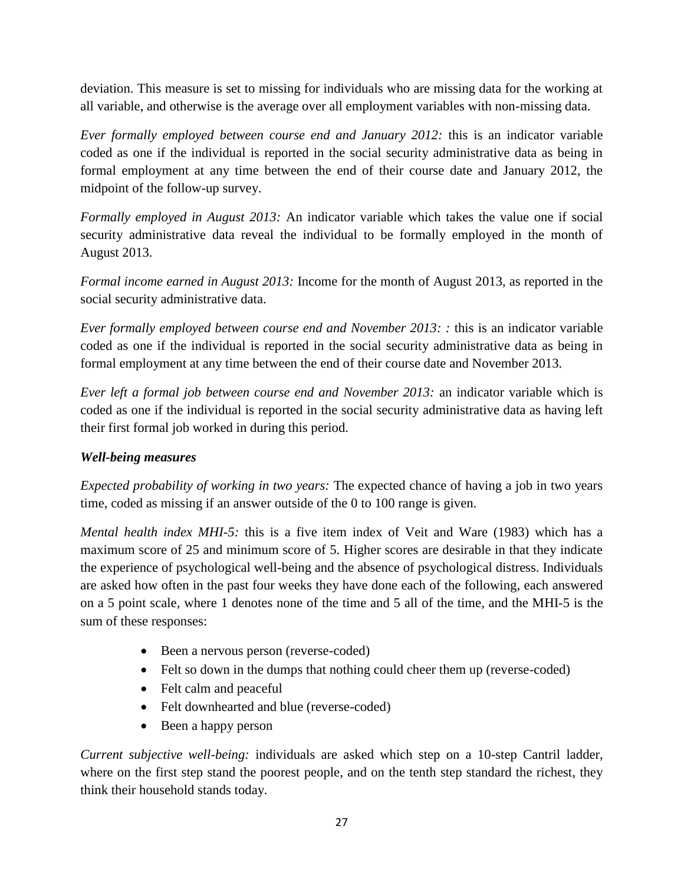deviation. This measure is set to missing for individuals who are missing data for the working at all variable, and otherwise is the average over all employment variables with non-missing data.

*Ever formally employed between course end and January 2012:* this is an indicator variable coded as one if the individual is reported in the social security administrative data as being in formal employment at any time between the end of their course date and January 2012, the midpoint of the follow-up survey.

*Formally employed in August 2013:* An indicator variable which takes the value one if social security administrative data reveal the individual to be formally employed in the month of August 2013.

*Formal income earned in August 2013:* Income for the month of August 2013, as reported in the social security administrative data.

*Ever formally employed between course end and November 2013: :* this is an indicator variable coded as one if the individual is reported in the social security administrative data as being in formal employment at any time between the end of their course date and November 2013.

*Ever left a formal job between course end and November 2013:* an indicator variable which is coded as one if the individual is reported in the social security administrative data as having left their first formal job worked in during this period.

***Well-being measures***

*Expected probability of working in two years:* The expected chance of having a job in two years time, coded as missing if an answer outside of the 0 to 100 range is given.

*Mental health index MHI-5:* this is a five item index of Veit and Ware (1983) which has a maximum score of 25 and minimum score of 5. Higher scores are desirable in that they indicate the experience of psychological well-being and the absence of psychological distress. Individuals are asked how often in the past four weeks they have done each of the following, each answered on a 5 point scale, where 1 denotes none of the time and 5 all of the time, and the MHI-5 is the sum of these responses:

- Been a nervous person (reverse-coded)
- Felt so down in the dumps that nothing could cheer them up (reverse-coded)
- Felt calm and peaceful
- Felt downhearted and blue (reverse-coded)
- Been a happy person

*Current subjective well-being:* individuals are asked which step on a 10-step Cantril ladder, where on the first step stand the poorest people, and on the tenth step standard the richest, they think their household stands today.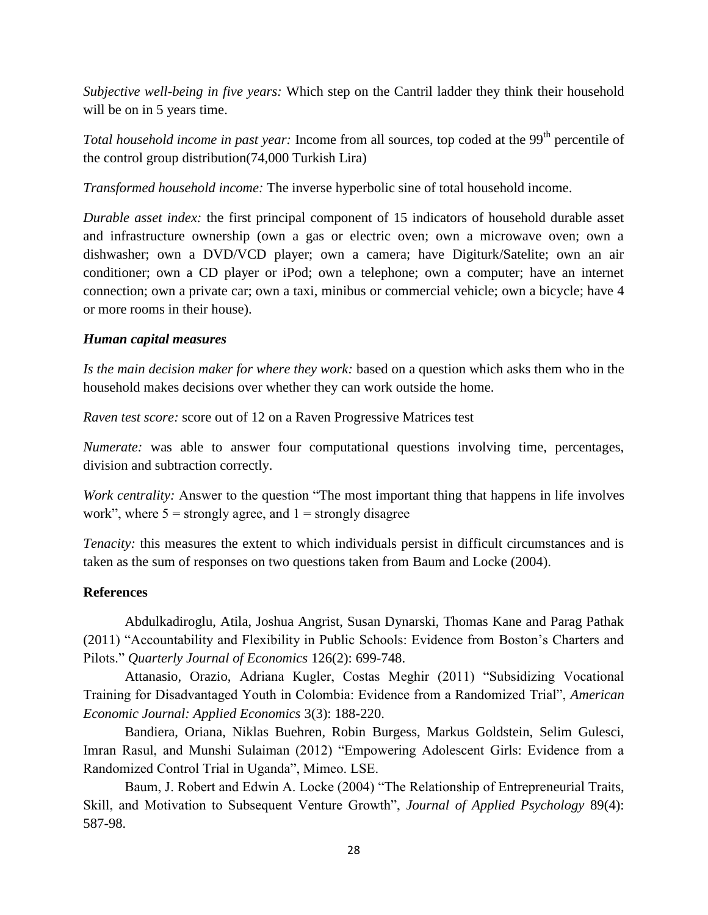*Subjective well-being in five years:* Which step on the Cantril ladder they think their household will be on in 5 years time.

*Total household income in past year:* Income from all sources, top coded at the 99th percentile of the control group distribution(74,000 Turkish Lira)

*Transformed household income:* The inverse hyperbolic sine of total household income.

*Durable asset index:* the first principal component of 15 indicators of household durable asset and infrastructure ownership (own a gas or electric oven; own a microwave oven; own a dishwasher; own a DVD/VCD player; own a camera; have Digiturk/Satelite; own an air conditioner; own a CD player or iPod; own a telephone; own a computer; have an internet connection; own a private car; own a taxi, minibus or commercial vehicle; own a bicycle; have 4 or more rooms in their house).

***Human capital measures***

*Is the main decision maker for where they work:* based on a question which asks them who in the household makes decisions over whether they can work outside the home.

*Raven test score:* score out of 12 on a Raven Progressive Matrices test

*Numerate:* was able to answer four computational questions involving time, percentages, division and subtraction correctly.

*Work centrality:* Answer to the question "The most important thing that happens in life involves work", where 5 = strongly agree, and 1 = strongly disagree

*Tenacity:* this measures the extent to which individuals persist in difficult circumstances and is taken as the sum of responses on two questions taken from Baum and Locke (2004).

**References**

Abdulkadiroglu, Atila, Joshua Angrist, Susan Dynarski, Thomas Kane and Parag Pathak (2011) "Accountability and Flexibility in Public Schools: Evidence from Boston's Charters and Pilots." *Quarterly Journal of Economics* 126(2): 699-748.

Attanasio, Orazio, Adriana Kugler, Costas Meghir (2011) "Subsidizing Vocational Training for Disadvantaged Youth in Colombia: Evidence from a Randomized Trial", *American Economic Journal: Applied Economics* 3(3): 188-220.

Bandiera, Oriana, Niklas Buehren, Robin Burgess, Markus Goldstein, Selim Gulesci, Imran Rasul, and Munshi Sulaiman (2012) "Empowering Adolescent Girls: Evidence from a Randomized Control Trial in Uganda", Mimeo. LSE.

Baum, J. Robert and Edwin A. Locke (2004) "The Relationship of Entrepreneurial Traits, Skill, and Motivation to Subsequent Venture Growth", *Journal of Applied Psychology* 89(4): 587-98.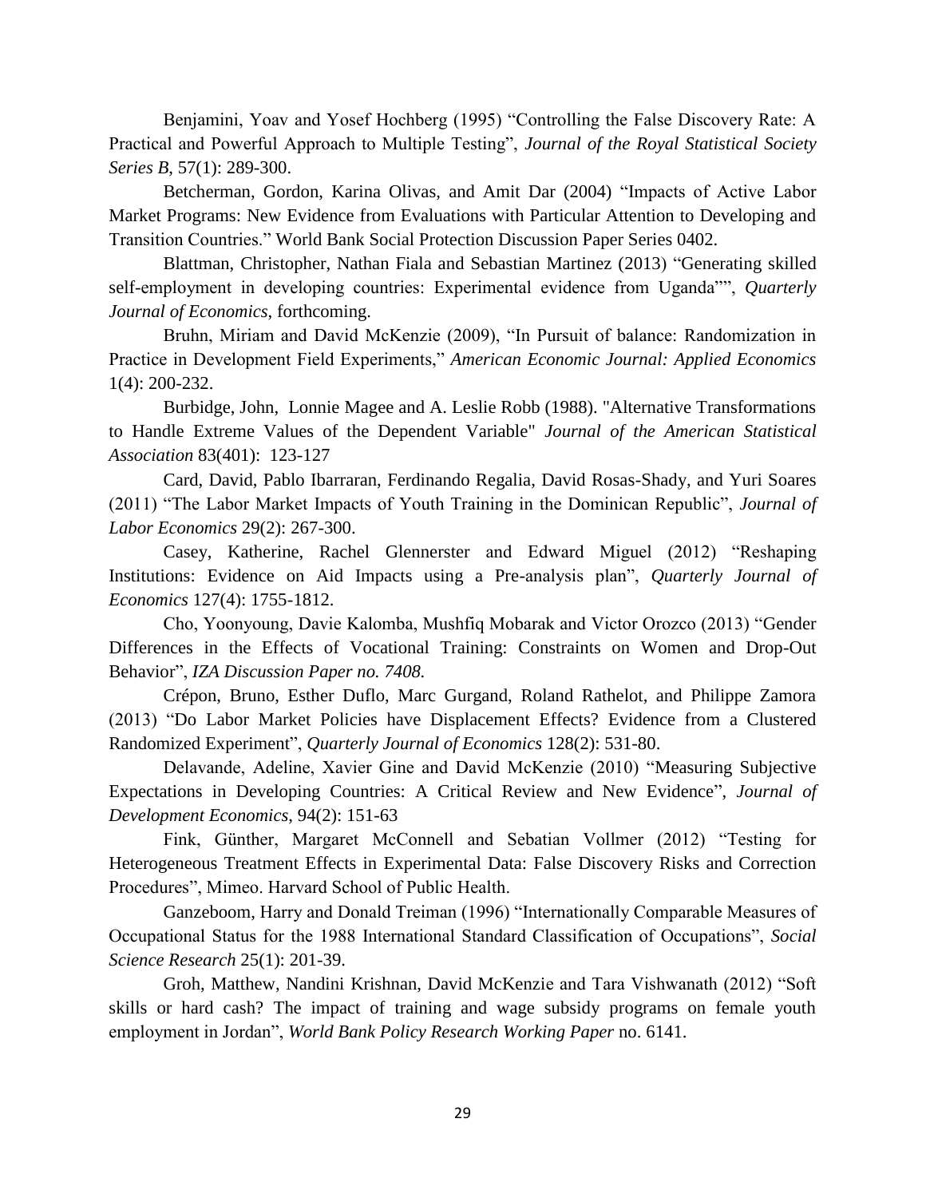Benjamini, Yoav and Yosef Hochberg (1995) "Controlling the False Discovery Rate: A Practical and Powerful Approach to Multiple Testing", *Journal of the Royal Statistical Society Series B*, 57(1): 289-300.

Betcherman, Gordon, Karina Olivas, and Amit Dar (2004) "Impacts of Active Labor Market Programs: New Evidence from Evaluations with Particular Attention to Developing and Transition Countries." World Bank Social Protection Discussion Paper Series 0402.

Blattman, Christopher, Nathan Fiala and Sebastian Martinez (2013) "Generating skilled self-employment in developing countries: Experimental evidence from Uganda"", *Quarterly Journal of Economics*, forthcoming.

Bruhn, Miriam and David McKenzie (2009), "In Pursuit of balance: Randomization in Practice in Development Field Experiments," *American Economic Journal: Applied Economics* 1(4): 200-232.

Burbidge, John, Lonnie Magee and A. Leslie Robb (1988). "Alternative Transformations to Handle Extreme Values of the Dependent Variable" *Journal of the American Statistical Association* 83(401): 123-127

Card, David, Pablo Ibarraran, Ferdinando Regalia, David Rosas-Shady, and Yuri Soares (2011) "The Labor Market Impacts of Youth Training in the Dominican Republic", *Journal of Labor Economics* 29(2): 267-300.

Casey, Katherine, Rachel Glennerster and Edward Miguel (2012) "Reshaping Institutions: Evidence on Aid Impacts using a Pre-analysis plan", *Quarterly Journal of Economics* 127(4): 1755-1812.

Cho, Yoonyoung, Davie Kalomba, Mushfiq Mobarak and Victor Orozco (2013) "Gender Differences in the Effects of Vocational Training: Constraints on Women and Drop-Out Behavior", *IZA Discussion Paper no. 7408.*

Crépon, Bruno, Esther Duflo, Marc Gurgand, Roland Rathelot, and Philippe Zamora (2013) "Do Labor Market Policies have Displacement Effects? Evidence from a Clustered Randomized Experiment", *Quarterly Journal of Economics* 128(2): 531-80.

Delavande, Adeline, Xavier Gine and David McKenzie (2010) "Measuring Subjective Expectations in Developing Countries: A Critical Review and New Evidence", *Journal of Development Economics*, 94(2): 151-63

Fink, Günther, Margaret McConnell and Sebatian Vollmer (2012) "Testing for Heterogeneous Treatment Effects in Experimental Data: False Discovery Risks and Correction Procedures", Mimeo. Harvard School of Public Health.

Ganzeboom, Harry and Donald Treiman (1996) "Internationally Comparable Measures of Occupational Status for the 1988 International Standard Classification of Occupations", *Social Science Research* 25(1): 201-39.

Groh, Matthew, Nandini Krishnan, David McKenzie and Tara Vishwanath (2012) "Soft skills or hard cash? The impact of training and wage subsidy programs on female youth employment in Jordan", *World Bank Policy Research Working Paper* no. 6141.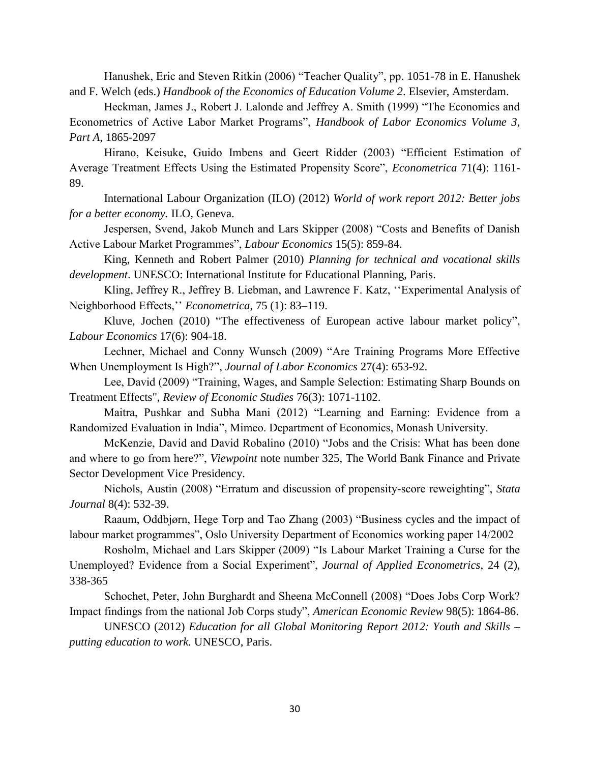Hanushek, Eric and Steven Ritkin (2006) "Teacher Quality", pp. 1051-78 in E. Hanushek and F. Welch (eds.) *Handbook of the Economics of Education Volume 2*. Elsevier, Amsterdam.

Heckman, James J., Robert J. Lalonde and Jeffrey A. Smith (1999) "The Economics and Econometrics of Active Labor Market Programs", *Handbook of Labor Economics Volume 3, Part A*, 1865-2097

Hirano, Keisuke, Guido Imbens and Geert Ridder (2003) "Efficient Estimation of Average Treatment Effects Using the Estimated Propensity Score", *Econometrica* 71(4): 1161-89.

International Labour Organization (ILO) (2012) *World of work report 2012: Better jobs for a better economy.* ILO, Geneva.

Jespersen, Svend, Jakob Munch and Lars Skipper (2008) "Costs and Benefits of Danish Active Labour Market Programmes", *Labour Economics* 15(5): 859-84.

King, Kenneth and Robert Palmer (2010) *Planning for technical and vocational skills development*. UNESCO: International Institute for Educational Planning, Paris.

Kling, Jeffrey R., Jeffrey B. Liebman, and Lawrence F. Katz, ''Experimental Analysis of Neighborhood Effects,'' *Econometrica*, 75 (1): 83–119.

Kluve, Jochen (2010) "The effectiveness of European active labour market policy", *Labour Economics* 17(6): 904-18.

Lechner, Michael and Conny Wunsch (2009) "Are Training Programs More Effective When Unemployment Is High?", *Journal of Labor Economics* 27(4): 653-92.

Lee, David (2009) "Training, Wages, and Sample Selection: Estimating Sharp Bounds on Treatment Effects", *Review of Economic Studies* 76(3): 1071-1102.

Maitra, Pushkar and Subha Mani (2012) "Learning and Earning: Evidence from a Randomized Evaluation in India", Mimeo. Department of Economics, Monash University.

McKenzie, David and David Robalino (2010) "Jobs and the Crisis: What has been done and where to go from here?", *Viewpoint* note number 325, The World Bank Finance and Private Sector Development Vice Presidency.

Nichols, Austin (2008) "Erratum and discussion of propensity-score reweighting", *Stata Journal* 8(4): 532-39.

Raaum, Oddbjørn, Hege Torp and Tao Zhang (2003) "Business cycles and the impact of labour market programmes", Oslo University Department of Economics working paper 14/2002

Rosholm, Michael and Lars Skipper (2009) "Is Labour Market Training a Curse for the Unemployed? Evidence from a Social Experiment", *Journal of Applied Econometrics*, 24 (2), 338-365

Schochet, Peter, John Burghardt and Sheena McConnell (2008) "Does Jobs Corp Work? Impact findings from the national Job Corps study", *American Economic Review* 98(5): 1864-86.

UNESCO (2012) *Education for all Global Monitoring Report 2012: Youth and Skills – putting education to work.* UNESCO, Paris.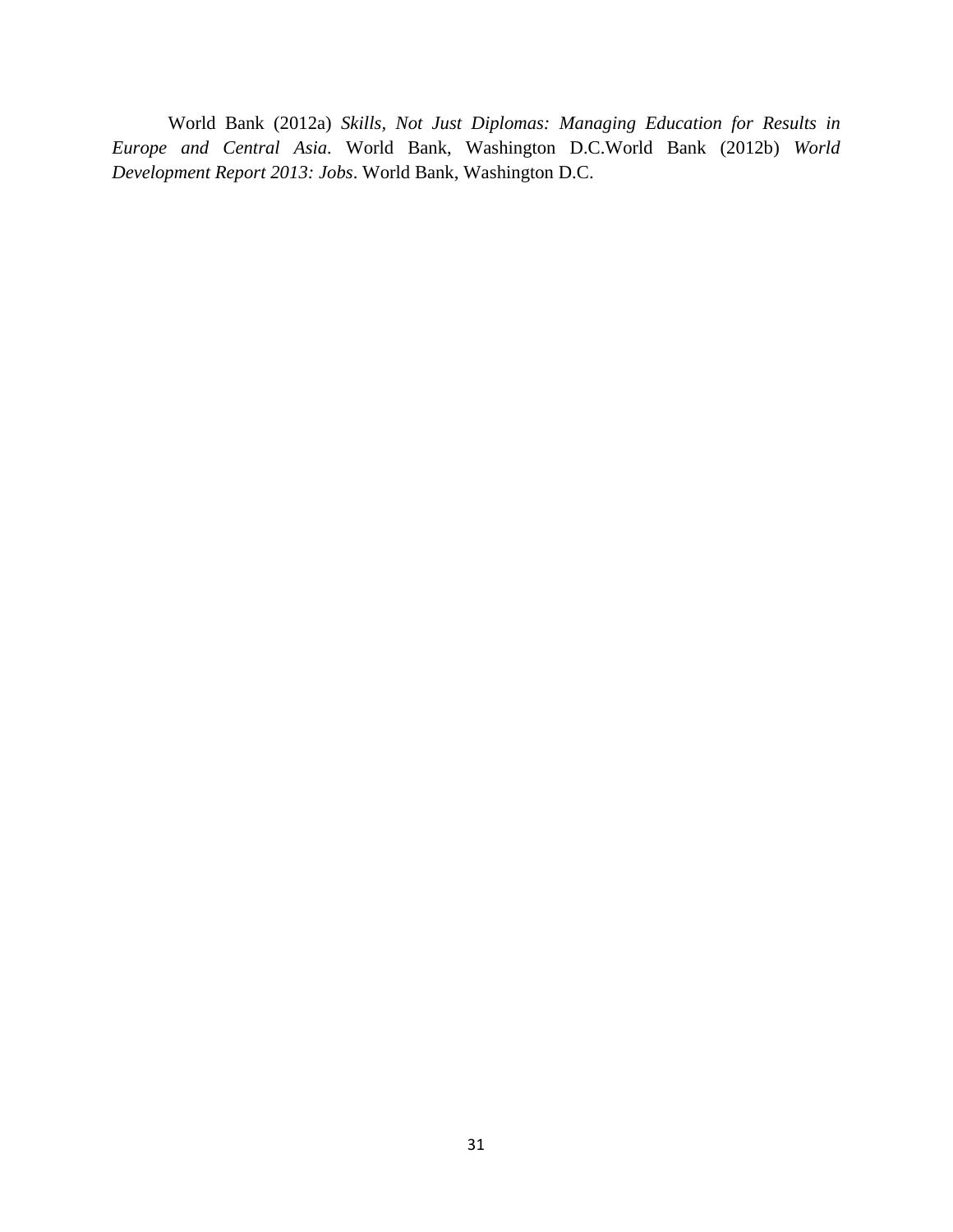World Bank (2012a) *Skills, Not Just Diplomas: Managing Education for Results in Europe and Central Asia*. World Bank, Washington D.C.World Bank (2012b) *World Development Report 2013: Jobs*. World Bank, Washington D.C.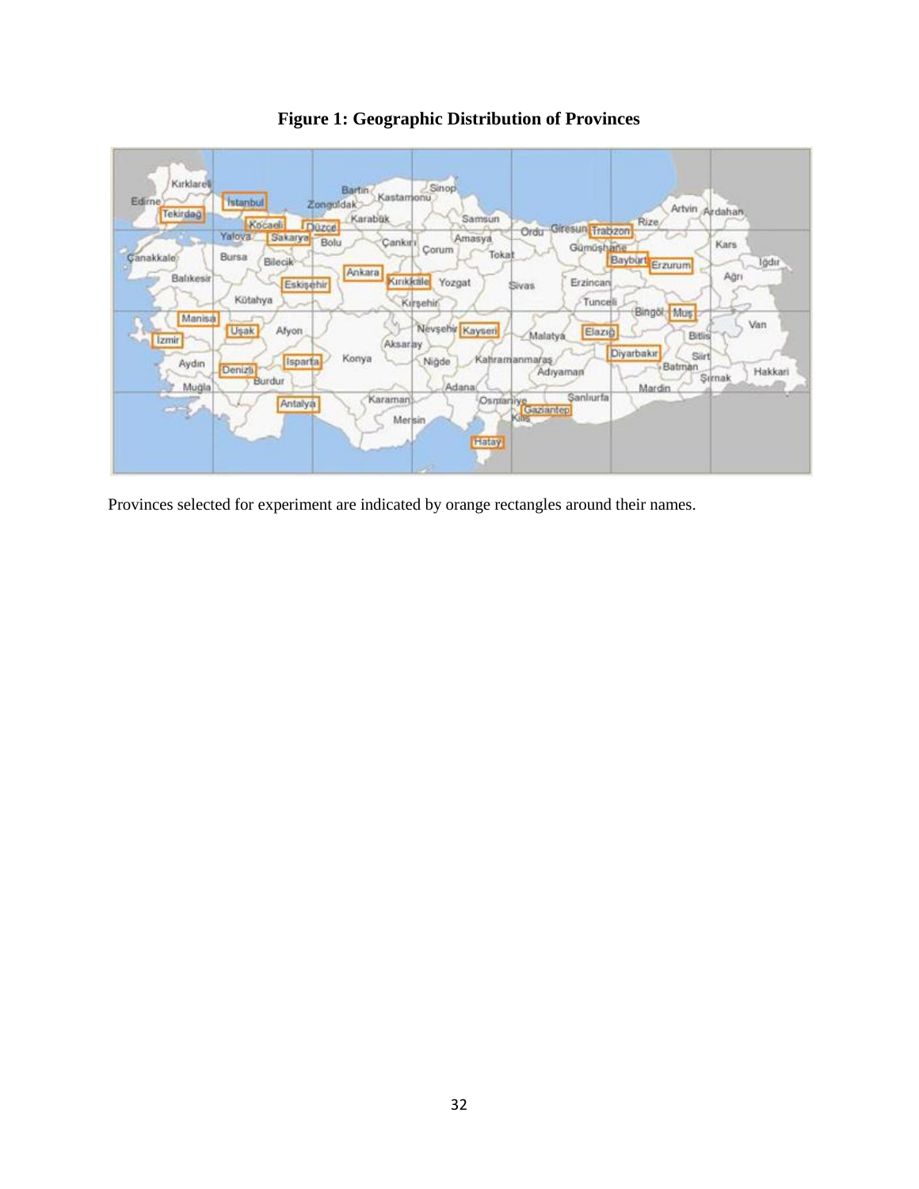**Figure 1: Geographic Distribution of Provinces**

Provinces selected for experiment are indicated by orange rectangles around their names.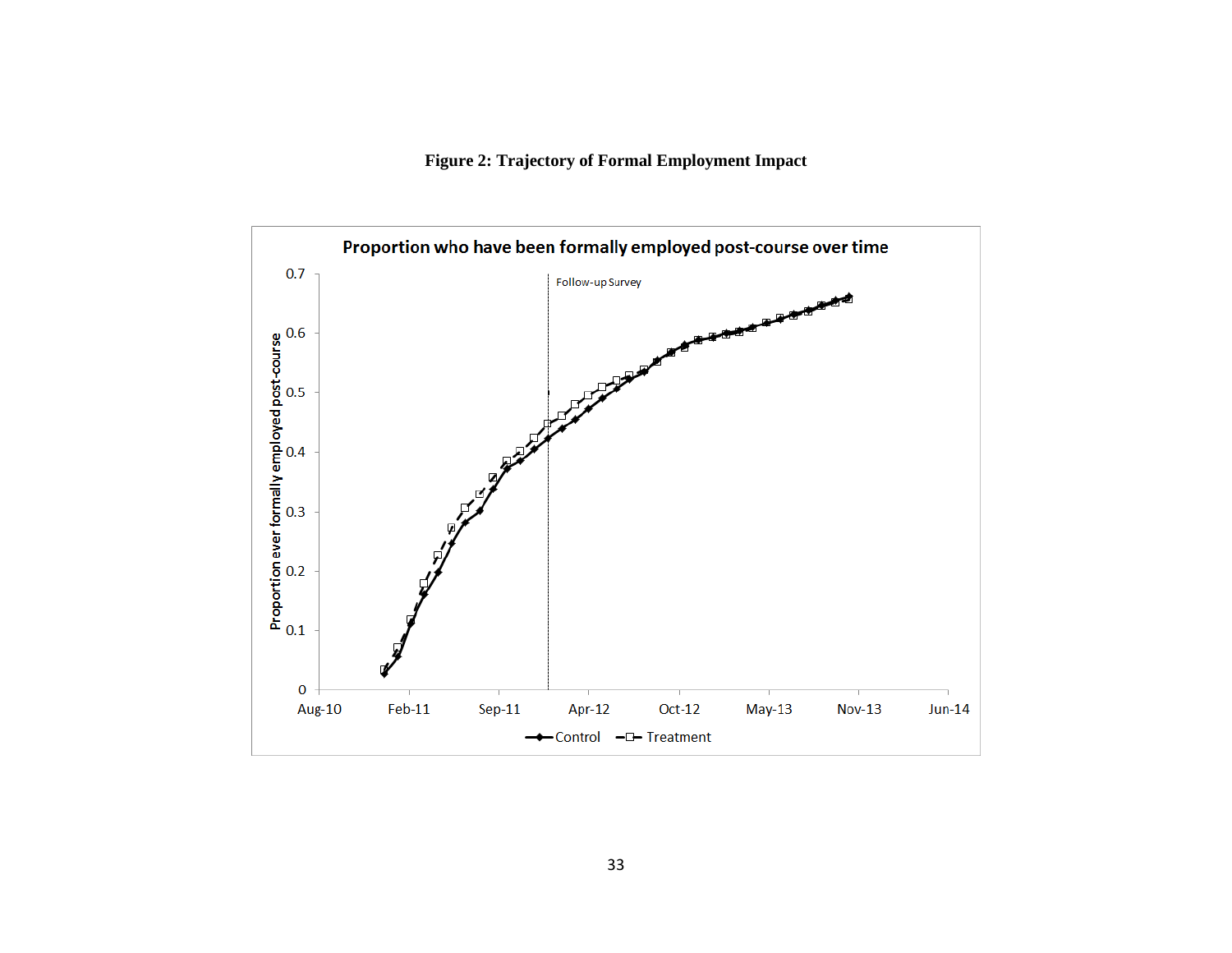**Figure 2: Trajectory of Formal Employment Impact**

Proportion who have been formally employed post-course over time

Proportion ever formally employed post-course

Follow-up Survey

0.7
0.6
0.5
0.4
0.3
0.2
0.1
0

Aug-10 Feb-11 Sep-11 Apr-12 Oct-12 May-13 Nov-13 Jun-14

Control — Treatment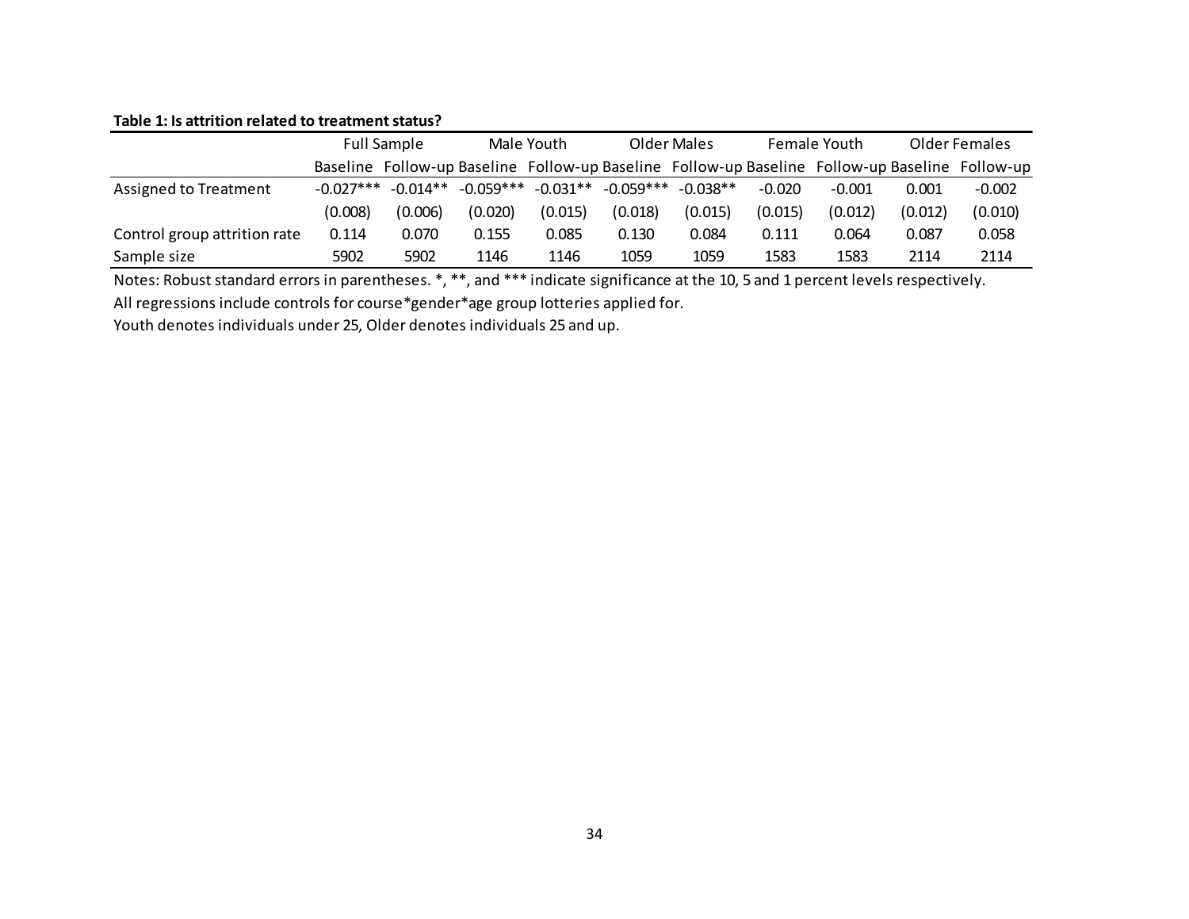**Table 1: Is attrition related to treatment status?**

| | Full Sample | | Male Youth | | Older Males | | Female Youth | | Older Females | |
|---|---|---|---|---|---|---|---|---|---|---|
| | Baseline | Follow-up | Baseline | Follow-up | Baseline | Follow-up | Baseline | Follow-up | Baseline | Follow-up |
| Assigned to Treatment | -0.027*** | -0.014** | -0.059*** | -0.031** | -0.059*** | -0.038** | -0.020 | -0.001 | 0.001 | -0.002 |
| | (0.008) | (0.006) | (0.020) | (0.015) | (0.018) | (0.015) | (0.015) | (0.012) | (0.012) | (0.010) |
| Control group attrition rate | 0.114 | 0.070 | 0.155 | 0.085 | 0.130 | 0.084 | 0.111 | 0.064 | 0.087 | 0.058 |
| Sample size | 5902 | 5902 | 1146 | 1146 | 1059 | 1059 | 1583 | 1583 | 2114 | 2114 |

Notes: Robust standard errors in parentheses. *, **, and *** indicate significance at the 10, 5 and 1 percent levels respectively.

All regressions include controls for course*gender*age group lotteries applied for.

Youth denotes individuals under 25, Older denotes individuals 25 and up.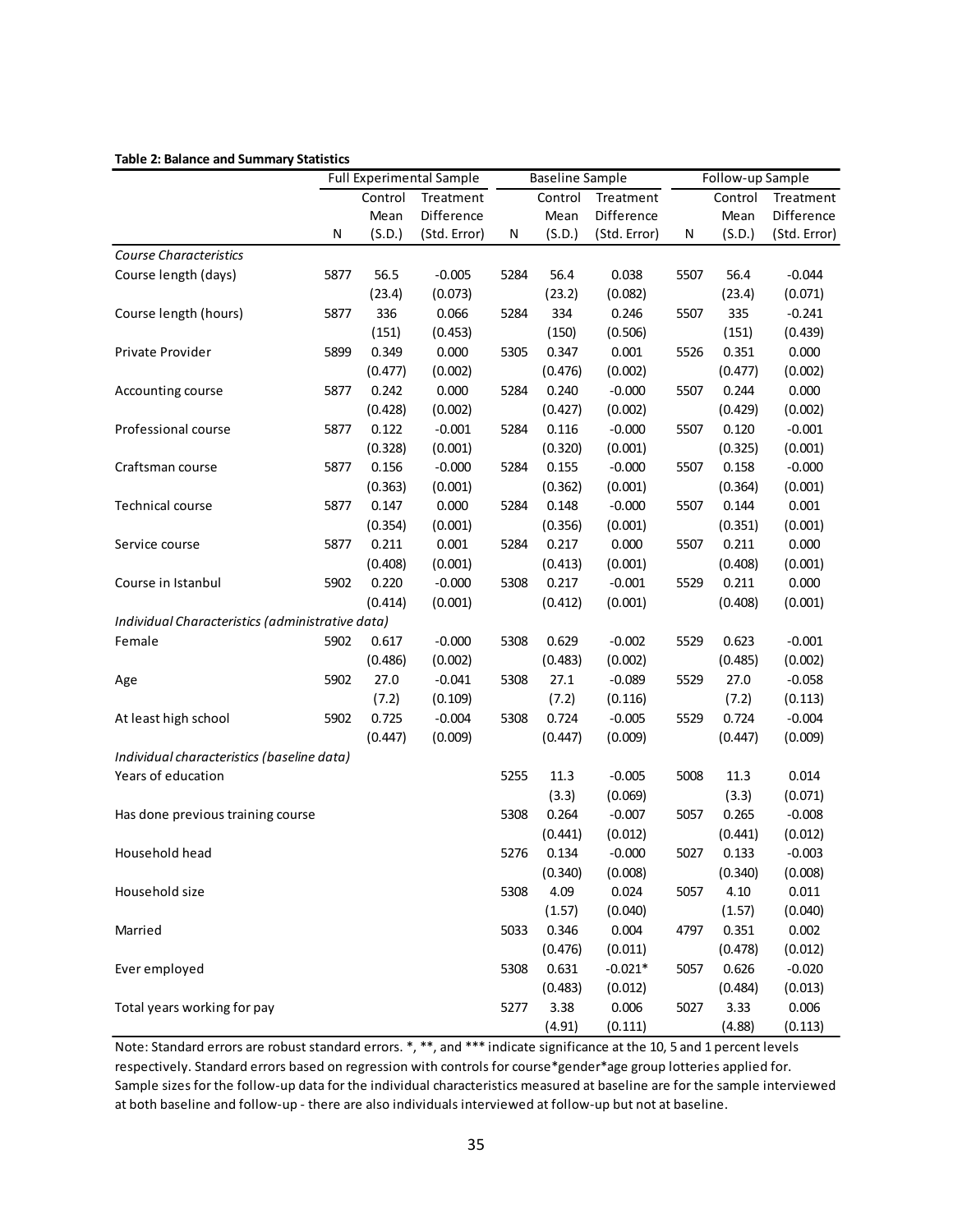**Table 2: Balance and Summary Statistics**

| | Full Experimental Sample | | | Baseline Sample | | | Follow-up Sample | | |
|---|---|---|---|---|---|---|---|---|---|
| | N | Control Mean (S.D.) | Treatment Difference (Std. Error) | N | Control Mean (S.D.) | Treatment Difference (Std. Error) | N | Control Mean (S.D.) | Treatment Difference (Std. Error) |
| *Course Characteristics* | | | | | | | | | |
| Course length (days) | 5877 | 56.5 | -0.005 | 5284 | 56.4 | 0.038 | 5507 | 56.4 | -0.044 |
| | | (23.4) | (0.073) | | (23.2) | (0.082) | | (23.4) | (0.071) |
| Course length (hours) | 5877 | 336 | 0.066 | 5284 | 334 | 0.246 | 5507 | 335 | -0.241 |
| | | (151) | (0.453) | | (150) | (0.506) | | (151) | (0.439) |
| Private Provider | 5899 | 0.349 | 0.000 | 5305 | 0.347 | 0.001 | 5526 | 0.351 | 0.000 |
| | | (0.477) | (0.002) | | (0.476) | (0.002) | | (0.477) | (0.002) |
| Accounting course | 5877 | 0.242 | 0.000 | 5284 | 0.240 | -0.000 | 5507 | 0.244 | 0.000 |
| | | (0.428) | (0.002) | | (0.427) | (0.002) | | (0.429) | (0.002) |
| Professional course | 5877 | 0.122 | -0.001 | 5284 | 0.116 | -0.000 | 5507 | 0.120 | -0.001 |
| | | (0.328) | (0.001) | | (0.320) | (0.001) | | (0.325) | (0.001) |
| Craftsman course | 5877 | 0.156 | -0.000 | 5284 | 0.155 | -0.000 | 5507 | 0.158 | -0.000 |
| | | (0.363) | (0.001) | | (0.362) | (0.001) | | (0.364) | (0.001) |
| Technical course | 5877 | 0.147 | 0.000 | 5284 | 0.148 | -0.000 | 5507 | 0.144 | 0.001 |
| | | (0.354) | (0.001) | | (0.356) | (0.001) | | (0.351) | (0.001) |
| Service course | 5877 | 0.211 | 0.001 | 5284 | 0.217 | 0.000 | 5507 | 0.211 | 0.000 |
| | | (0.408) | (0.001) | | (0.413) | (0.001) | | (0.408) | (0.001) |
| Course in Istanbul | 5902 | 0.220 | -0.000 | 5308 | 0.217 | -0.001 | 5529 | 0.211 | 0.000 |
| | | (0.414) | (0.001) | | (0.412) | (0.001) | | (0.408) | (0.001) |
| *Individual Characteristics (administrative data)* | | | | | | | | | |
| Female | 5902 | 0.617 | -0.000 | 5308 | 0.629 | -0.002 | 5529 | 0.623 | -0.001 |
| | | (0.486) | (0.002) | | (0.483) | (0.002) | | (0.485) | (0.002) |
| Age | 5902 | 27.0 | -0.041 | 5308 | 27.1 | -0.089 | 5529 | 27.0 | -0.058 |
| | | (7.2) | (0.109) | | (7.2) | (0.116) | | (7.2) | (0.113) |
| At least high school | 5902 | 0.725 | -0.004 | 5308 | 0.724 | -0.005 | 5529 | 0.724 | -0.004 |
| | | (0.447) | (0.009) | | (0.447) | (0.009) | | (0.447) | (0.009) |
| *Individual characteristics (baseline data)* | | | | | | | | | |
| Years of education | | | | 5255 | 11.3 | -0.005 | 5008 | 11.3 | 0.014 |
| | | | | | (3.3) | (0.069) | | (3.3) | (0.071) |
| Has done previous training course | | | | 5308 | 0.264 | -0.007 | 5057 | 0.265 | -0.008 |
| | | | | | (0.441) | (0.012) | | (0.441) | (0.012) |
| Household head | | | | 5276 | 0.134 | -0.000 | 5027 | 0.133 | -0.003 |
| | | | | | (0.340) | (0.008) | | (0.340) | (0.008) |
| Household size | | | | 5308 | 4.09 | 0.024 | 5057 | 4.10 | 0.011 |
| | | | | | (1.57) | (0.040) | | (1.57) | (0.040) |
| Married | | | | 5033 | 0.346 | 0.004 | 4797 | 0.351 | 0.002 |
| | | | | | (0.476) | (0.011) | | (0.478) | (0.012) |
| Ever employed | | | | 5308 | 0.631 | -0.021* | 5057 | 0.626 | -0.020 |
| | | | | | (0.483) | (0.012) | | (0.484) | (0.013) |
| Total years working for pay | | | | 5277 | 3.38 | 0.006 | 5027 | 3.33 | 0.006 |
| | | | | | (4.91) | (0.111) | | (4.88) | (0.113) |

Note: Standard errors are robust standard errors. *, **, and *** indicate significance at the 10, 5 and 1 percent levels respectively. Standard errors based on regression with controls for course*gender*age group lotteries applied for. Sample sizes for the follow-up data for the individual characteristics measured at baseline are for the sample interviewed at both baseline and follow-up - there are also individuals interviewed at follow-up but not at baseline.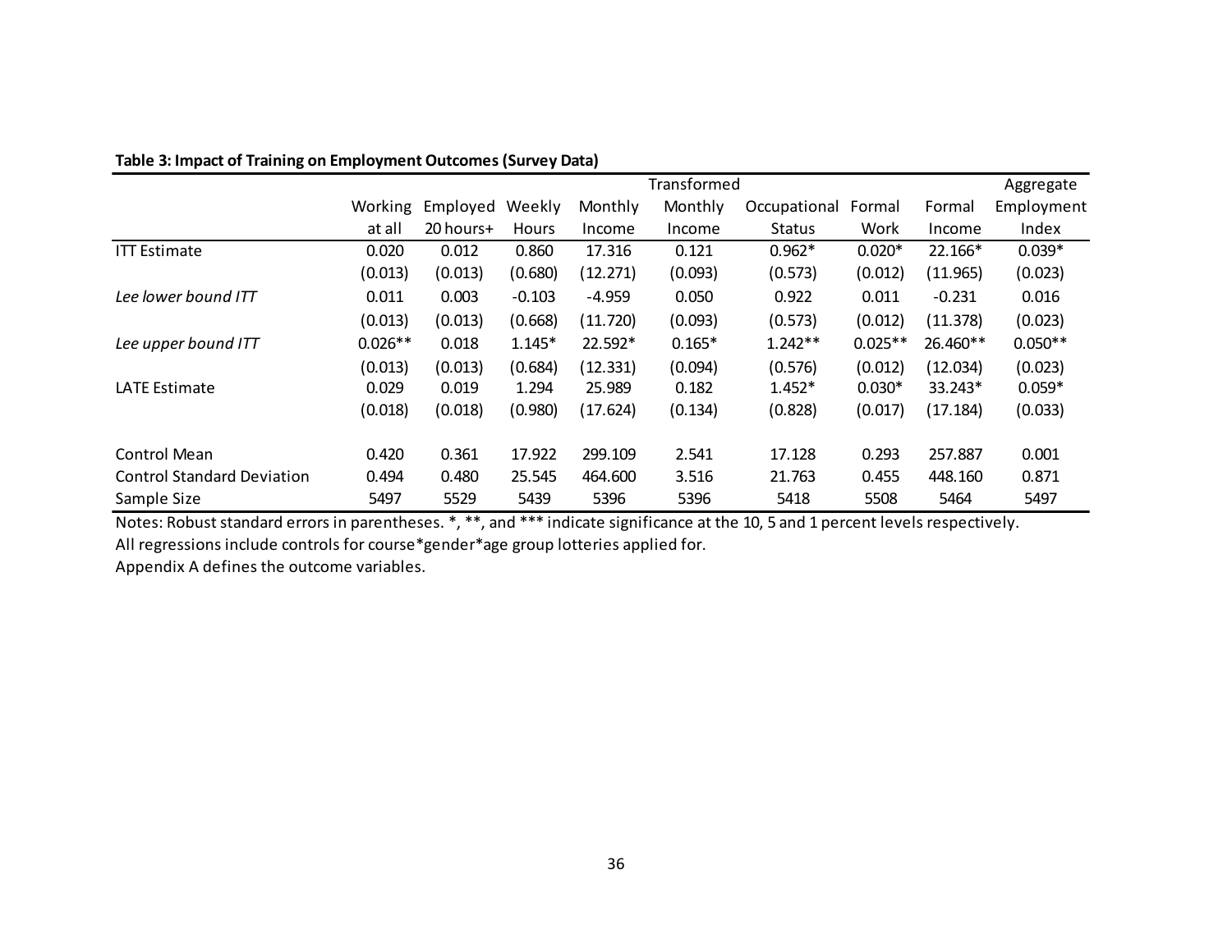**Table 3: Impact of Training on Employment Outcomes (Survey Data)**

| | Working at all | Employed 20 hours+ | Weekly Hours | Monthly Income | Transformed Monthly Income | Occupational Status | Formal Work | Formal Income | Aggregate Employment Index |
|---|---|---|---|---|---|---|---|---|---|
| ITT Estimate | 0.020 | 0.012 | 0.860 | 17.316 | 0.121 | 0.962* | 0.020* | 22.166* | 0.039* |
| | (0.013) | (0.013) | (0.680) | (12.271) | (0.093) | (0.573) | (0.012) | (11.965) | (0.023) |
| *Lee lower bound ITT* | 0.011 | 0.003 | -0.103 | -4.959 | 0.050 | 0.922 | 0.011 | -0.231 | 0.016 |
| | (0.013) | (0.013) | (0.668) | (11.720) | (0.093) | (0.573) | (0.012) | (11.378) | (0.023) |
| *Lee upper bound ITT* | 0.026** | 0.018 | 1.145* | 22.592* | 0.165* | 1.242** | 0.025** | 26.460** | 0.050** |
| | (0.013) | (0.013) | (0.684) | (12.331) | (0.094) | (0.576) | (0.012) | (12.034) | (0.023) |
| LATE Estimate | 0.029 | 0.019 | 1.294 | 25.989 | 0.182 | 1.452* | 0.030* | 33.243* | 0.059* |
| | (0.018) | (0.018) | (0.980) | (17.624) | (0.134) | (0.828) | (0.017) | (17.184) | (0.033) |
| Control Mean | 0.420 | 0.361 | 17.922 | 299.109 | 2.541 | 17.128 | 0.293 | 257.887 | 0.001 |
| Control Standard Deviation | 0.494 | 0.480 | 25.545 | 464.600 | 3.516 | 21.763 | 0.455 | 448.160 | 0.871 |
| Sample Size | 5497 | 5529 | 5439 | 5396 | 5396 | 5418 | 5508 | 5464 | 5497 |

Notes: Robust standard errors in parentheses. *, **, and *** indicate significance at the 10, 5 and 1 percent levels respectively.
All regressions include controls for course*gender*age group lotteries applied for.
Appendix A defines the outcome variables.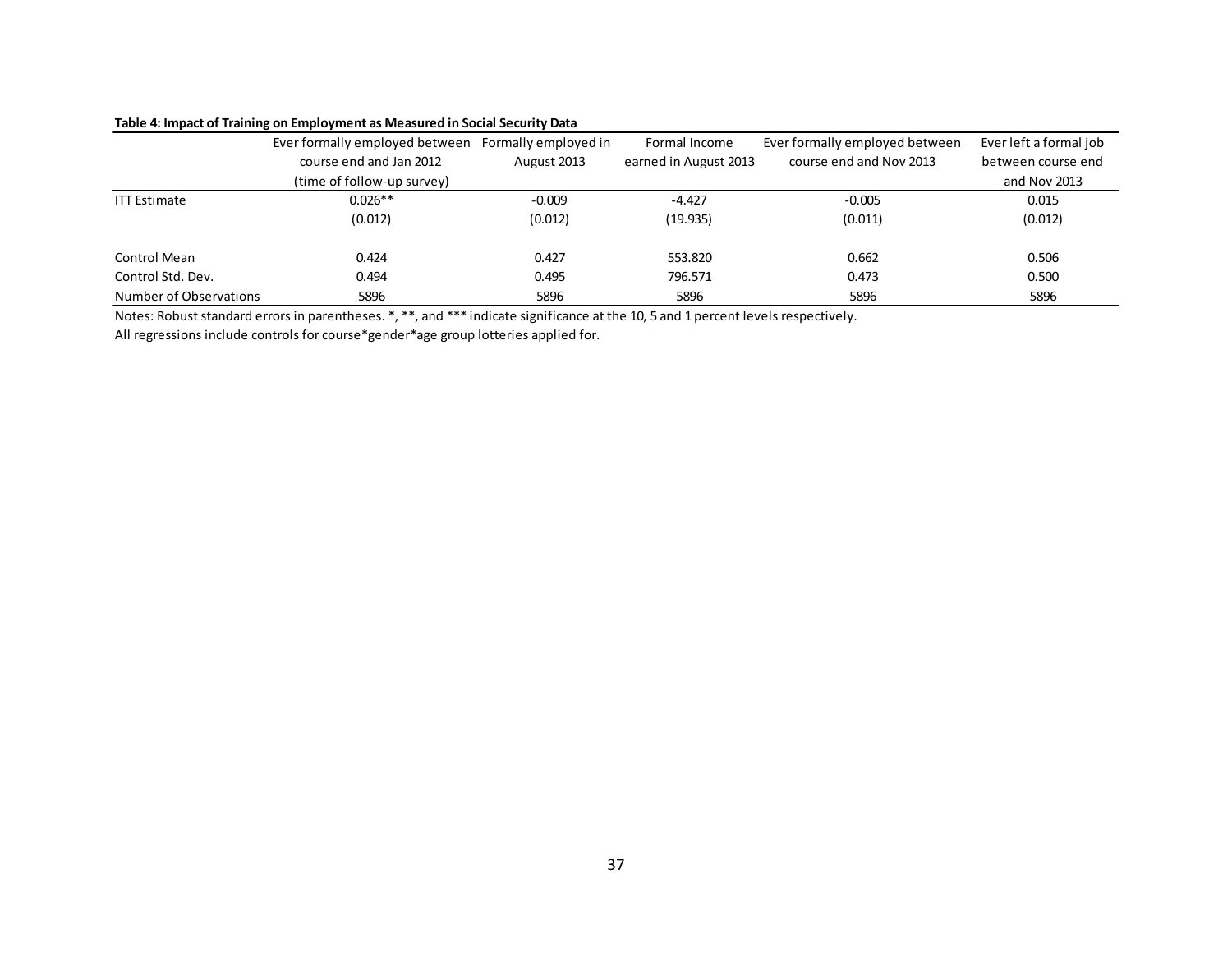**Table 4: Impact of Training on Employment as Measured in Social Security Data**

| | Ever formally employed between course end and Jan 2012 (time of follow-up survey) | Formally employed in August 2013 | Formal Income earned in August 2013 | Ever formally employed between course end and Nov 2013 | Ever left a formal job between course end and Nov 2013 |
|---|---|---|---|---|---|
| ITT Estimate | 0.026** | -0.009 | -4.427 | -0.005 | 0.015 |
| | (0.012) | (0.012) | (19.935) | (0.011) | (0.012) |
| Control Mean | 0.424 | 0.427 | 553.820 | 0.662 | 0.506 |
| Control Std. Dev. | 0.494 | 0.495 | 796.571 | 0.473 | 0.500 |
| Number of Observations | 5896 | 5896 | 5896 | 5896 | 5896 |

Notes: Robust standard errors in parentheses. *, **, and *** indicate significance at the 10, 5 and 1 percent levels respectively.
All regressions include controls for course*gender*age group lotteries applied for.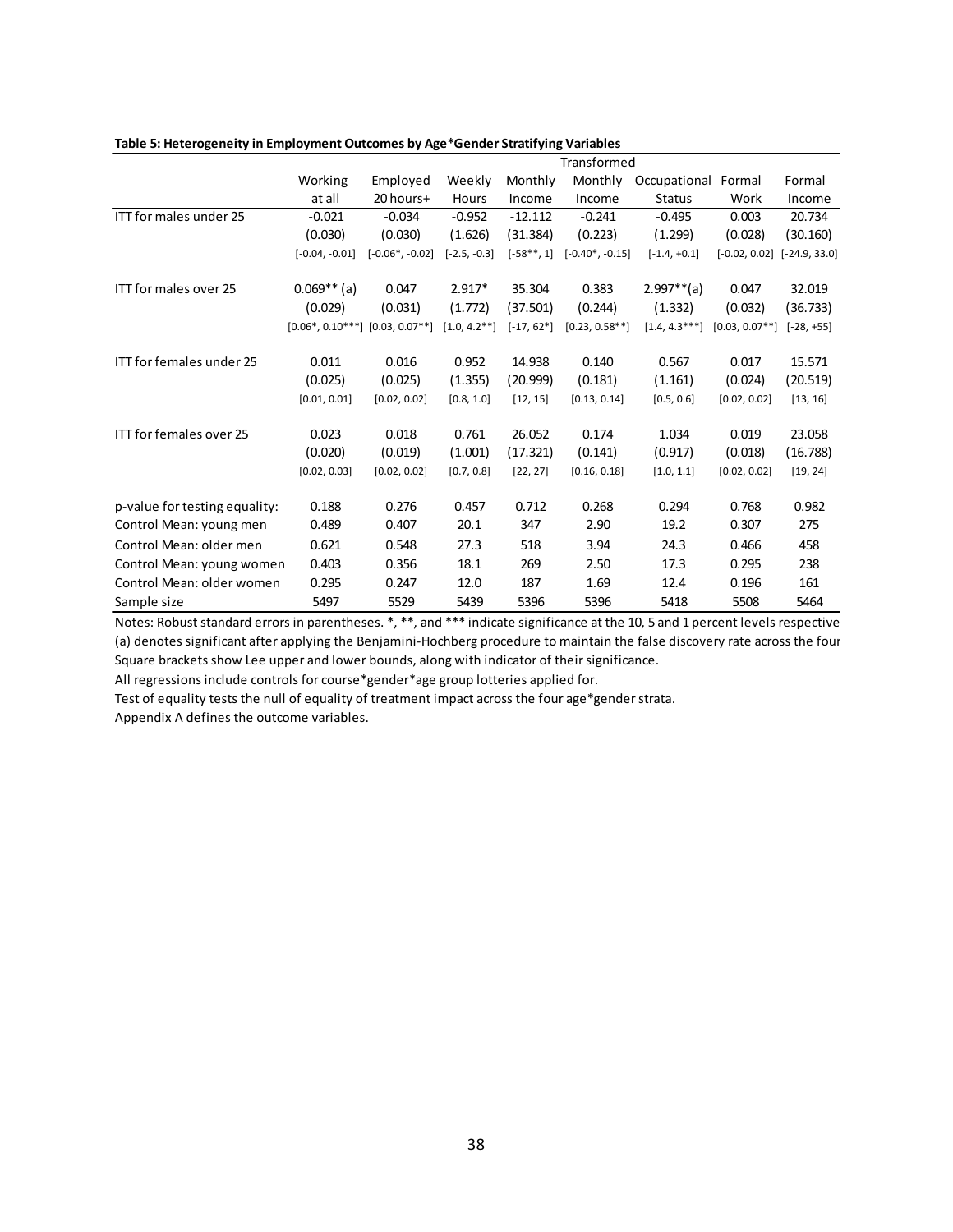**Table 5: Heterogeneity in Employment Outcomes by Age*Gender Stratifying Variables**

| | Working at all | Employed 20 hours+ | Weekly Hours | Monthly Income | Transformed Monthly Income | Occupational Status | Formal Work | Formal Income |
|---|---|---|---|---|---|---|---|---|
| ITT for males under 25 | -0.021 | -0.034 | -0.952 | -12.112 | -0.241 | -0.495 | 0.003 | 20.734 |
| | (0.030) | (0.030) | (1.626) | (31.384) | (0.223) | (1.299) | (0.028) | (30.160) |
| | [-0.04, -0.01] | [-0.06*, -0.02] | [-2.5, -0.3] | [-58**, 1] | [-0.40*, -0.15] | [-1.4, +0.1] | [-0.02, 0.02] | [-24.9, 33.0] |
| ITT for males over 25 | 0.069** (a) | 0.047 | 2.917* | 35.304 | 0.383 | 2.997**(a) | 0.047 | 32.019 |
| | (0.029) | (0.031) | (1.772) | (37.501) | (0.244) | (1.332) | (0.032) | (36.733) |
| | [0.06*, 0.10***] | [0.03, 0.07**] | [1.0, 4.2**] | [-17, 62*] | [0.23, 0.58**] | [1.4, 4.3***] | [0.03, 0.07**] | [-28, +55] |
| ITT for females under 25 | 0.011 | 0.016 | 0.952 | 14.938 | 0.140 | 0.567 | 0.017 | 15.571 |
| | (0.025) | (0.025) | (1.355) | (20.999) | (0.181) | (1.161) | (0.024) | (20.519) |
| | [0.01, 0.01] | [0.02, 0.02] | [0.8, 1.0] | [12, 15] | [0.13, 0.14] | [0.5, 0.6] | [0.02, 0.02] | [13, 16] |
| ITT for females over 25 | 0.023 | 0.018 | 0.761 | 26.052 | 0.174 | 1.034 | 0.019 | 23.058 |
| | (0.020) | (0.019) | (1.001) | (17.321) | (0.141) | (0.917) | (0.018) | (16.788) |
| | [0.02, 0.03] | [0.02, 0.02] | [0.7, 0.8] | [22, 27] | [0.16, 0.18] | [1.0, 1.1] | [0.02, 0.02] | [19, 24] |
| p-value for testing equality: | 0.188 | 0.276 | 0.457 | 0.712 | 0.268 | 0.294 | 0.768 | 0.982 |
| Control Mean: young men | 0.489 | 0.407 | 20.1 | 347 | 2.90 | 19.2 | 0.307 | 275 |
| Control Mean: older men | 0.621 | 0.548 | 27.3 | 518 | 3.94 | 24.3 | 0.466 | 458 |
| Control Mean: young women | 0.403 | 0.356 | 18.1 | 269 | 2.50 | 17.3 | 0.295 | 238 |
| Control Mean: older women | 0.295 | 0.247 | 12.0 | 187 | 1.69 | 12.4 | 0.196 | 161 |
| Sample size | 5497 | 5529 | 5439 | 5396 | 5396 | 5418 | 5508 | 5464 |

Notes: Robust standard errors in parentheses. *, **, and *** indicate significance at the 10, 5 and 1 percent levels respective
(a) denotes significant after applying the Benjamini-Hochberg procedure to maintain the false discovery rate across the four
Square brackets show Lee upper and lower bounds, along with indicator of their significance.
All regressions include controls for course*gender*age group lotteries applied for.
Test of equality tests the null of equality of treatment impact across the four age*gender strata.
Appendix A defines the outcome variables.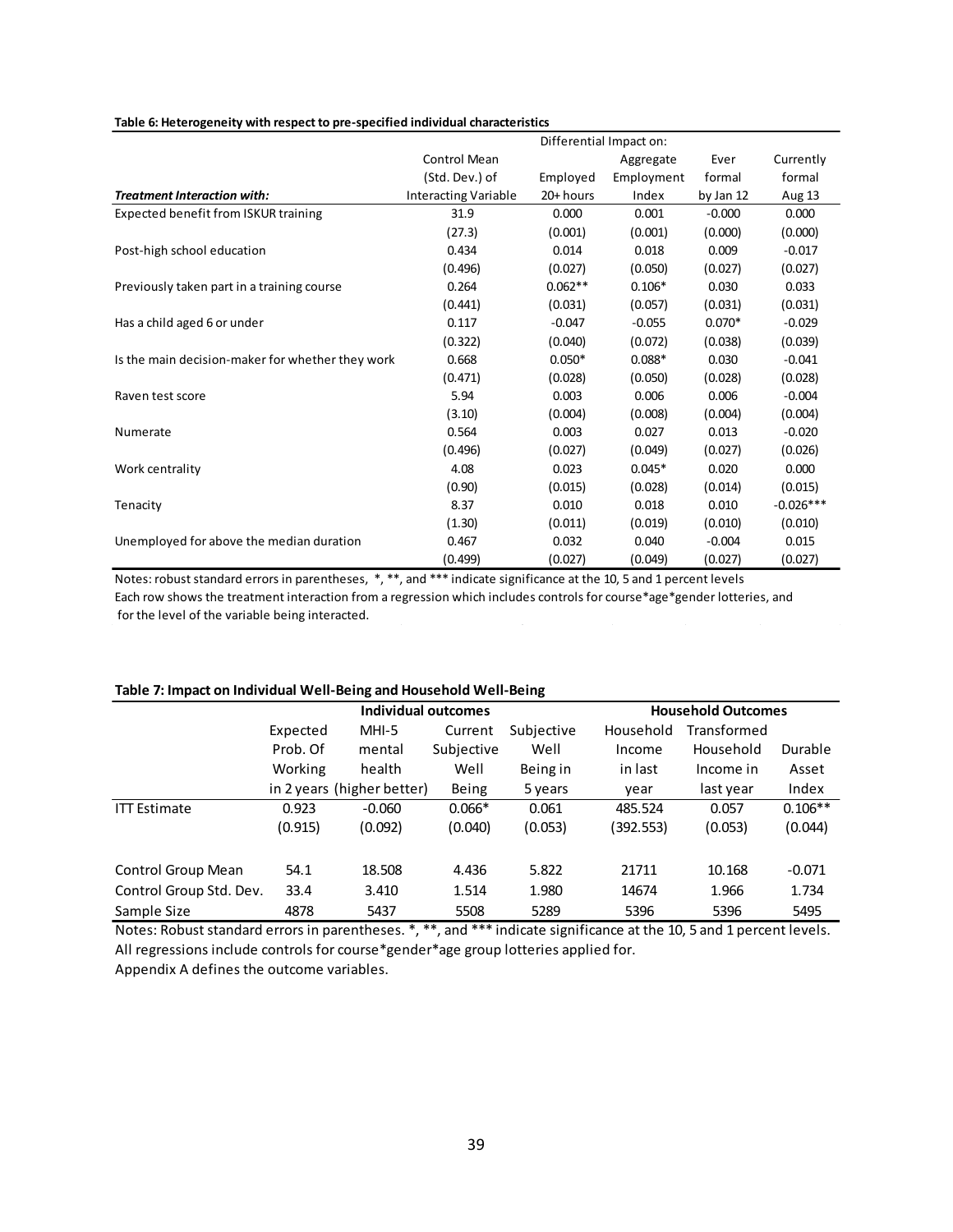**Table 6: Heterogeneity with respect to pre-specified individual characteristics**

| *Treatment Interaction with:* | Control Mean (Std. Dev.) of Interacting Variable | Differential Impact on: Employed 20+ hours | Aggregate Employment Index | Ever formal by Jan 12 | Currently formal Aug 13 |
|---|---|---|---|---|---|
| Expected benefit from ISKUR training | 31.9 | 0.000 | 0.001 | -0.000 | 0.000 |
| | (27.3) | (0.001) | (0.001) | (0.000) | (0.000) |
| Post-high school education | 0.434 | 0.014 | 0.018 | 0.009 | -0.017 |
| | (0.496) | (0.027) | (0.050) | (0.027) | (0.027) |
| Previously taken part in a training course | 0.264 | 0.062** | 0.106* | 0.030 | 0.033 |
| | (0.441) | (0.031) | (0.057) | (0.031) | (0.031) |
| Has a child aged 6 or under | 0.117 | -0.047 | -0.055 | 0.070* | -0.029 |
| | (0.322) | (0.040) | (0.072) | (0.038) | (0.039) |
| Is the main decision-maker for whether they work | 0.668 | 0.050* | 0.088* | 0.030 | -0.041 |
| | (0.471) | (0.028) | (0.050) | (0.028) | (0.028) |
| Raven test score | 5.94 | 0.003 | 0.006 | 0.006 | -0.004 |
| | (3.10) | (0.004) | (0.008) | (0.004) | (0.004) |
| Numerate | 0.564 | 0.003 | 0.027 | 0.013 | -0.020 |
| | (0.496) | (0.027) | (0.049) | (0.027) | (0.026) |
| Work centrality | 4.08 | 0.023 | 0.045* | 0.020 | 0.000 |
| | (0.90) | (0.015) | (0.028) | (0.014) | (0.015) |
| Tenacity | 8.37 | 0.010 | 0.018 | 0.010 | -0.026*** |
| | (1.30) | (0.011) | (0.019) | (0.010) | (0.010) |
| Unemployed for above the median duration | 0.467 | 0.032 | 0.040 | -0.004 | 0.015 |
| | (0.499) | (0.027) | (0.049) | (0.027) | (0.027) |

Notes: robust standard errors in parentheses, *, **, and *** indicate significance at the 10, 5 and 1 percent levels
Each row shows the treatment interaction from a regression which includes controls for course*age*gender lotteries, and for the level of the variable being interacted.

**Table 7: Impact on Individual Well-Being and Household Well-Being**

| | Individual outcomes | | | | Household Outcomes | | |
|---|---|---|---|---|---|---|---|
| | Expected Prob. Of Working in 2 years | MHI-5 mental health (higher better) | Current Subjective Well Being | Subjective Well Being in 5 years | Household Income in last year | Transformed Household Income in last year | Durable Asset Index |
| ITT Estimate | 0.923 | -0.060 | 0.066* | 0.061 | 485.524 | 0.057 | 0.106** |
| | (0.915) | (0.092) | (0.040) | (0.053) | (392.553) | (0.053) | (0.044) |
| Control Group Mean | 54.1 | 18.508 | 4.436 | 5.822 | 21711 | 10.168 | -0.071 |
| Control Group Std. Dev. | 33.4 | 3.410 | 1.514 | 1.980 | 14674 | 1.966 | 1.734 |
| Sample Size | 4878 | 5437 | 5508 | 5289 | 5396 | 5396 | 5495 |

Notes: Robust standard errors in parentheses. *, **, and *** indicate significance at the 10, 5 and 1 percent levels.
All regressions include controls for course*gender*age group lotteries applied for.
Appendix A defines the outcome variables.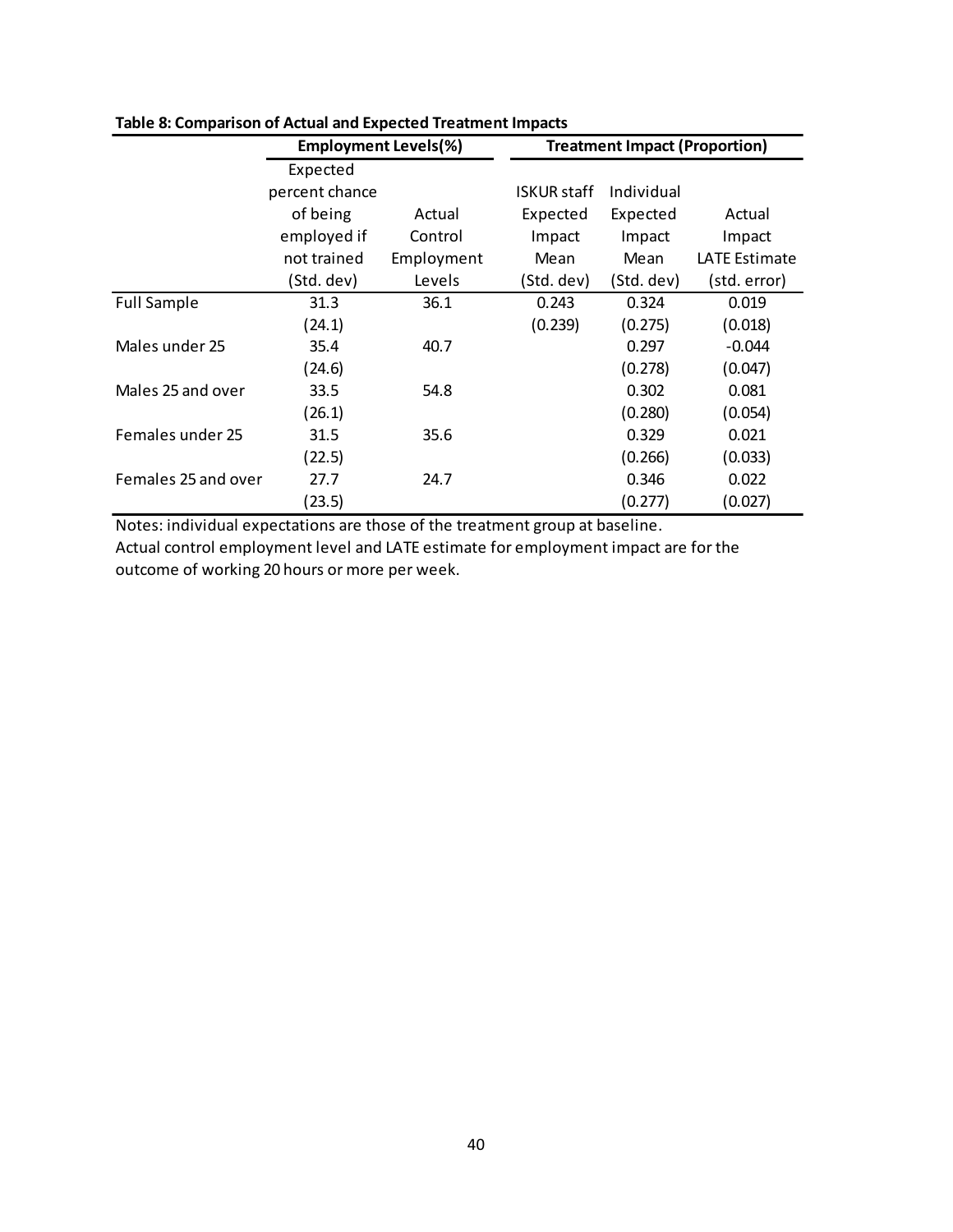**Table 8: Comparison of Actual and Expected Treatment Impacts**

| | Employment Levels(%) | | Treatment Impact (Proportion) | | |
|---|---|---|---|---|---|
| | Expected percent chance of being employed if not trained (Std. dev) | Actual Control Employment Levels | ISKUR staff Expected Impact Mean (Std. dev) | Individual Expected Impact Mean (Std. dev) | Actual Impact LATE Estimate (std. error) |
| Full Sample | 31.3 | 36.1 | 0.243 | 0.324 | 0.019 |
| | (24.1) | | (0.239) | (0.275) | (0.018) |
| Males under 25 | 35.4 | 40.7 | | 0.297 | -0.044 |
| | (24.6) | | | (0.278) | (0.047) |
| Males 25 and over | 33.5 | 54.8 | | 0.302 | 0.081 |
| | (26.1) | | | (0.280) | (0.054) |
| Females under 25 | 31.5 | 35.6 | | 0.329 | 0.021 |
| | (22.5) | | | (0.266) | (0.033) |
| Females 25 and over | 27.7 | 24.7 | | 0.346 | 0.022 |
| | (23.5) | | | (0.277) | (0.027) |

Notes: individual expectations are those of the treatment group at baseline.
Actual control employment level and LATE estimate for employment impact are for the outcome of working 20 hours or more per week.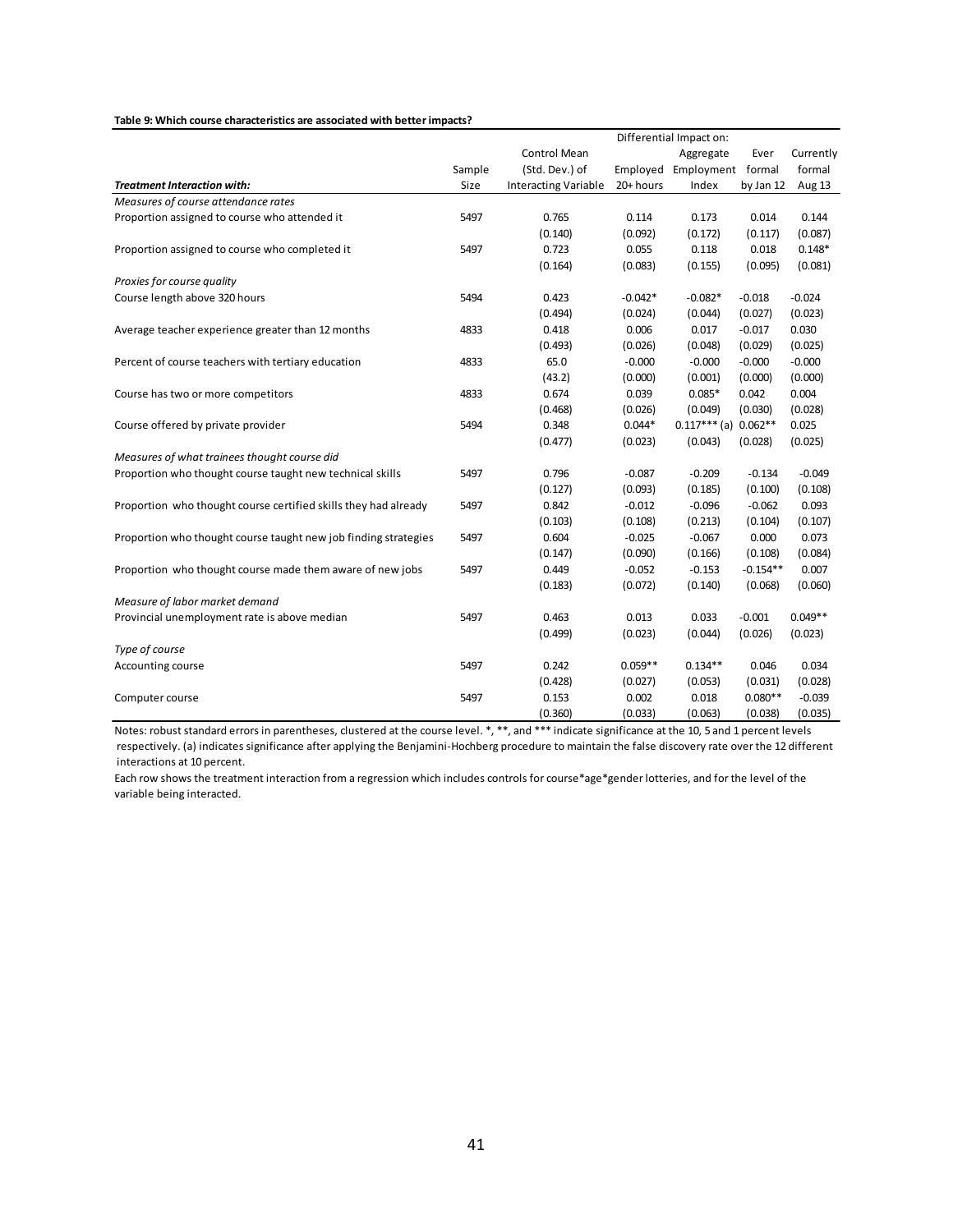**Table 9: Which course characteristics are associated with better impacts?**

| | | | Differential Impact on: | | | |
|---|---|---|---|---|---|---|
| | | Control Mean | | Aggregate | Ever | Currently |
| | Sample | (Std. Dev.) of | Employed | Employment | formal | formal |
| ***Treatment Interaction with:*** | Size | Interacting Variable | 20+ hours | Index | by Jan 12 | Aug 13 |
| *Measures of course attendance rates* | | | | | | |
| Proportion assigned to course who attended it | 5497 | 0.765 | 0.114 | 0.173 | 0.014 | 0.144 |
| | | (0.140) | (0.092) | (0.172) | (0.117) | (0.087) |
| Proportion assigned to course who completed it | 5497 | 0.723 | 0.055 | 0.118 | 0.018 | 0.148* |
| | | (0.164) | (0.083) | (0.155) | (0.095) | (0.081) |
| *Proxies for course quality* | | | | | | |
| Course length above 320 hours | 5494 | 0.423 | -0.042* | -0.082* | -0.018 | -0.024 |
| | | (0.494) | (0.024) | (0.044) | (0.027) | (0.023) |
| Average teacher experience greater than 12 months | 4833 | 0.418 | 0.006 | 0.017 | -0.017 | 0.030 |
| | | (0.493) | (0.026) | (0.048) | (0.029) | (0.025) |
| Percent of course teachers with tertiary education | 4833 | 65.0 | -0.000 | -0.000 | -0.000 | -0.000 |
| | | (43.2) | (0.000) | (0.001) | (0.000) | (0.000) |
| Course has two or more competitors | 4833 | 0.674 | 0.039 | 0.085* | 0.042 | 0.004 |
| | | (0.468) | (0.026) | (0.049) | (0.030) | (0.028) |
| Course offered by private provider | 5494 | 0.348 | 0.044* | 0.117*** (a) | 0.062** | 0.025 |
| | | (0.477) | (0.023) | (0.043) | (0.028) | (0.025) |
| *Measures of what trainees thought course did* | | | | | | |
| Proportion who thought course taught new technical skills | 5497 | 0.796 | -0.087 | -0.209 | -0.134 | -0.049 |
| | | (0.127) | (0.093) | (0.185) | (0.100) | (0.108) |
| Proportion who thought course certified skills they had already | 5497 | 0.842 | -0.012 | -0.096 | -0.062 | 0.093 |
| | | (0.103) | (0.108) | (0.213) | (0.104) | (0.107) |
| Proportion who thought course taught new job finding strategies | 5497 | 0.604 | -0.025 | -0.067 | 0.000 | 0.073 |
| | | (0.147) | (0.090) | (0.166) | (0.108) | (0.084) |
| Proportion who thought course made them aware of new jobs | 5497 | 0.449 | -0.052 | -0.153 | -0.154** | 0.007 |
| | | (0.183) | (0.072) | (0.140) | (0.068) | (0.060) |
| *Measure of labor market demand* | | | | | | |
| Provincial unemployment rate is above median | 5497 | 0.463 | 0.013 | 0.033 | -0.001 | 0.049** |
| | | (0.499) | (0.023) | (0.044) | (0.026) | (0.023) |
| *Type of course* | | | | | | |
| Accounting course | 5497 | 0.242 | 0.059** | 0.134** | 0.046 | 0.034 |
| | | (0.428) | (0.027) | (0.053) | (0.031) | (0.028) |
| Computer course | 5497 | 0.153 | 0.002 | 0.018 | 0.080** | -0.039 |
| | | (0.360) | (0.033) | (0.063) | (0.038) | (0.035) |

Notes: robust standard errors in parentheses, clustered at the course level. *, **, and *** indicate significance at the 10, 5 and 1 percent levels respectively. (a) indicates significance after applying the Benjamini-Hochberg procedure to maintain the false discovery rate over the 12 different interactions at 10 percent.

Each row shows the treatment interaction from a regression which includes controls for course*age*gender lotteries, and for the level of the variable being interacted.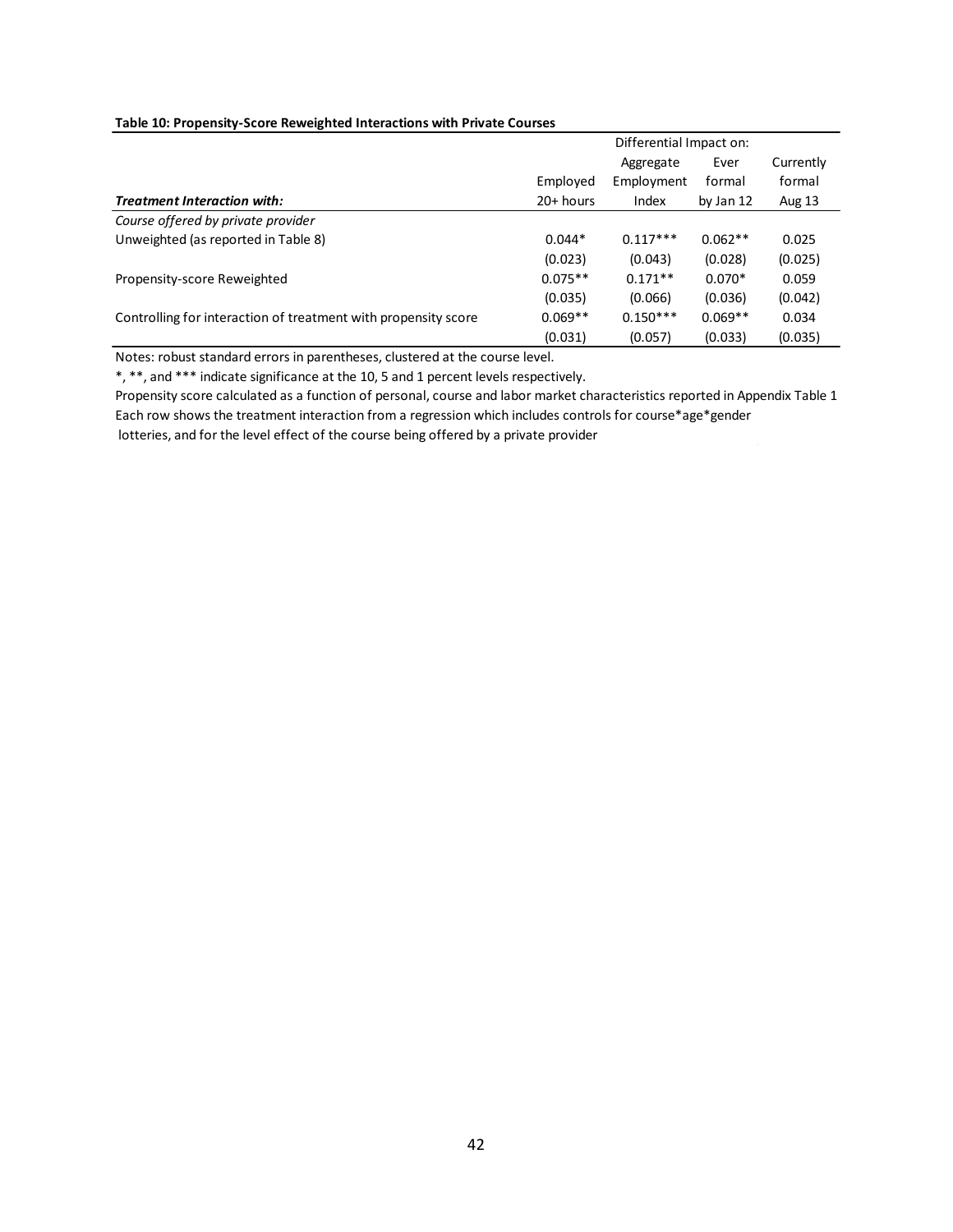**Table 10: Propensity-Score Reweighted Interactions with Private Courses**

| | Differential Impact on: | | | |
|---|---|---|---|---|
| | Employed | Aggregate Employment | Ever formal | Currently formal |
| ***Treatment Interaction with:*** | 20+ hours | Index | by Jan 12 | Aug 13 |
| *Course offered by private provider* | | | | |
| Unweighted (as reported in Table 8) | 0.044* | 0.117*** | 0.062** | 0.025 |
| | (0.023) | (0.043) | (0.028) | (0.025) |
| Propensity-score Reweighted | 0.075** | 0.171** | 0.070* | 0.059 |
| | (0.035) | (0.066) | (0.036) | (0.042) |
| Controlling for interaction of treatment with propensity score | 0.069** | 0.150*** | 0.069** | 0.034 |
| | (0.031) | (0.057) | (0.033) | (0.035) |

Notes: robust standard errors in parentheses, clustered at the course level.

*, **, and *** indicate significance at the 10, 5 and 1 percent levels respectively.

Propensity score calculated as a function of personal, course and labor market characteristics reported in Appendix Table 1

Each row shows the treatment interaction from a regression which includes controls for course*age*gender lotteries, and for the level effect of the course being offered by a private provider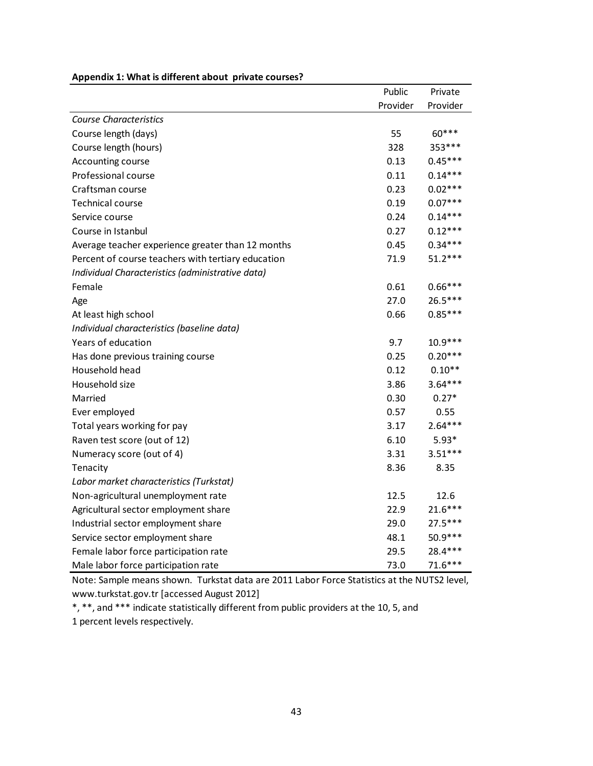**Appendix 1: What is different about private courses?**

| | Public Provider | Private Provider |
|---|---|---|
| *Course Characteristics* | | |
| Course length (days) | 55 | 60*** |
| Course length (hours) | 328 | 353*** |
| Accounting course | 0.13 | 0.45*** |
| Professional course | 0.11 | 0.14*** |
| Craftsman course | 0.23 | 0.02*** |
| Technical course | 0.19 | 0.07*** |
| Service course | 0.24 | 0.14*** |
| Course in Istanbul | 0.27 | 0.12*** |
| Average teacher experience greater than 12 months | 0.45 | 0.34*** |
| Percent of course teachers with tertiary education | 71.9 | 51.2*** |
| *Individual Characteristics (administrative data)* | | |
| Female | 0.61 | 0.66*** |
| Age | 27.0 | 26.5*** |
| At least high school | 0.66 | 0.85*** |
| *Individual characteristics (baseline data)* | | |
| Years of education | 9.7 | 10.9*** |
| Has done previous training course | 0.25 | 0.20*** |
| Household head | 0.12 | 0.10** |
| Household size | 3.86 | 3.64*** |
| Married | 0.30 | 0.27* |
| Ever employed | 0.57 | 0.55 |
| Total years working for pay | 3.17 | 2.64*** |
| Raven test score (out of 12) | 6.10 | 5.93* |
| Numeracy score (out of 4) | 3.31 | 3.51*** |
| Tenacity | 8.36 | 8.35 |
| *Labor market characteristics (Turkstat)* | | |
| Non-agricultural unemployment rate | 12.5 | 12.6 |
| Agricultural sector employment share | 22.9 | 21.6*** |
| Industrial sector employment share | 29.0 | 27.5*** |
| Service sector employment share | 48.1 | 50.9*** |
| Female labor force participation rate | 29.5 | 28.4*** |
| Male labor force participation rate | 73.0 | 71.6*** |

Note: Sample means shown. Turkstat data are 2011 Labor Force Statistics at the NUTS2 level, www.turkstat.gov.tr [accessed August 2012]

*, **, and *** indicate statistically different from public providers at the 10, 5, and 1 percent levels respectively.